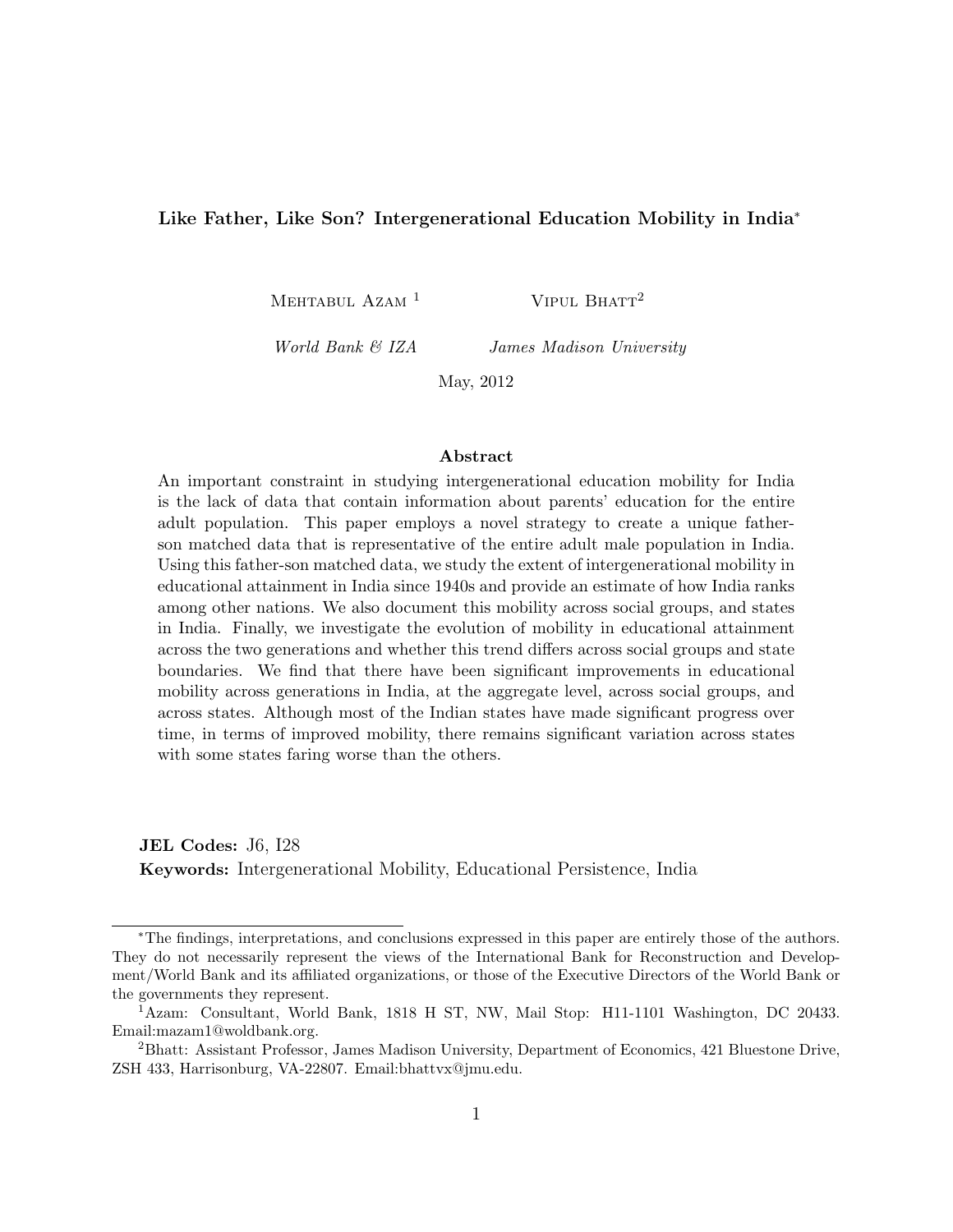# Like Father, Like Son? Intergenerational Education Mobility in India*

Mehtabul Azam [1] — *World Bank & IZA*

Vipul Bhatt [2] — *James Madison University*

May, 2012

## Abstract

An important constraint in studying intergenerational education mobility for India is the lack of data that contain information about parents' education for the entire adult population. This paper employs a novel strategy to create a unique father-son matched data that is representative of the entire adult male population in India. Using this father-son matched data, we study the extent of intergenerational mobility in educational attainment in India since 1940s and provide an estimate of how India ranks among other nations. We also document this mobility across social groups, and states in India. Finally, we investigate the evolution of mobility in educational attainment across the two generations and whether this trend differs across social groups and state boundaries. We find that there have been significant improvements in educational mobility across generations in India, at the aggregate level, across social groups, and across states. Although most of the Indian states have made significant progress over time, in terms of improved mobility, there remains significant variation across states with some states faring worse than the others.

**JEL Codes:** J6, I28

**Keywords:** Intergenerational Mobility, Educational Persistence, India

---

*The findings, interpretations, and conclusions expressed in this paper are entirely those of the authors. They do not necessarily represent the views of the International Bank for Reconstruction and Development/World Bank and its affiliated organizations, or those of the Executive Directors of the World Bank or the governments they represent.

[1] Azam: Consultant, World Bank, 1818 H ST, NW, Mail Stop: H11-1101 Washington, DC 20433. Email:mazam1@woldbank.org.

[2] Bhatt: Assistant Professor, James Madison University, Department of Economics, 421 Bluestone Drive, ZSH 433, Harrisonburg, VA-22807. Email:bhattvx@jmu.edu.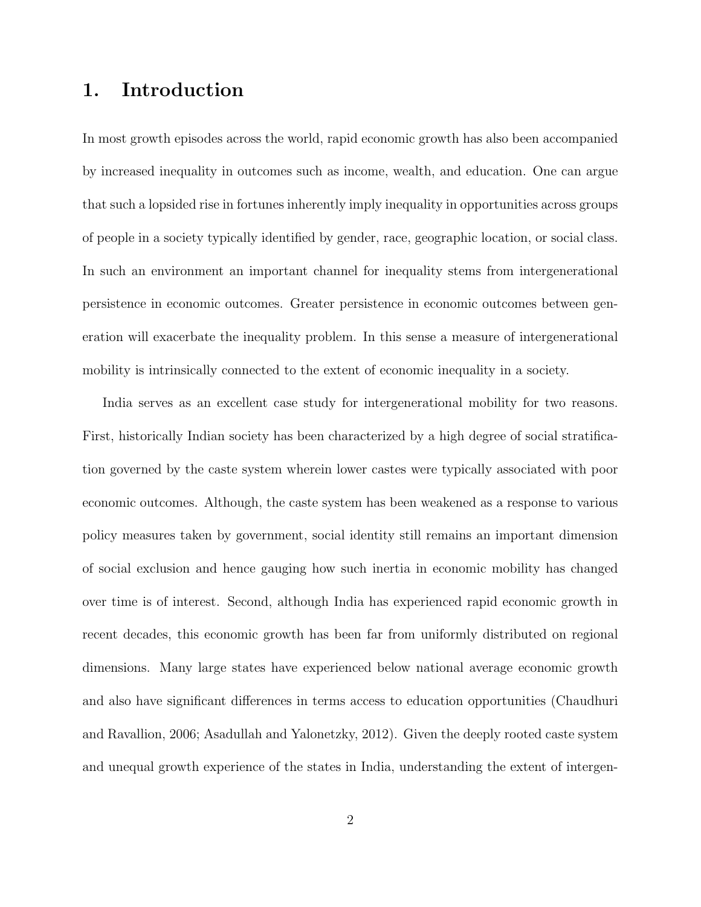# 1. Introduction

In most growth episodes across the world, rapid economic growth has also been accompanied by increased inequality in outcomes such as income, wealth, and education. One can argue that such a lopsided rise in fortunes inherently imply inequality in opportunities across groups of people in a society typically identified by gender, race, geographic location, or social class. In such an environment an important channel for inequality stems from intergenerational persistence in economic outcomes. Greater persistence in economic outcomes between generation will exacerbate the inequality problem. In this sense a measure of intergenerational mobility is intrinsically connected to the extent of economic inequality in a society.

India serves as an excellent case study for intergenerational mobility for two reasons. First, historically Indian society has been characterized by a high degree of social stratification governed by the caste system wherein lower castes were typically associated with poor economic outcomes. Although, the caste system has been weakened as a response to various policy measures taken by government, social identity still remains an important dimension of social exclusion and hence gauging how such inertia in economic mobility has changed over time is of interest. Second, although India has experienced rapid economic growth in recent decades, this economic growth has been far from uniformly distributed on regional dimensions. Many large states have experienced below national average economic growth and also have significant differences in terms access to education opportunities (Chaudhuri and Ravallion, 2006; Asadullah and Yalonetzky, 2012). Given the deeply rooted caste system and unequal growth experience of the states in India, understanding the extent of intergen-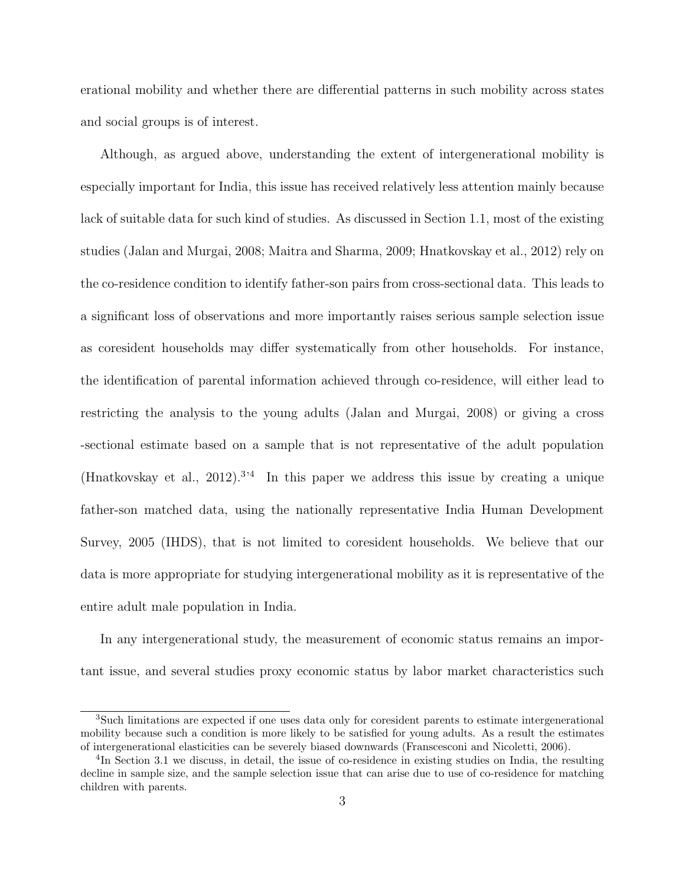erational mobility and whether there are differential patterns in such mobility across states and social groups is of interest.

Although, as argued above, understanding the extent of intergenerational mobility is especially important for India, this issue has received relatively less attention mainly because lack of suitable data for such kind of studies. As discussed in Section 1.1, most of the existing studies (Jalan and Murgai, 2008; Maitra and Sharma, 2009; Hnatkovskay et al., 2012) rely on the co-residence condition to identify father-son pairs from cross-sectional data. This leads to a significant loss of observations and more importantly raises serious sample selection issue as coresident households may differ systematically from other households. For instance, the identification of parental information achieved through co-residence, will either lead to restricting the analysis to the young adults (Jalan and Murgai, 2008) or giving a cross -sectional estimate based on a sample that is not representative of the adult population (Hnatkovskay et al., 2012).[3,4] In this paper we address this issue by creating a unique father-son matched data, using the nationally representative India Human Development Survey, 2005 (IHDS), that is not limited to coresident households. We believe that our data is more appropriate for studying intergenerational mobility as it is representative of the entire adult male population in India.

In any intergenerational study, the measurement of economic status remains an important issue, and several studies proxy economic status by labor market characteristics such

[3] Such limitations are expected if one uses data only for coresident parents to estimate intergenerational mobility because such a condition is more likely to be satisfied for young adults. As a result the estimates of intergenerational elasticities can be severely biased downwards (Franscesconi and Nicoletti, 2006).

[4] In Section 3.1 we discuss, in detail, the issue of co-residence in existing studies on India, the resulting decline in sample size, and the sample selection issue that can arise due to use of co-residence for matching children with parents.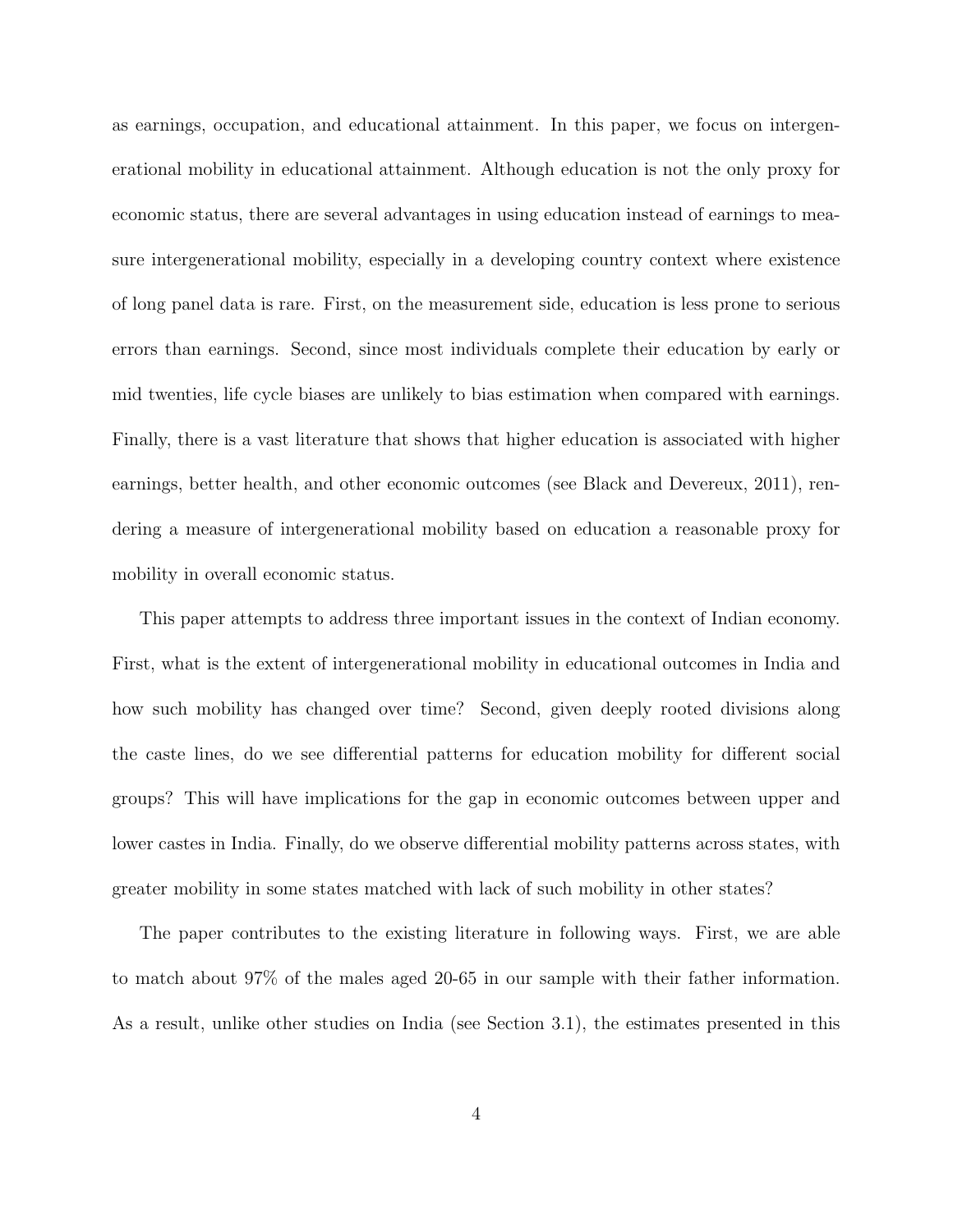as earnings, occupation, and educational attainment. In this paper, we focus on intergenerational mobility in educational attainment. Although education is not the only proxy for economic status, there are several advantages in using education instead of earnings to measure intergenerational mobility, especially in a developing country context where existence of long panel data is rare. First, on the measurement side, education is less prone to serious errors than earnings. Second, since most individuals complete their education by early or mid twenties, life cycle biases are unlikely to bias estimation when compared with earnings. Finally, there is a vast literature that shows that higher education is associated with higher earnings, better health, and other economic outcomes (see Black and Devereux, 2011), rendering a measure of intergenerational mobility based on education a reasonable proxy for mobility in overall economic status.

This paper attempts to address three important issues in the context of Indian economy. First, what is the extent of intergenerational mobility in educational outcomes in India and how such mobility has changed over time? Second, given deeply rooted divisions along the caste lines, do we see differential patterns for education mobility for different social groups? This will have implications for the gap in economic outcomes between upper and lower castes in India. Finally, do we observe differential mobility patterns across states, with greater mobility in some states matched with lack of such mobility in other states?

The paper contributes to the existing literature in following ways. First, we are able to match about 97% of the males aged 20-65 in our sample with their father information. As a result, unlike other studies on India (see Section 3.1), the estimates presented in this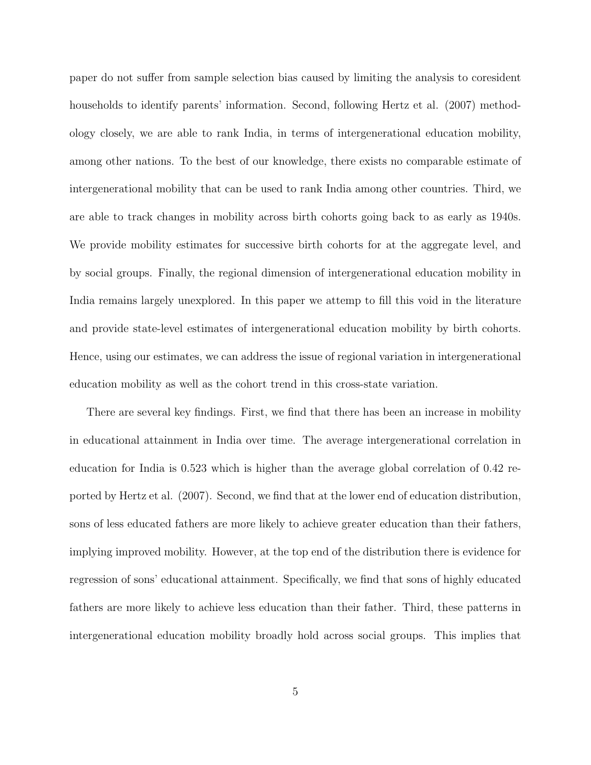paper do not suffer from sample selection bias caused by limiting the analysis to coresident households to identify parents' information. Second, following Hertz et al. (2007) methodology closely, we are able to rank India, in terms of intergenerational education mobility, among other nations. To the best of our knowledge, there exists no comparable estimate of intergenerational mobility that can be used to rank India among other countries. Third, we are able to track changes in mobility across birth cohorts going back to as early as 1940s. We provide mobility estimates for successive birth cohorts for at the aggregate level, and by social groups. Finally, the regional dimension of intergenerational education mobility in India remains largely unexplored. In this paper we attemp to fill this void in the literature and provide state-level estimates of intergenerational education mobility by birth cohorts. Hence, using our estimates, we can address the issue of regional variation in intergenerational education mobility as well as the cohort trend in this cross-state variation.

There are several key findings. First, we find that there has been an increase in mobility in educational attainment in India over time. The average intergenerational correlation in education for India is 0.523 which is higher than the average global correlation of 0.42 reported by Hertz et al. (2007). Second, we find that at the lower end of education distribution, sons of less educated fathers are more likely to achieve greater education than their fathers, implying improved mobility. However, at the top end of the distribution there is evidence for regression of sons' educational attainment. Specifically, we find that sons of highly educated fathers are more likely to achieve less education than their father. Third, these patterns in intergenerational education mobility broadly hold across social groups. This implies that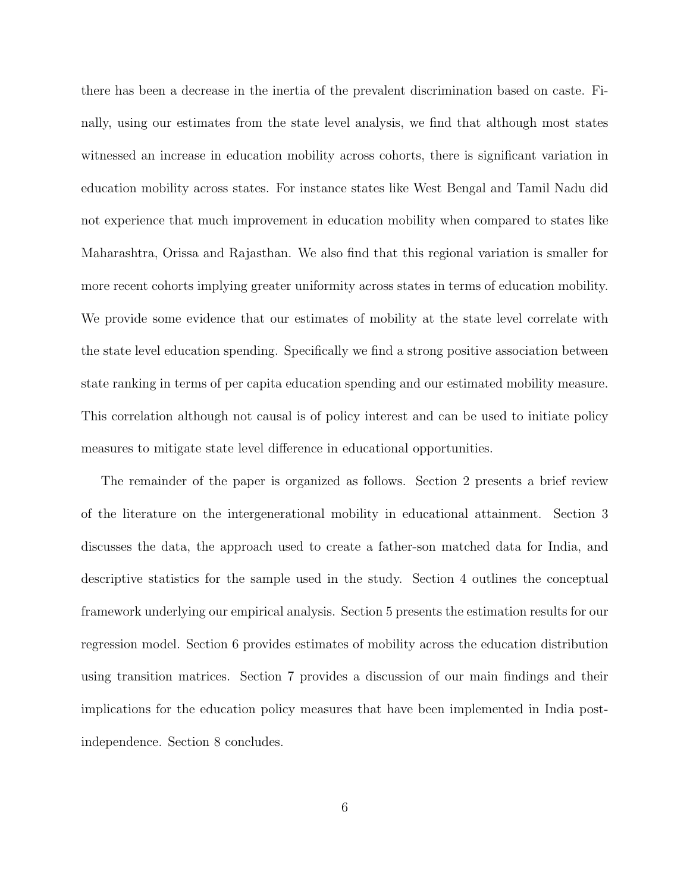there has been a decrease in the inertia of the prevalent discrimination based on caste. Finally, using our estimates from the state level analysis, we find that although most states witnessed an increase in education mobility across cohorts, there is significant variation in education mobility across states. For instance states like West Bengal and Tamil Nadu did not experience that much improvement in education mobility when compared to states like Maharashtra, Orissa and Rajasthan. We also find that this regional variation is smaller for more recent cohorts implying greater uniformity across states in terms of education mobility. We provide some evidence that our estimates of mobility at the state level correlate with the state level education spending. Specifically we find a strong positive association between state ranking in terms of per capita education spending and our estimated mobility measure. This correlation although not causal is of policy interest and can be used to initiate policy measures to mitigate state level difference in educational opportunities.

The remainder of the paper is organized as follows. Section 2 presents a brief review of the literature on the intergenerational mobility in educational attainment. Section 3 discusses the data, the approach used to create a father-son matched data for India, and descriptive statistics for the sample used in the study. Section 4 outlines the conceptual framework underlying our empirical analysis. Section 5 presents the estimation results for our regression model. Section 6 provides estimates of mobility across the education distribution using transition matrices. Section 7 provides a discussion of our main findings and their implications for the education policy measures that have been implemented in India post-independence. Section 8 concludes.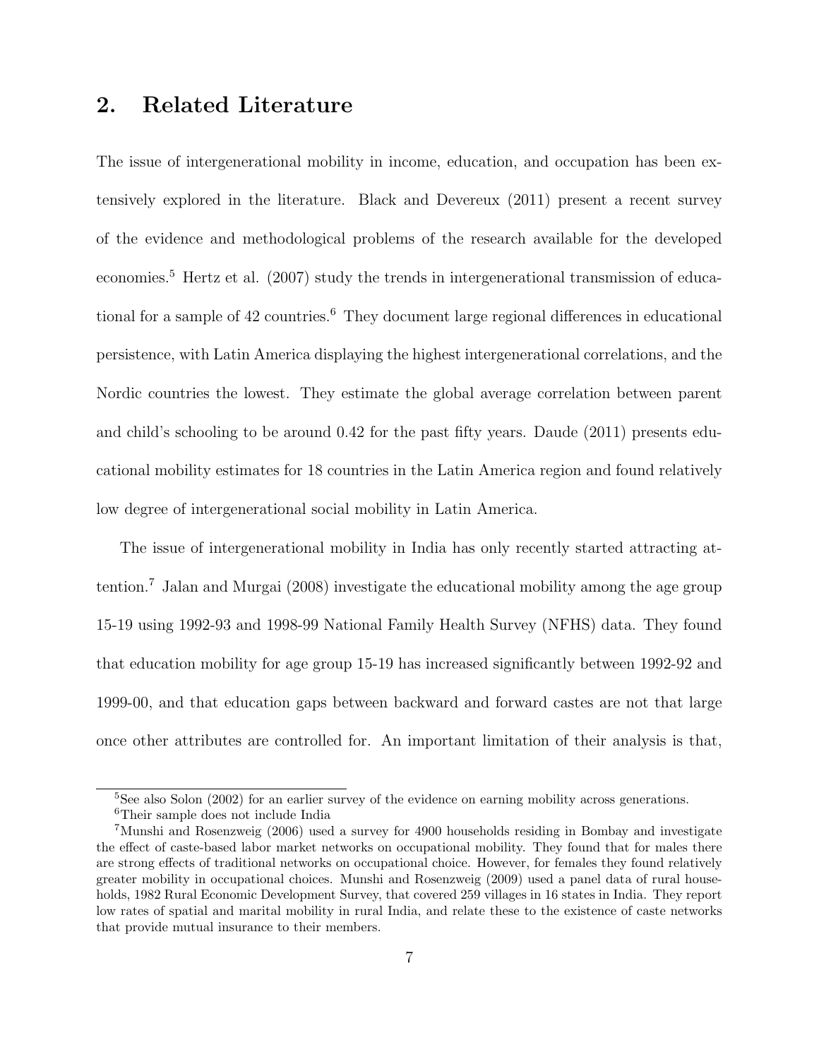## 2. Related Literature

The issue of intergenerational mobility in income, education, and occupation has been extensively explored in the literature. Black and Devereux (2011) present a recent survey of the evidence and methodological problems of the research available for the developed economies.[5] Hertz et al. (2007) study the trends in intergenerational transmission of educational for a sample of 42 countries.[6] They document large regional differences in educational persistence, with Latin America displaying the highest intergenerational correlations, and the Nordic countries the lowest. They estimate the global average correlation between parent and child's schooling to be around 0.42 for the past fifty years. Daude (2011) presents educational mobility estimates for 18 countries in the Latin America region and found relatively low degree of intergenerational social mobility in Latin America.

The issue of intergenerational mobility in India has only recently started attracting attention.[7] Jalan and Murgai (2008) investigate the educational mobility among the age group 15-19 using 1992-93 and 1998-99 National Family Health Survey (NFHS) data. They found that education mobility for age group 15-19 has increased significantly between 1992-92 and 1999-00, and that education gaps between backward and forward castes are not that large once other attributes are controlled for. An important limitation of their analysis is that,

---

[5] See also Solon (2002) for an earlier survey of the evidence on earning mobility across generations.

[6] Their sample does not include India

[7] Munshi and Rosenzweig (2006) used a survey for 4900 households residing in Bombay and investigate the effect of caste-based labor market networks on occupational mobility. They found that for males there are strong effects of traditional networks on occupational choice. However, for females they found relatively greater mobility in occupational choices. Munshi and Rosenzweig (2009) used a panel data of rural households, 1982 Rural Economic Development Survey, that covered 259 villages in 16 states in India. They report low rates of spatial and marital mobility in rural India, and relate these to the existence of caste networks that provide mutual insurance to their members.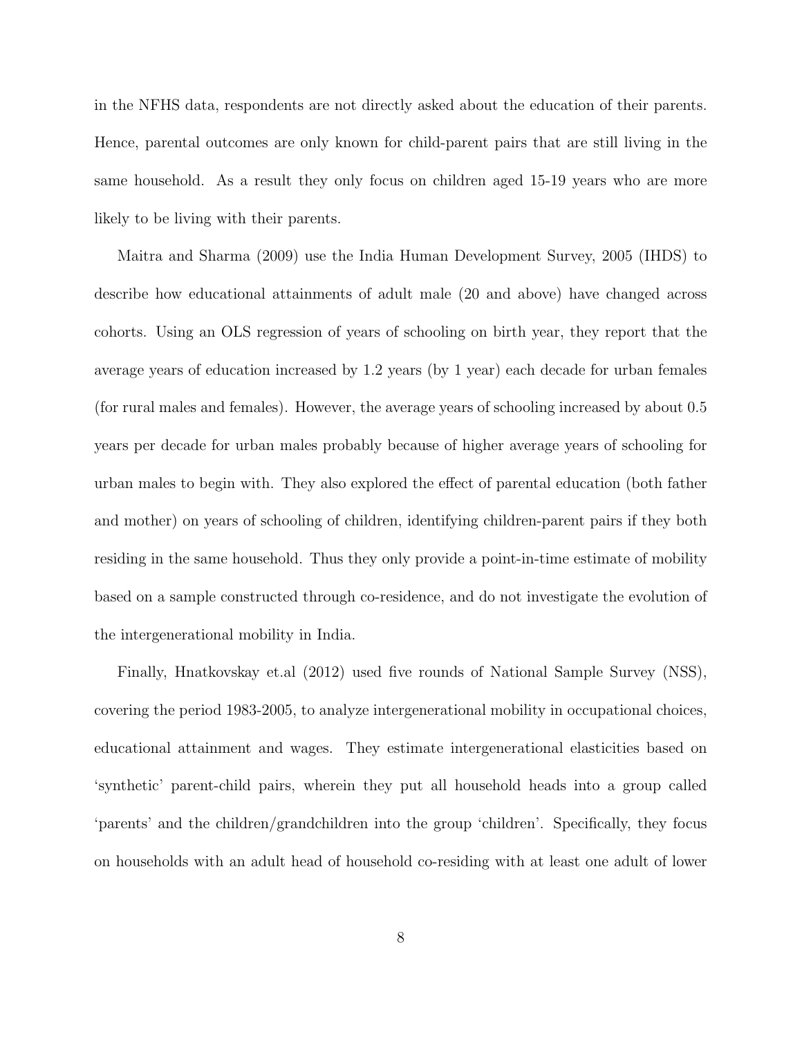in the NFHS data, respondents are not directly asked about the education of their parents. Hence, parental outcomes are only known for child-parent pairs that are still living in the same household. As a result they only focus on children aged 15-19 years who are more likely to be living with their parents.

Maitra and Sharma (2009) use the India Human Development Survey, 2005 (IHDS) to describe how educational attainments of adult male (20 and above) have changed across cohorts. Using an OLS regression of years of schooling on birth year, they report that the average years of education increased by 1.2 years (by 1 year) each decade for urban females (for rural males and females). However, the average years of schooling increased by about 0.5 years per decade for urban males probably because of higher average years of schooling for urban males to begin with. They also explored the effect of parental education (both father and mother) on years of schooling of children, identifying children-parent pairs if they both residing in the same household. Thus they only provide a point-in-time estimate of mobility based on a sample constructed through co-residence, and do not investigate the evolution of the intergenerational mobility in India.

Finally, Hnatkovskay et.al (2012) used five rounds of National Sample Survey (NSS), covering the period 1983-2005, to analyze intergenerational mobility in occupational choices, educational attainment and wages. They estimate intergenerational elasticities based on 'synthetic' parent-child pairs, wherein they put all household heads into a group called 'parents' and the children/grandchildren into the group 'children'. Specifically, they focus on households with an adult head of household co-residing with at least one adult of lower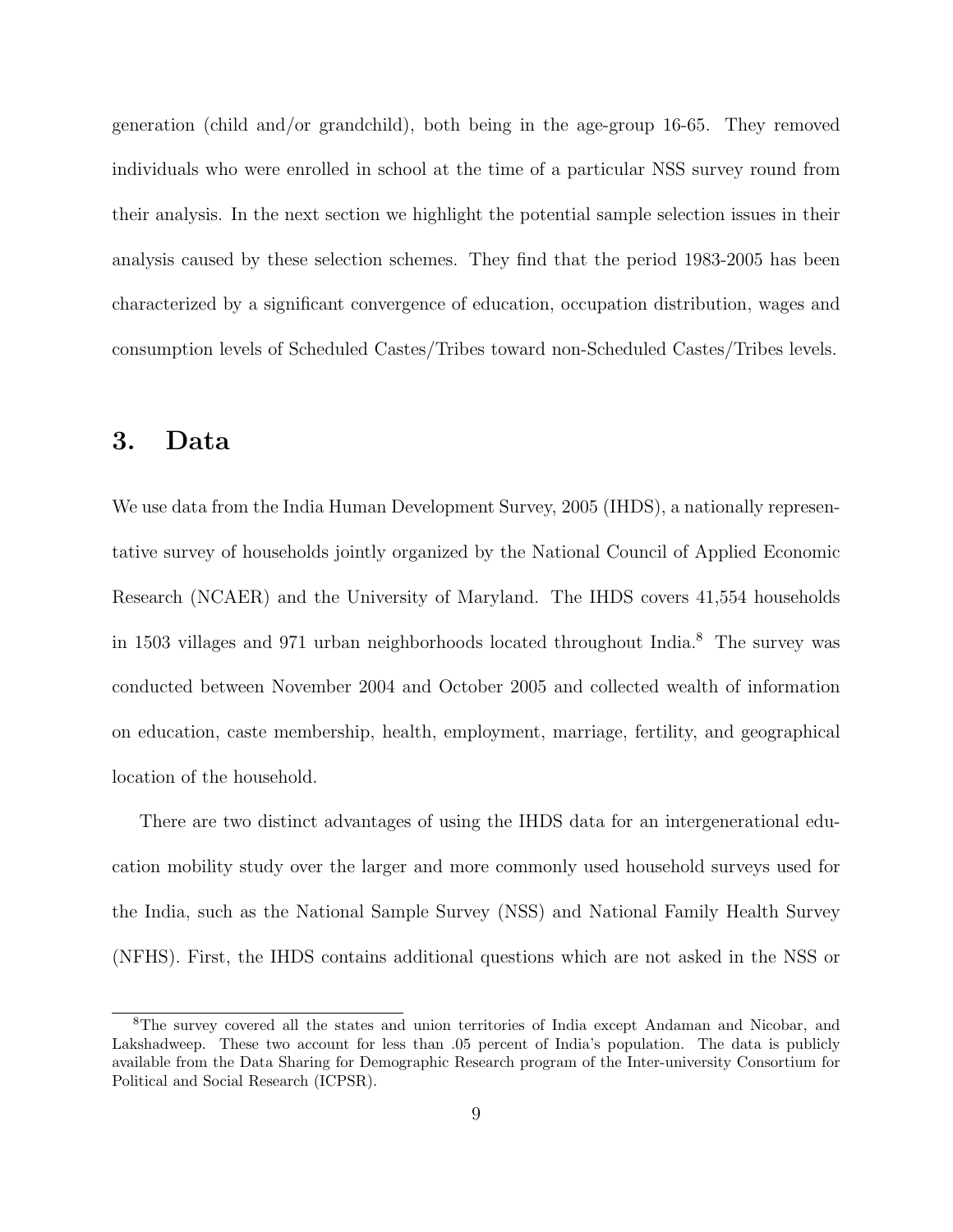generation (child and/or grandchild), both being in the age-group 16-65. They removed individuals who were enrolled in school at the time of a particular NSS survey round from their analysis. In the next section we highlight the potential sample selection issues in their analysis caused by these selection schemes. They find that the period 1983-2005 has been characterized by a significant convergence of education, occupation distribution, wages and consumption levels of Scheduled Castes/Tribes toward non-Scheduled Castes/Tribes levels.

## 3. Data

We use data from the India Human Development Survey, 2005 (IHDS), a nationally representative survey of households jointly organized by the National Council of Applied Economic Research (NCAER) and the University of Maryland. The IHDS covers 41,554 households in 1503 villages and 971 urban neighborhoods located throughout India.[8] The survey was conducted between November 2004 and October 2005 and collected wealth of information on education, caste membership, health, employment, marriage, fertility, and geographical location of the household.

There are two distinct advantages of using the IHDS data for an intergenerational education mobility study over the larger and more commonly used household surveys used for the India, such as the National Sample Survey (NSS) and National Family Health Survey (NFHS). First, the IHDS contains additional questions which are not asked in the NSS or

---

[8]The survey covered all the states and union territories of India except Andaman and Nicobar, and Lakshadweep. These two account for less than .05 percent of India's population. The data is publicly available from the Data Sharing for Demographic Research program of the Inter-university Consortium for Political and Social Research (ICPSR).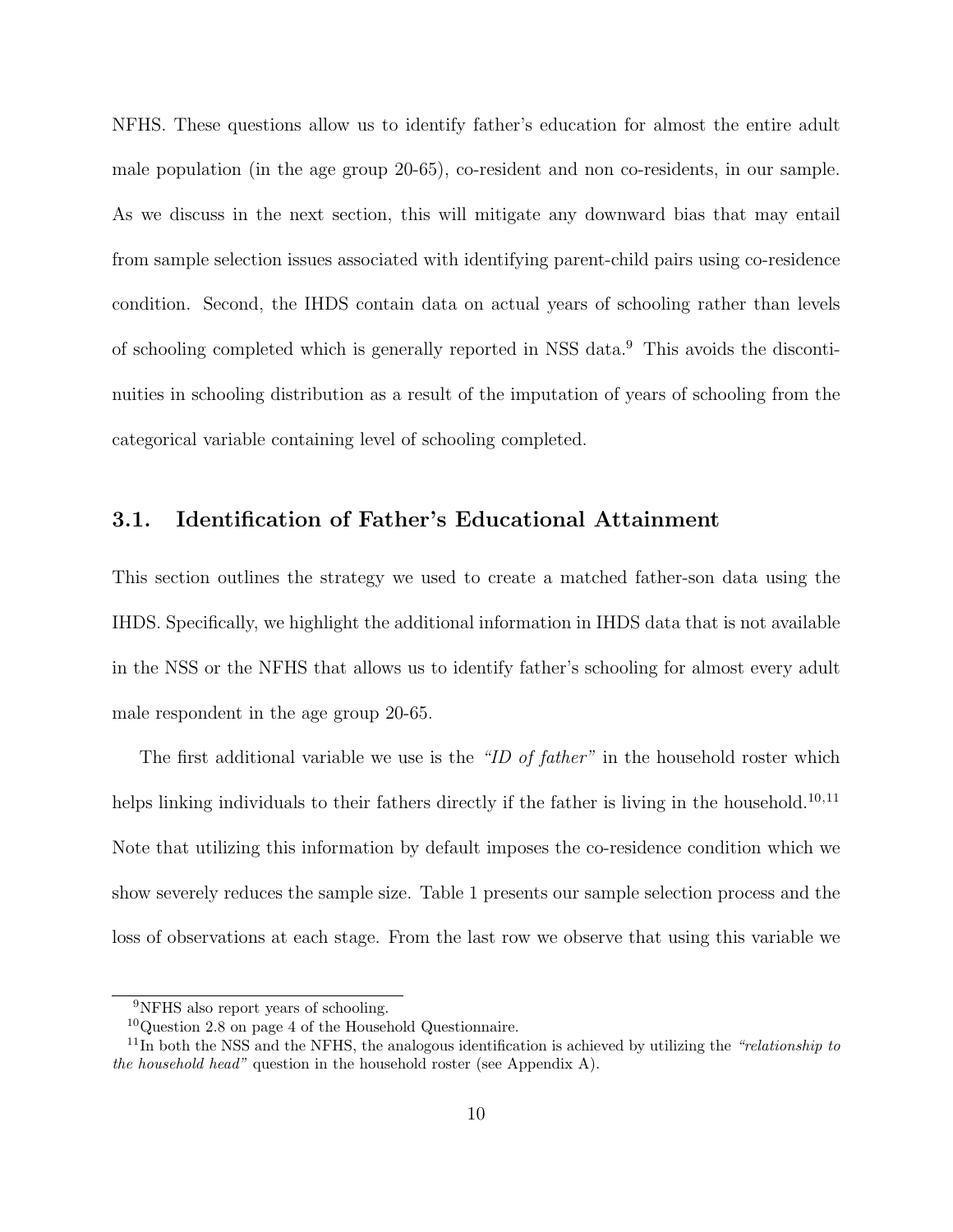NFHS. These questions allow us to identify father's education for almost the entire adult male population (in the age group 20-65), co-resident and non co-residents, in our sample. As we discuss in the next section, this will mitigate any downward bias that may entail from sample selection issues associated with identifying parent-child pairs using co-residence condition. Second, the IHDS contain data on actual years of schooling rather than levels of schooling completed which is generally reported in NSS data.[9] This avoids the discontinuities in schooling distribution as a result of the imputation of years of schooling from the categorical variable containing level of schooling completed.

## 3.1. Identification of Father's Educational Attainment

This section outlines the strategy we used to create a matched father-son data using the IHDS. Specifically, we highlight the additional information in IHDS data that is not available in the NSS or the NFHS that allows us to identify father's schooling for almost every adult male respondent in the age group 20-65.

The first additional variable we use is the *"ID of father"* in the household roster which helps linking individuals to their fathers directly if the father is living in the household.[10,11] Note that utilizing this information by default imposes the co-residence condition which we show severely reduces the sample size. Table 1 presents our sample selection process and the loss of observations at each stage. From the last row we observe that using this variable we

[9] NFHS also report years of schooling.

[10] Question 2.8 on page 4 of the Household Questionnaire.

[11] In both the NSS and the NFHS, the analogous identification is achieved by utilizing the *"relationship to the household head"* question in the household roster (see Appendix A).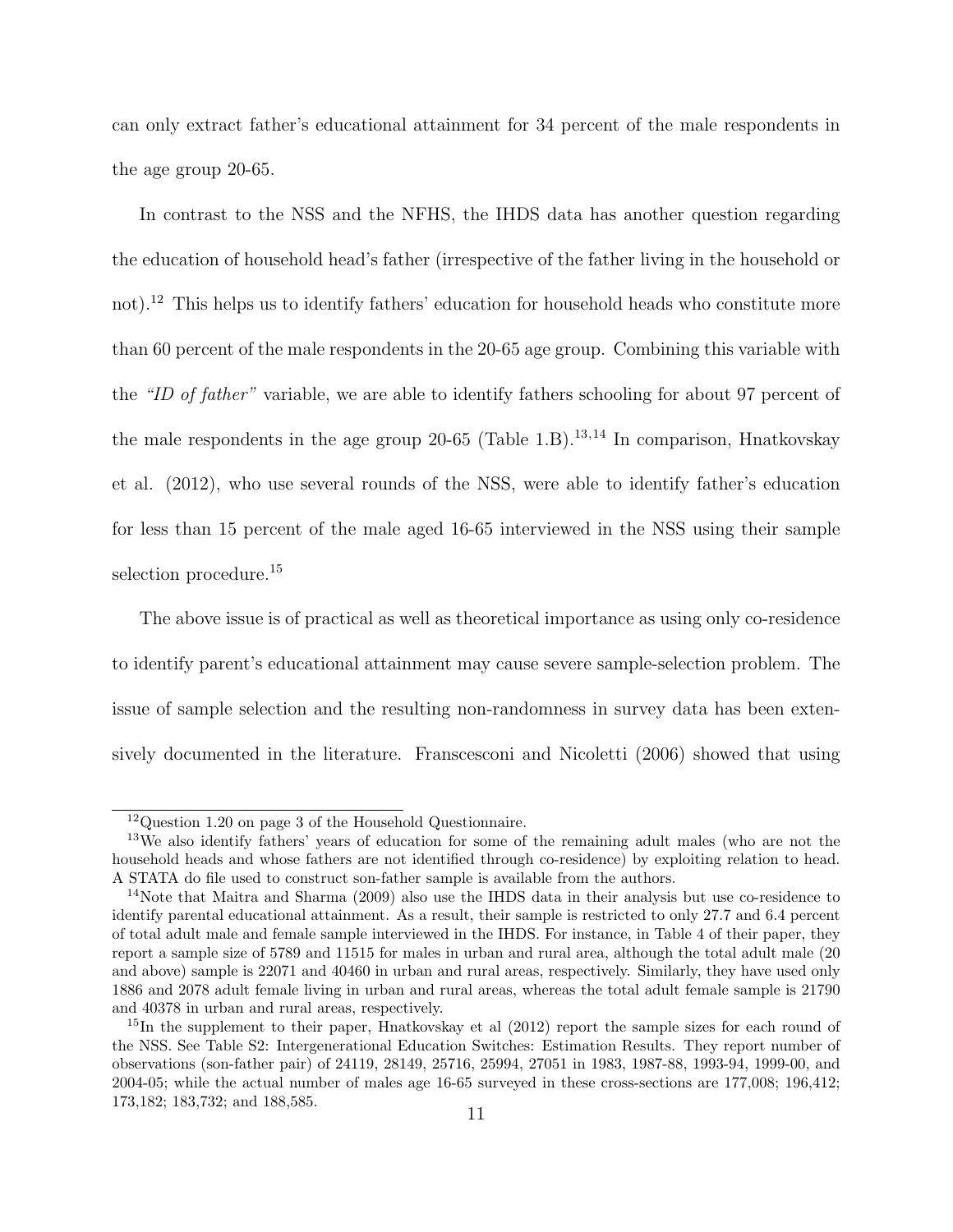can only extract father's educational attainment for 34 percent of the male respondents in the age group 20-65.

In contrast to the NSS and the NFHS, the IHDS data has another question regarding the education of household head's father (irrespective of the father living in the household or not).[12] This helps us to identify fathers' education for household heads who constitute more than 60 percent of the male respondents in the 20-65 age group. Combining this variable with the *"ID of father"* variable, we are able to identify fathers schooling for about 97 percent of the male respondents in the age group 20-65 (Table 1.B).[13,14] In comparison, Hnatkovskay et al. (2012), who use several rounds of the NSS, were able to identify father's education for less than 15 percent of the male aged 16-65 interviewed in the NSS using their sample selection procedure.[15]

The above issue is of practical as well as theoretical importance as using only co-residence to identify parent's educational attainment may cause severe sample-selection problem. The issue of sample selection and the resulting non-randomness in survey data has been extensively documented in the literature. Franscesconi and Nicoletti (2006) showed that using

---

[12] Question 1.20 on page 3 of the Household Questionnaire.

[13] We also identify fathers' years of education for some of the remaining adult males (who are not the household heads and whose fathers are not identified through co-residence) by exploiting relation to head. A STATA do file used to construct son-father sample is available from the authors.

[14] Note that Maitra and Sharma (2009) also use the IHDS data in their analysis but use co-residence to identify parental educational attainment. As a result, their sample is restricted to only 27.7 and 6.4 percent of total adult male and female sample interviewed in the IHDS. For instance, in Table 4 of their paper, they report a sample size of 5789 and 11515 for males in urban and rural area, although the total adult male (20 and above) sample is 22071 and 40460 in urban and rural areas, respectively. Similarly, they have used only 1886 and 2078 adult female living in urban and rural areas, whereas the total adult female sample is 21790 and 40378 in urban and rural areas, respectively.

[15] In the supplement to their paper, Hnatkovskay et al (2012) report the sample sizes for each round of the NSS. See Table S2: Intergenerational Education Switches: Estimation Results. They report number of observations (son-father pair) of 24119, 28149, 25716, 25994, 27051 in 1983, 1987-88, 1993-94, 1999-00, and 2004-05; while the actual number of males age 16-65 surveyed in these cross-sections are 177,008; 196,412; 173,182; 183,732; and 188,585.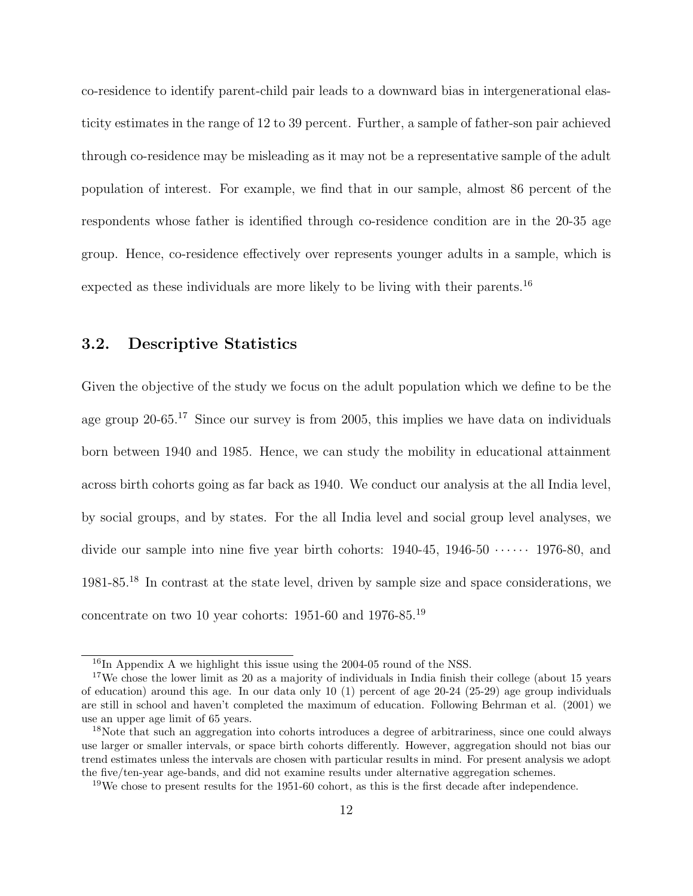co-residence to identify parent-child pair leads to a downward bias in intergenerational elasticity estimates in the range of 12 to 39 percent. Further, a sample of father-son pair achieved through co-residence may be misleading as it may not be a representative sample of the adult population of interest. For example, we find that in our sample, almost 86 percent of the respondents whose father is identified through co-residence condition are in the 20-35 age group. Hence, co-residence effectively over represents younger adults in a sample, which is expected as these individuals are more likely to be living with their parents.[16]

## 3.2. Descriptive Statistics

Given the objective of the study we focus on the adult population which we define to be the age group 20-65.[17] Since our survey is from 2005, this implies we have data on individuals born between 1940 and 1985. Hence, we can study the mobility in educational attainment across birth cohorts going as far back as 1940. We conduct our analysis at the all India level, by social groups, and by states. For the all India level and social group level analyses, we divide our sample into nine five year birth cohorts: 1940-45, 1946-50 $\cdots\cdots$ 1976-80, and 1981-85.[18] In contrast at the state level, driven by sample size and space considerations, we concentrate on two 10 year cohorts: 1951-60 and 1976-85.[19]

---

[16]In Appendix A we highlight this issue using the 2004-05 round of the NSS.

[17]We chose the lower limit as 20 as a majority of individuals in India finish their college (about 15 years of education) around this age. In our data only 10 (1) percent of age 20-24 (25-29) age group individuals are still in school and haven't completed the maximum of education. Following Behrman et al. (2001) we use an upper age limit of 65 years.

[18]Note that such an aggregation into cohorts introduces a degree of arbitrariness, since one could always use larger or smaller intervals, or space birth cohorts differently. However, aggregation should not bias our trend estimates unless the intervals are chosen with particular results in mind. For present analysis we adopt the five/ten-year age-bands, and did not examine results under alternative aggregation schemes.

[19]We chose to present results for the 1951-60 cohort, as this is the first decade after independence.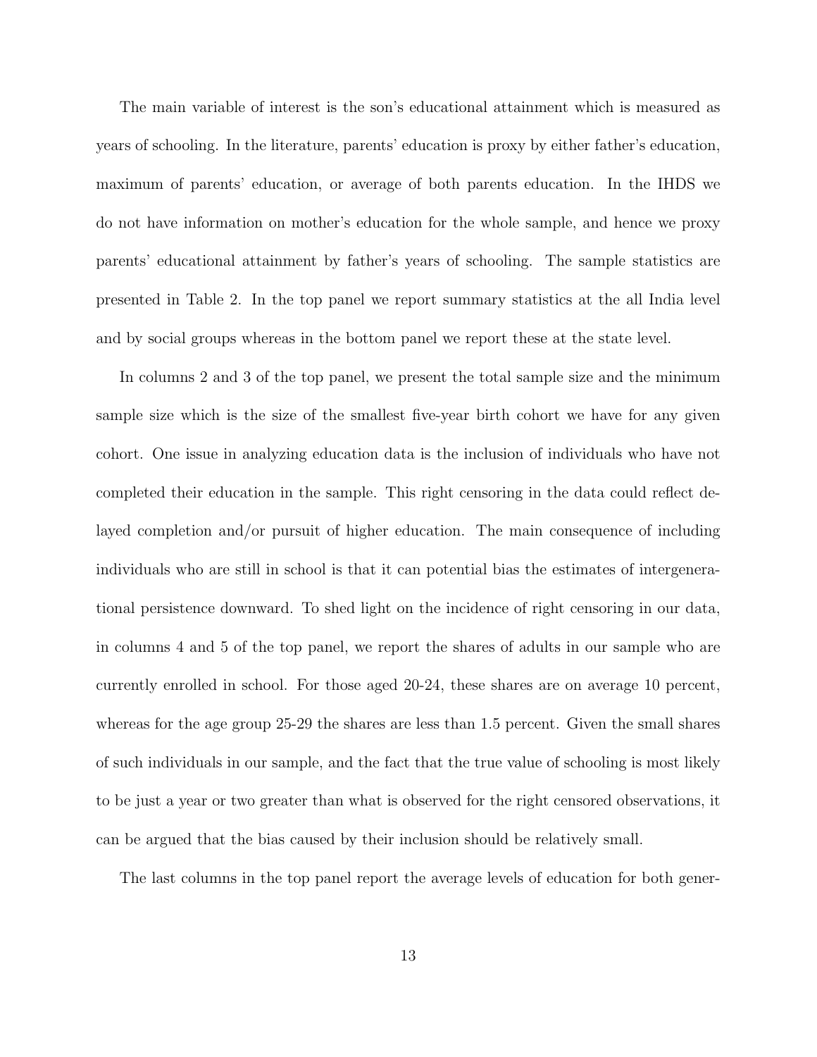The main variable of interest is the son's educational attainment which is measured as years of schooling. In the literature, parents' education is proxy by either father's education, maximum of parents' education, or average of both parents education. In the IHDS we do not have information on mother's education for the whole sample, and hence we proxy parents' educational attainment by father's years of schooling. The sample statistics are presented in Table 2. In the top panel we report summary statistics at the all India level and by social groups whereas in the bottom panel we report these at the state level.

In columns 2 and 3 of the top panel, we present the total sample size and the minimum sample size which is the size of the smallest five-year birth cohort we have for any given cohort. One issue in analyzing education data is the inclusion of individuals who have not completed their education in the sample. This right censoring in the data could reflect delayed completion and/or pursuit of higher education. The main consequence of including individuals who are still in school is that it can potential bias the estimates of intergenerational persistence downward. To shed light on the incidence of right censoring in our data, in columns 4 and 5 of the top panel, we report the shares of adults in our sample who are currently enrolled in school. For those aged 20-24, these shares are on average 10 percent, whereas for the age group 25-29 the shares are less than 1.5 percent. Given the small shares of such individuals in our sample, and the fact that the true value of schooling is most likely to be just a year or two greater than what is observed for the right censored observations, it can be argued that the bias caused by their inclusion should be relatively small.

The last columns in the top panel report the average levels of education for both gener-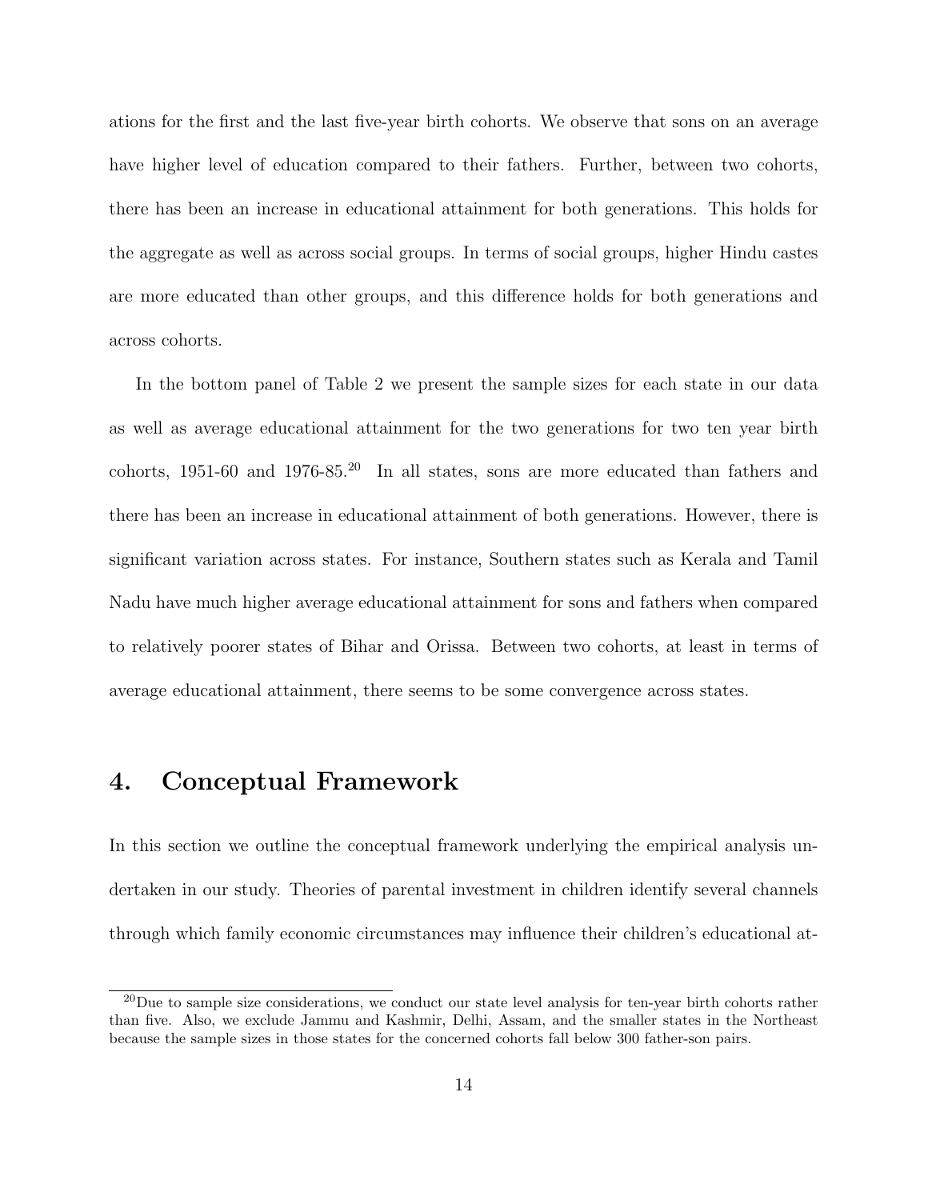ations for the first and the last five-year birth cohorts. We observe that sons on an average have higher level of education compared to their fathers. Further, between two cohorts, there has been an increase in educational attainment for both generations. This holds for the aggregate as well as across social groups. In terms of social groups, higher Hindu castes are more educated than other groups, and this difference holds for both generations and across cohorts.

In the bottom panel of Table 2 we present the sample sizes for each state in our data as well as average educational attainment for the two generations for two ten year birth cohorts, 1951-60 and 1976-85.[20] In all states, sons are more educated than fathers and there has been an increase in educational attainment of both generations. However, there is significant variation across states. For instance, Southern states such as Kerala and Tamil Nadu have much higher average educational attainment for sons and fathers when compared to relatively poorer states of Bihar and Orissa. Between two cohorts, at least in terms of average educational attainment, there seems to be some convergence across states.

## 4. Conceptual Framework

In this section we outline the conceptual framework underlying the empirical analysis undertaken in our study. Theories of parental investment in children identify several channels through which family economic circumstances may influence their children's educational at-

[20] Due to sample size considerations, we conduct our state level analysis for ten-year birth cohorts rather than five. Also, we exclude Jammu and Kashmir, Delhi, Assam, and the smaller states in the Northeast because the sample sizes in those states for the concerned cohorts fall below 300 father-son pairs.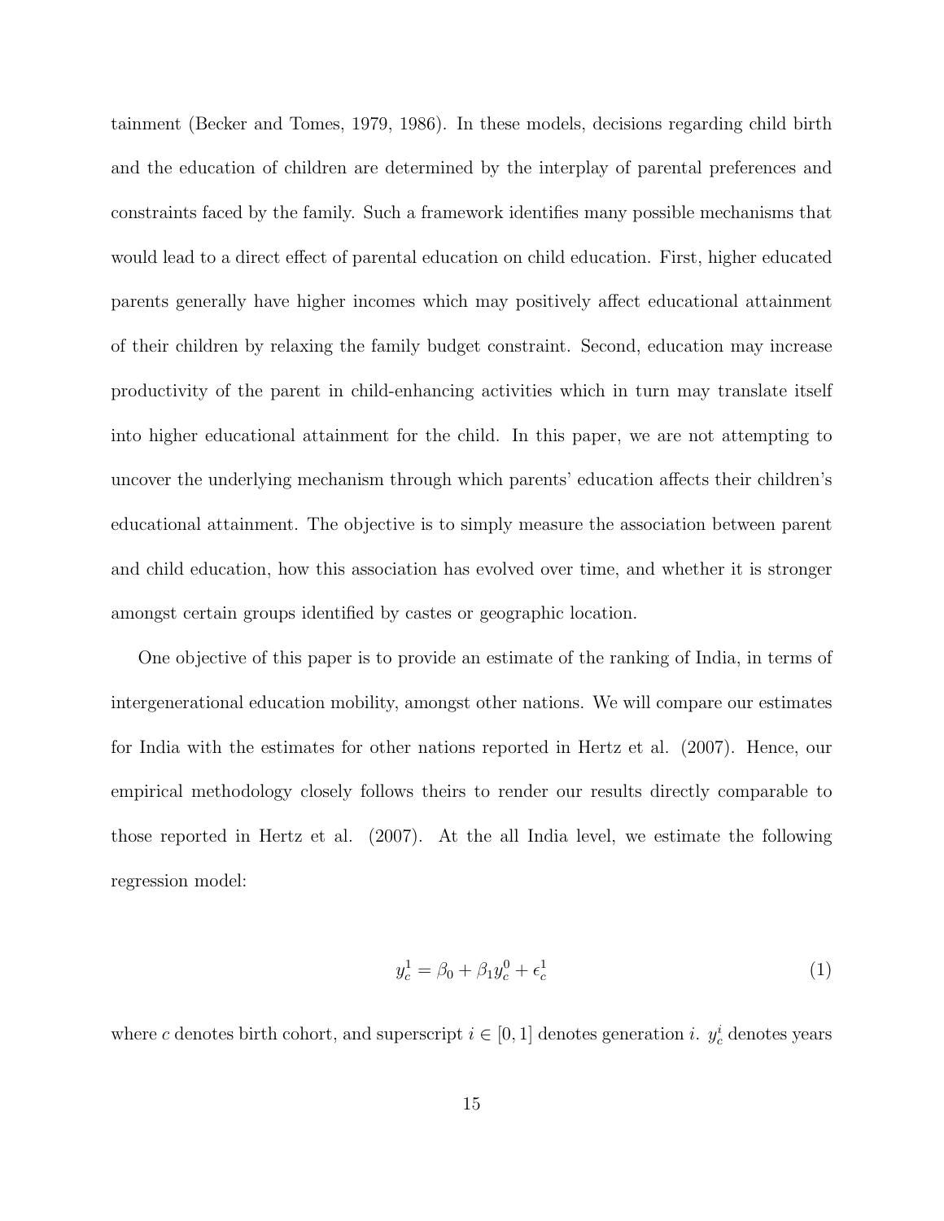tainment (Becker and Tomes, 1979, 1986). In these models, decisions regarding child birth and the education of children are determined by the interplay of parental preferences and constraints faced by the family. Such a framework identifies many possible mechanisms that would lead to a direct effect of parental education on child education. First, higher educated parents generally have higher incomes which may positively affect educational attainment of their children by relaxing the family budget constraint. Second, education may increase productivity of the parent in child-enhancing activities which in turn may translate itself into higher educational attainment for the child. In this paper, we are not attempting to uncover the underlying mechanism through which parents' education affects their children's educational attainment. The objective is to simply measure the association between parent and child education, how this association has evolved over time, and whether it is stronger amongst certain groups identified by castes or geographic location.

One objective of this paper is to provide an estimate of the ranking of India, in terms of intergenerational education mobility, amongst other nations. We will compare our estimates for India with the estimates for other nations reported in Hertz et al. (2007). Hence, our empirical methodology closely follows theirs to render our results directly comparable to those reported in Hertz et al. (2007). At the all India level, we estimate the following regression model:

$$y_c^1 = \beta_0 + \beta_1 y_c^0 + \epsilon_c^1 \tag{1}$$

where $c$ denotes birth cohort, and superscript $i \in [0, 1]$ denotes generation $i$. $y_c^i$ denotes years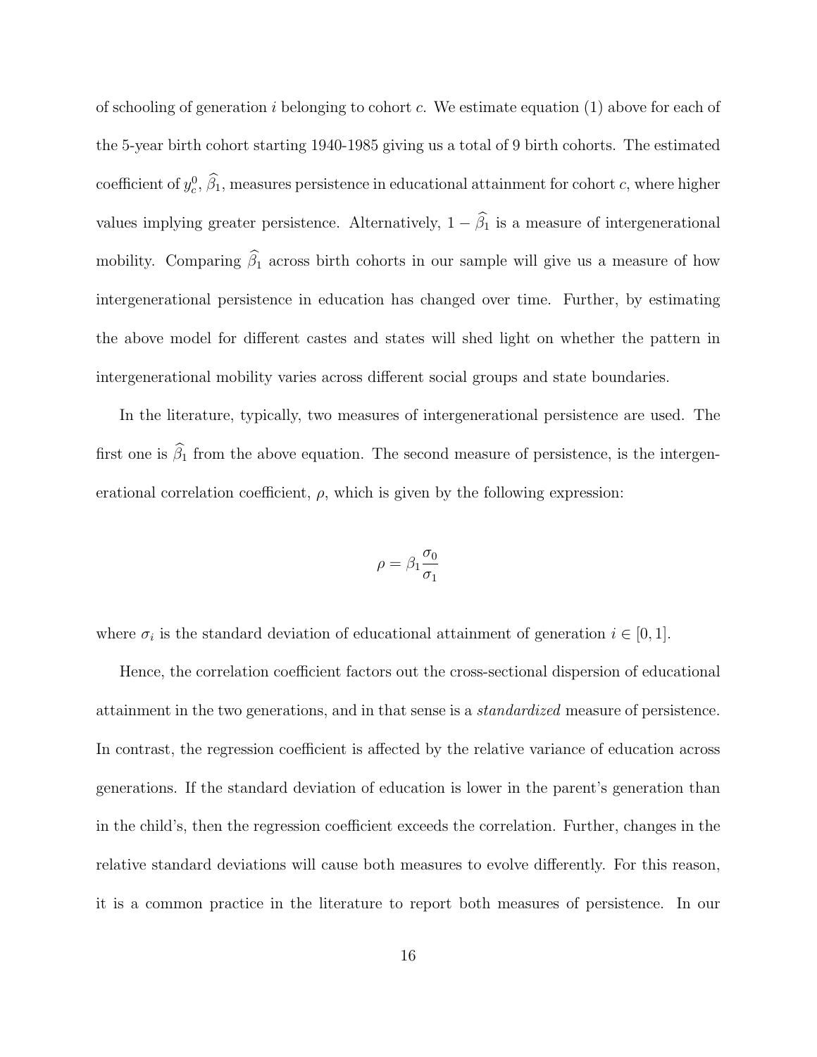of schooling of generation $i$ belonging to cohort $c$. We estimate equation (1) above for each of the 5-year birth cohort starting 1940-1985 giving us a total of 9 birth cohorts. The estimated coefficient of $y_c^0$, $\widehat{\beta_1}$, measures persistence in educational attainment for cohort $c$, where higher values implying greater persistence. Alternatively, $1 - \widehat{\beta_1}$ is a measure of intergenerational mobility. Comparing $\widehat{\beta_1}$ across birth cohorts in our sample will give us a measure of how intergenerational persistence in education has changed over time. Further, by estimating the above model for different castes and states will shed light on whether the pattern in intergenerational mobility varies across different social groups and state boundaries.

In the literature, typically, two measures of intergenerational persistence are used. The first one is $\widehat{\beta_1}$ from the above equation. The second measure of persistence, is the intergenerational correlation coefficient, $\rho$, which is given by the following expression:

$$\rho = \beta_1 \frac{\sigma_0}{\sigma_1}$$

where $\sigma_i$ is the standard deviation of educational attainment of generation $i \in [0, 1]$.

Hence, the correlation coefficient factors out the cross-sectional dispersion of educational attainment in the two generations, and in that sense is a *standardized* measure of persistence. In contrast, the regression coefficient is affected by the relative variance of education across generations. If the standard deviation of education is lower in the parent's generation than in the child's, then the regression coefficient exceeds the correlation. Further, changes in the relative standard deviations will cause both measures to evolve differently. For this reason, it is a common practice in the literature to report both measures of persistence. In our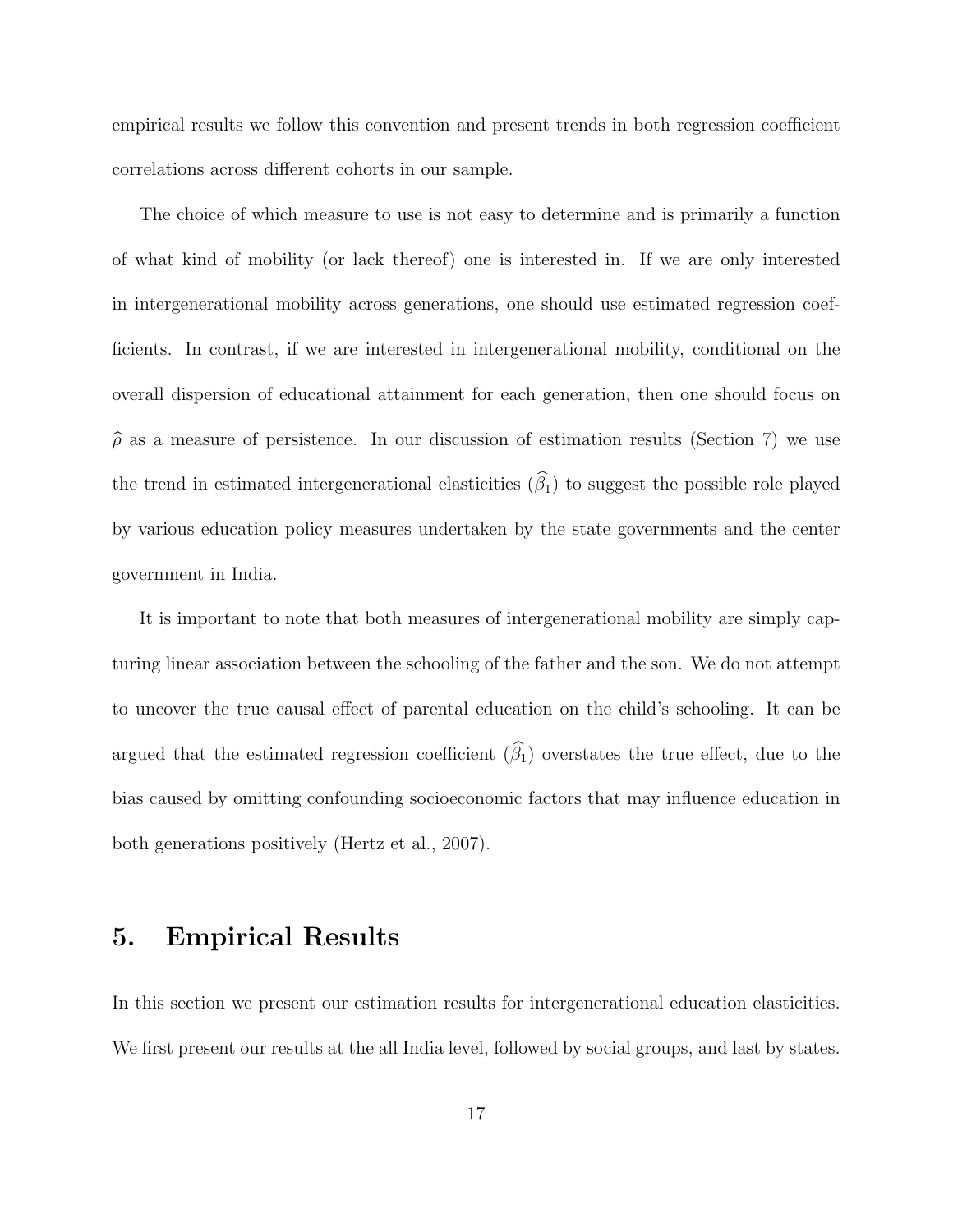empirical results we follow this convention and present trends in both regression coefficient correlations across different cohorts in our sample.

The choice of which measure to use is not easy to determine and is primarily a function of what kind of mobility (or lack thereof) one is interested in. If we are only interested in intergenerational mobility across generations, one should use estimated regression coefficients. In contrast, if we are interested in intergenerational mobility, conditional on the overall dispersion of educational attainment for each generation, then one should focus on $\widehat{\rho}$ as a measure of persistence. In our discussion of estimation results (Section 7) we use the trend in estimated intergenerational elasticities ($\widehat{\beta}_1$) to suggest the possible role played by various education policy measures undertaken by the state governments and the center government in India.

It is important to note that both measures of intergenerational mobility are simply capturing linear association between the schooling of the father and the son. We do not attempt to uncover the true causal effect of parental education on the child's schooling. It can be argued that the estimated regression coefficient ($\widehat{\beta}_1$) overstates the true effect, due to the bias caused by omitting confounding socioeconomic factors that may influence education in both generations positively (Hertz et al., 2007).

## 5. Empirical Results

In this section we present our estimation results for intergenerational education elasticities. We first present our results at the all India level, followed by social groups, and last by states.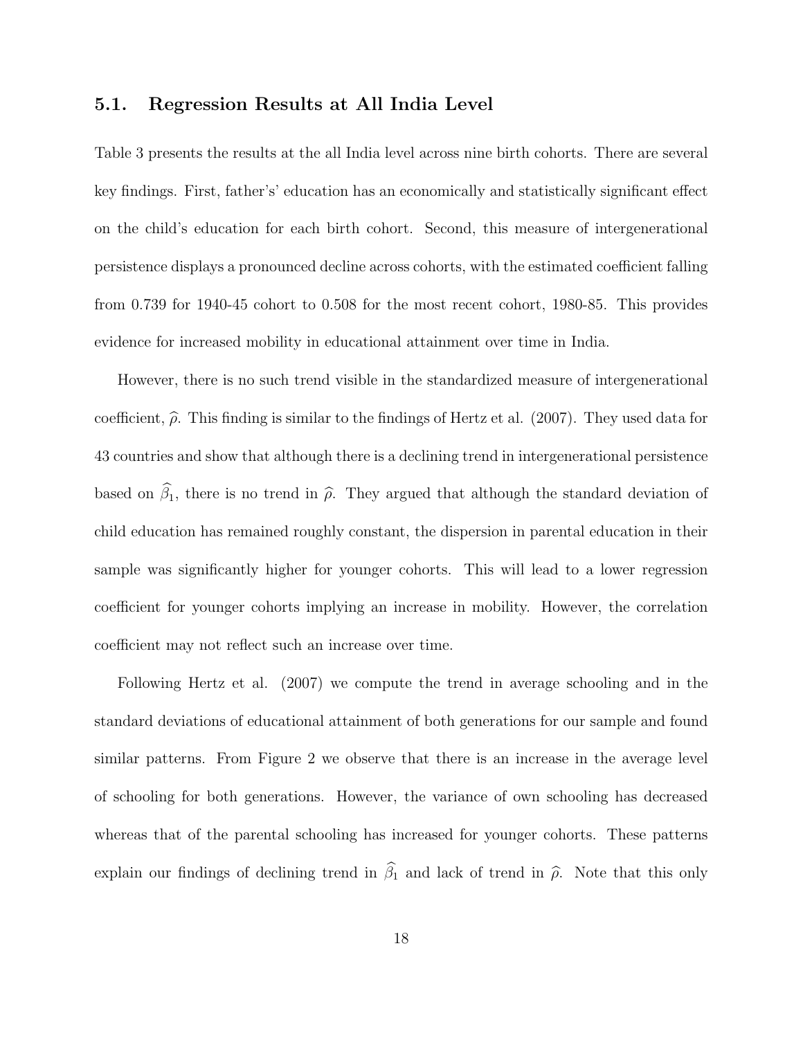### 5.1. Regression Results at All India Level

Table 3 presents the results at the all India level across nine birth cohorts. There are several key findings. First, father's' education has an economically and statistically significant effect on the child's education for each birth cohort. Second, this measure of intergenerational persistence displays a pronounced decline across cohorts, with the estimated coefficient falling from 0.739 for 1940-45 cohort to 0.508 for the most recent cohort, 1980-85. This provides evidence for increased mobility in educational attainment over time in India.

However, there is no such trend visible in the standardized measure of intergenerational coefficient, $\widehat{\rho}$. This finding is similar to the findings of Hertz et al. (2007). They used data for 43 countries and show that although there is a declining trend in intergenerational persistence based on $\widehat{\beta}_1$, there is no trend in $\widehat{\rho}$. They argued that although the standard deviation of child education has remained roughly constant, the dispersion in parental education in their sample was significantly higher for younger cohorts. This will lead to a lower regression coefficient for younger cohorts implying an increase in mobility. However, the correlation coefficient may not reflect such an increase over time.

Following Hertz et al. (2007) we compute the trend in average schooling and in the standard deviations of educational attainment of both generations for our sample and found similar patterns. From Figure 2 we observe that there is an increase in the average level of schooling for both generations. However, the variance of own schooling has decreased whereas that of the parental schooling has increased for younger cohorts. These patterns explain our findings of declining trend in $\widehat{\beta}_1$ and lack of trend in $\widehat{\rho}$. Note that this only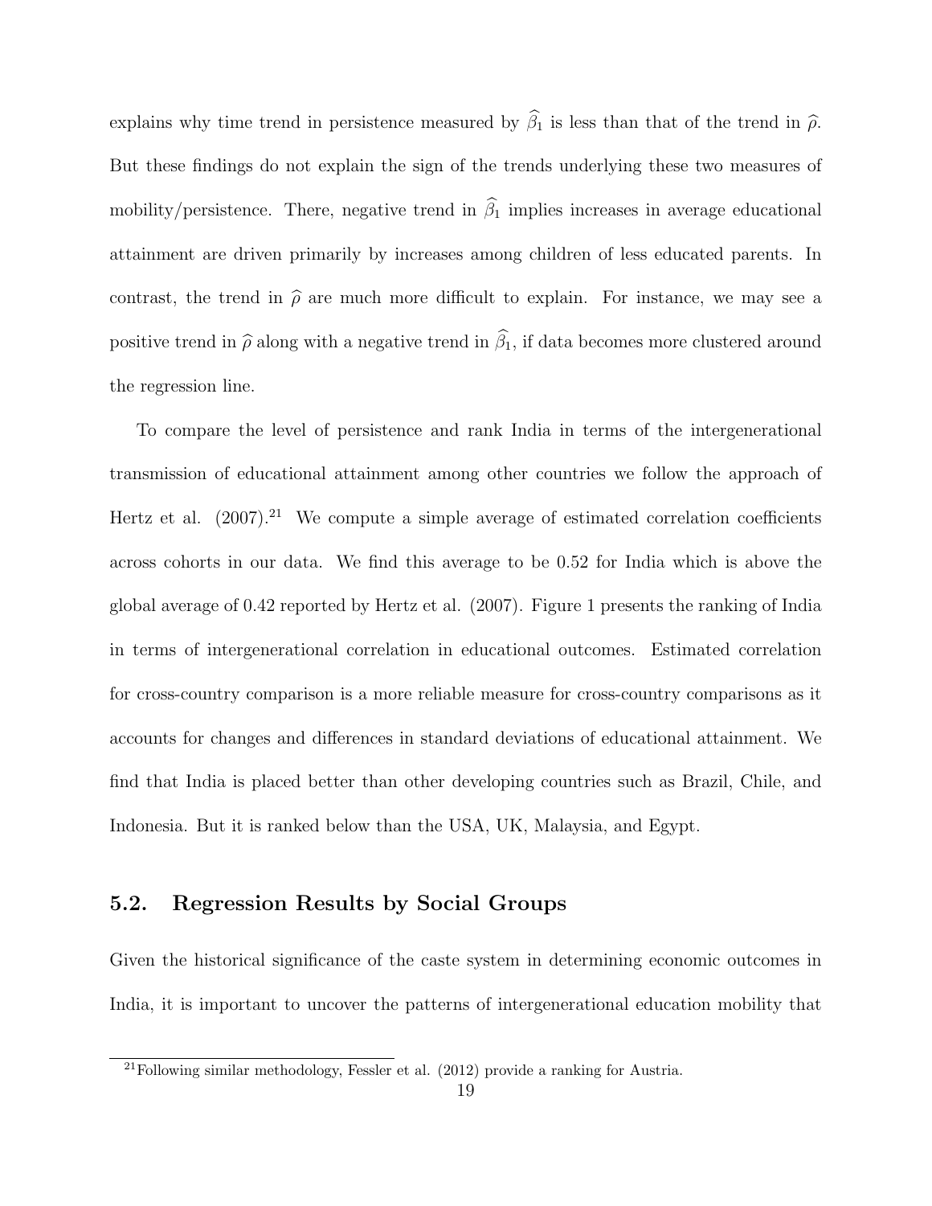explains why time trend in persistence measured by $\widehat{\beta}_1$ is less than that of the trend in $\widehat{\rho}$. But these findings do not explain the sign of the trends underlying these two measures of mobility/persistence. There, negative trend in $\widehat{\beta}_1$ implies increases in average educational attainment are driven primarily by increases among children of less educated parents. In contrast, the trend in $\widehat{\rho}$ are much more difficult to explain. For instance, we may see a positive trend in $\widehat{\rho}$ along with a negative trend in $\widehat{\beta}_1$, if data becomes more clustered around the regression line.

To compare the level of persistence and rank India in terms of the intergenerational transmission of educational attainment among other countries we follow the approach of Hertz et al. (2007).[21] We compute a simple average of estimated correlation coefficients across cohorts in our data. We find this average to be 0.52 for India which is above the global average of 0.42 reported by Hertz et al. (2007). Figure 1 presents the ranking of India in terms of intergenerational correlation in educational outcomes. Estimated correlation for cross-country comparison is a more reliable measure for cross-country comparisons as it accounts for changes and differences in standard deviations of educational attainment. We find that India is placed better than other developing countries such as Brazil, Chile, and Indonesia. But it is ranked below than the USA, UK, Malaysia, and Egypt.

## 5.2. Regression Results by Social Groups

Given the historical significance of the caste system in determining economic outcomes in India, it is important to uncover the patterns of intergenerational education mobility that

[21] Following similar methodology, Fessler et al. (2012) provide a ranking for Austria.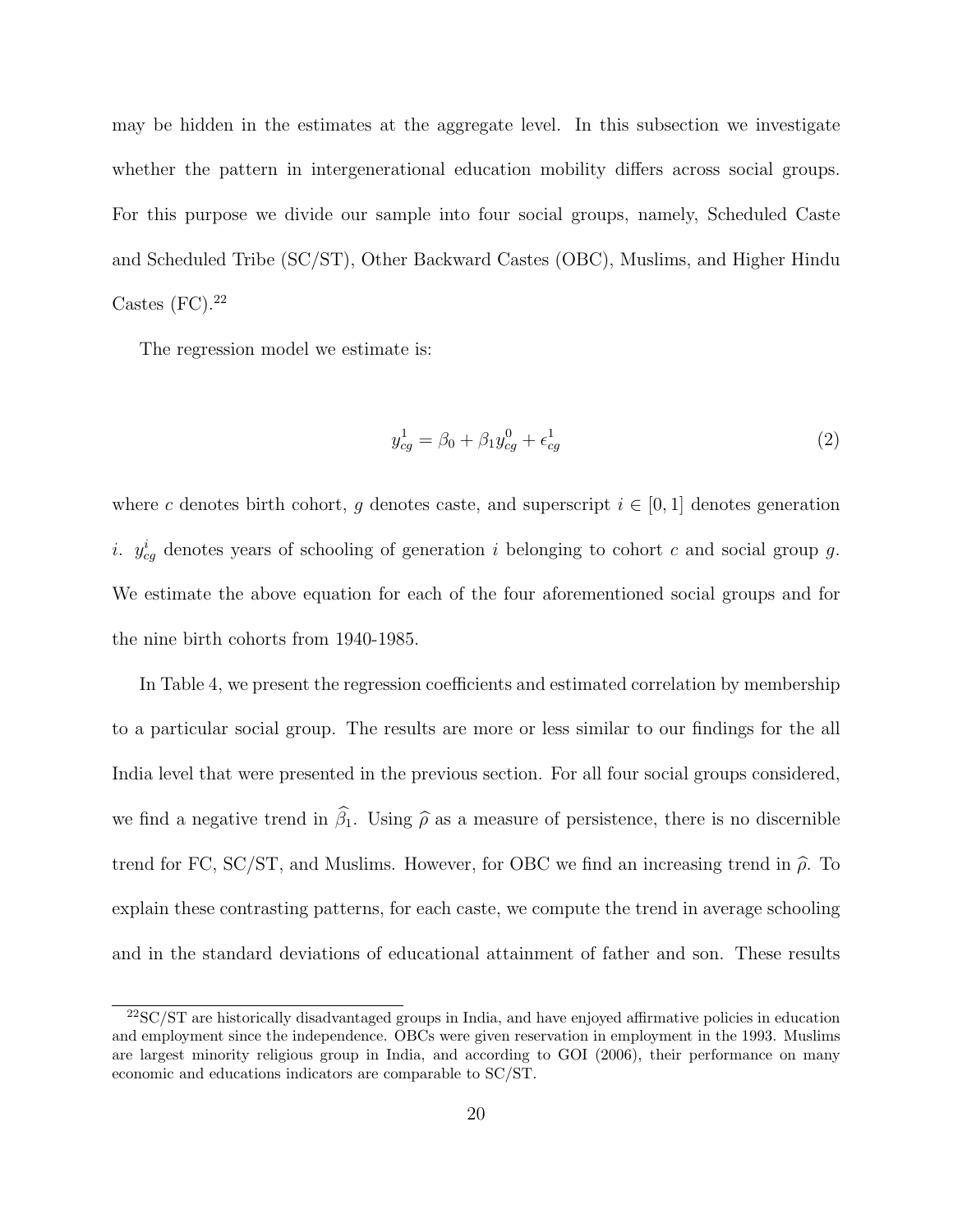may be hidden in the estimates at the aggregate level. In this subsection we investigate whether the pattern in intergenerational education mobility differs across social groups. For this purpose we divide our sample into four social groups, namely, Scheduled Caste and Scheduled Tribe (SC/ST), Other Backward Castes (OBC), Muslims, and Higher Hindu Castes (FC).[22]

The regression model we estimate is:

$$y^1_{cg} = \beta_0 + \beta_1 y^0_{cg} + \epsilon^1_{cg} \tag{2}$$

where $c$ denotes birth cohort, $g$ denotes caste, and superscript $i \in [0, 1]$ denotes generation $i$. $y^i_{cg}$ denotes years of schooling of generation $i$ belonging to cohort $c$ and social group $g$. We estimate the above equation for each of the four aforementioned social groups and for the nine birth cohorts from 1940-1985.

In Table 4, we present the regression coefficients and estimated correlation by membership to a particular social group. The results are more or less similar to our findings for the all India level that were presented in the previous section. For all four social groups considered, we find a negative trend in $\widehat{\beta}_1$. Using $\widehat{\rho}$ as a measure of persistence, there is no discernible trend for FC, SC/ST, and Muslims. However, for OBC we find an increasing trend in $\widehat{\rho}$. To explain these contrasting patterns, for each caste, we compute the trend in average schooling and in the standard deviations of educational attainment of father and son. These results

[22] SC/ST are historically disadvantaged groups in India, and have enjoyed affirmative policies in education and employment since the independence. OBCs were given reservation in employment in the 1993. Muslims are largest minority religious group in India, and according to GOI (2006), their performance on many economic and educations indicators are comparable to SC/ST.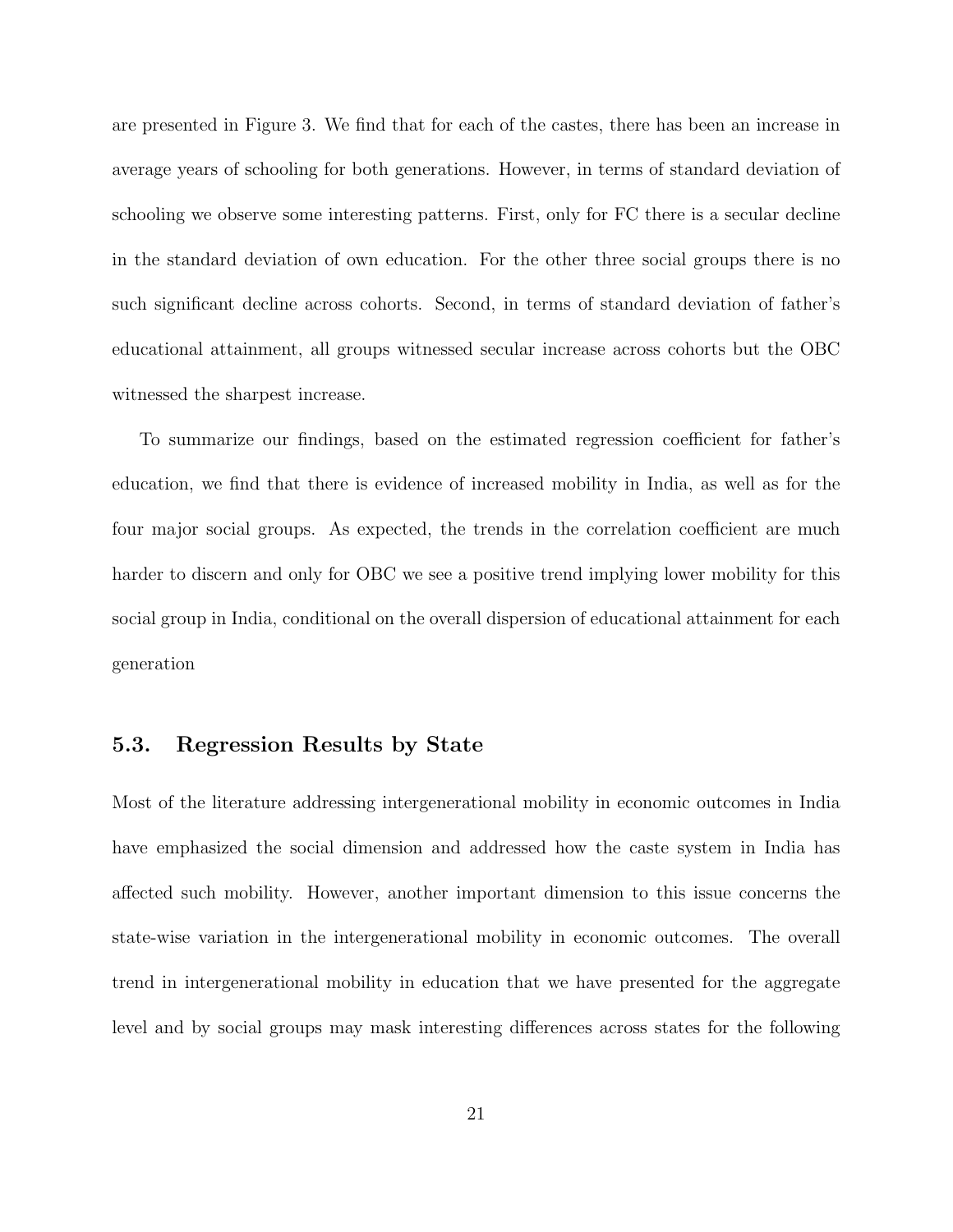are presented in Figure 3. We find that for each of the castes, there has been an increase in average years of schooling for both generations. However, in terms of standard deviation of schooling we observe some interesting patterns. First, only for FC there is a secular decline in the standard deviation of own education. For the other three social groups there is no such significant decline across cohorts. Second, in terms of standard deviation of father's educational attainment, all groups witnessed secular increase across cohorts but the OBC witnessed the sharpest increase.

To summarize our findings, based on the estimated regression coefficient for father's education, we find that there is evidence of increased mobility in India, as well as for the four major social groups. As expected, the trends in the correlation coefficient are much harder to discern and only for OBC we see a positive trend implying lower mobility for this social group in India, conditional on the overall dispersion of educational attainment for each generation

## 5.3. Regression Results by State

Most of the literature addressing intergenerational mobility in economic outcomes in India have emphasized the social dimension and addressed how the caste system in India has affected such mobility. However, another important dimension to this issue concerns the state-wise variation in the intergenerational mobility in economic outcomes. The overall trend in intergenerational mobility in education that we have presented for the aggregate level and by social groups may mask interesting differences across states for the following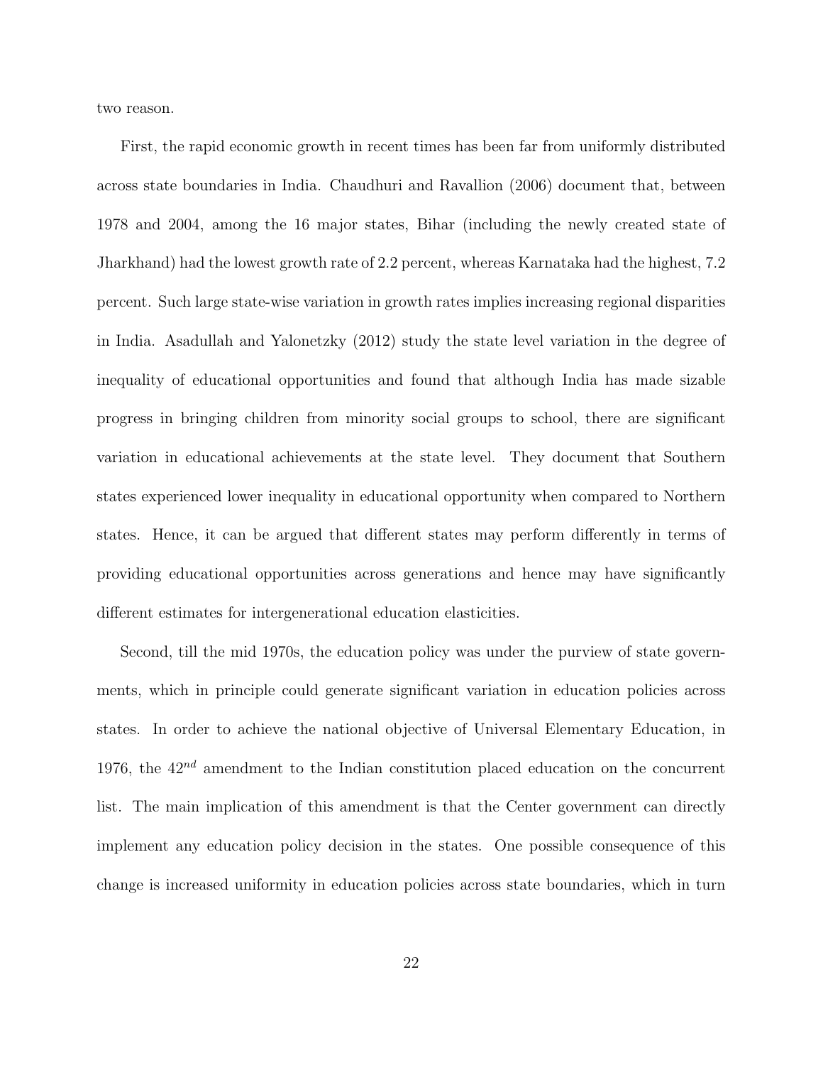two reason.

First, the rapid economic growth in recent times has been far from uniformly distributed across state boundaries in India. Chaudhuri and Ravallion (2006) document that, between 1978 and 2004, among the 16 major states, Bihar (including the newly created state of Jharkhand) had the lowest growth rate of 2.2 percent, whereas Karnataka had the highest, 7.2 percent. Such large state-wise variation in growth rates implies increasing regional disparities in India. Asadullah and Yalonetzky (2012) study the state level variation in the degree of inequality of educational opportunities and found that although India has made sizable progress in bringing children from minority social groups to school, there are significant variation in educational achievements at the state level. They document that Southern states experienced lower inequality in educational opportunity when compared to Northern states. Hence, it can be argued that different states may perform differently in terms of providing educational opportunities across generations and hence may have significantly different estimates for intergenerational education elasticities.

Second, till the mid 1970s, the education policy was under the purview of state governments, which in principle could generate significant variation in education policies across states. In order to achieve the national objective of Universal Elementary Education, in 1976, the $42^{nd}$ amendment to the Indian constitution placed education on the concurrent list. The main implication of this amendment is that the Center government can directly implement any education policy decision in the states. One possible consequence of this change is increased uniformity in education policies across state boundaries, which in turn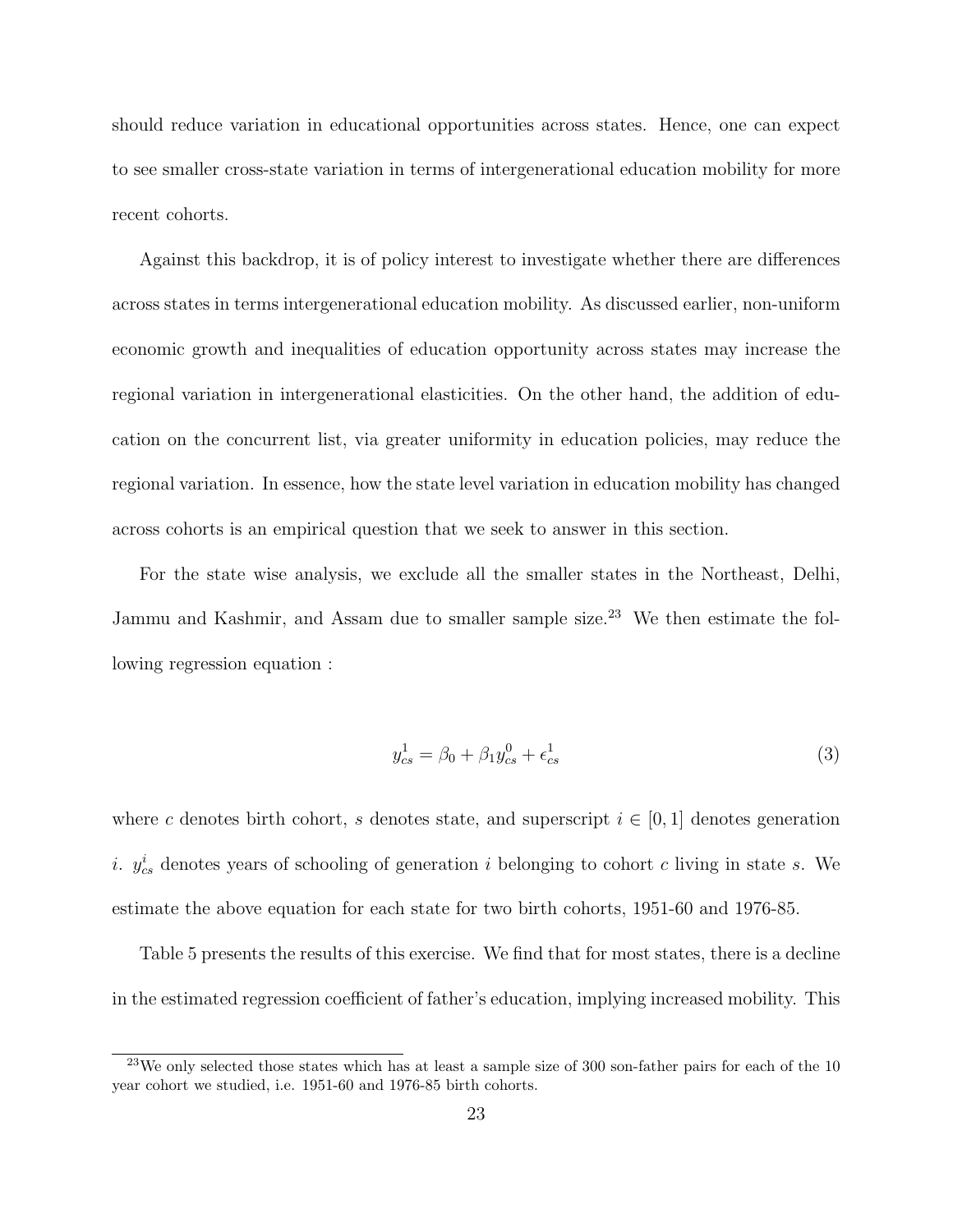should reduce variation in educational opportunities across states. Hence, one can expect to see smaller cross-state variation in terms of intergenerational education mobility for more recent cohorts.

Against this backdrop, it is of policy interest to investigate whether there are differences across states in terms intergenerational education mobility. As discussed earlier, non-uniform economic growth and inequalities of education opportunity across states may increase the regional variation in intergenerational elasticities. On the other hand, the addition of education on the concurrent list, via greater uniformity in education policies, may reduce the regional variation. In essence, how the state level variation in education mobility has changed across cohorts is an empirical question that we seek to answer in this section.

For the state wise analysis, we exclude all the smaller states in the Northeast, Delhi, Jammu and Kashmir, and Assam due to smaller sample size.[23] We then estimate the following regression equation :

$$y^1_{cs} = \beta_0 + \beta_1 y^0_{cs} + \epsilon^1_{cs} \tag{3}$$

where $c$ denotes birth cohort, $s$ denotes state, and superscript $i \in [0, 1]$ denotes generation $i$. $y^i_{cs}$ denotes years of schooling of generation $i$ belonging to cohort $c$ living in state $s$. We estimate the above equation for each state for two birth cohorts, 1951-60 and 1976-85.

Table 5 presents the results of this exercise. We find that for most states, there is a decline in the estimated regression coefficient of father's education, implying increased mobility. This

[23] We only selected those states which has at least a sample size of 300 son-father pairs for each of the 10 year cohort we studied, i.e. 1951-60 and 1976-85 birth cohorts.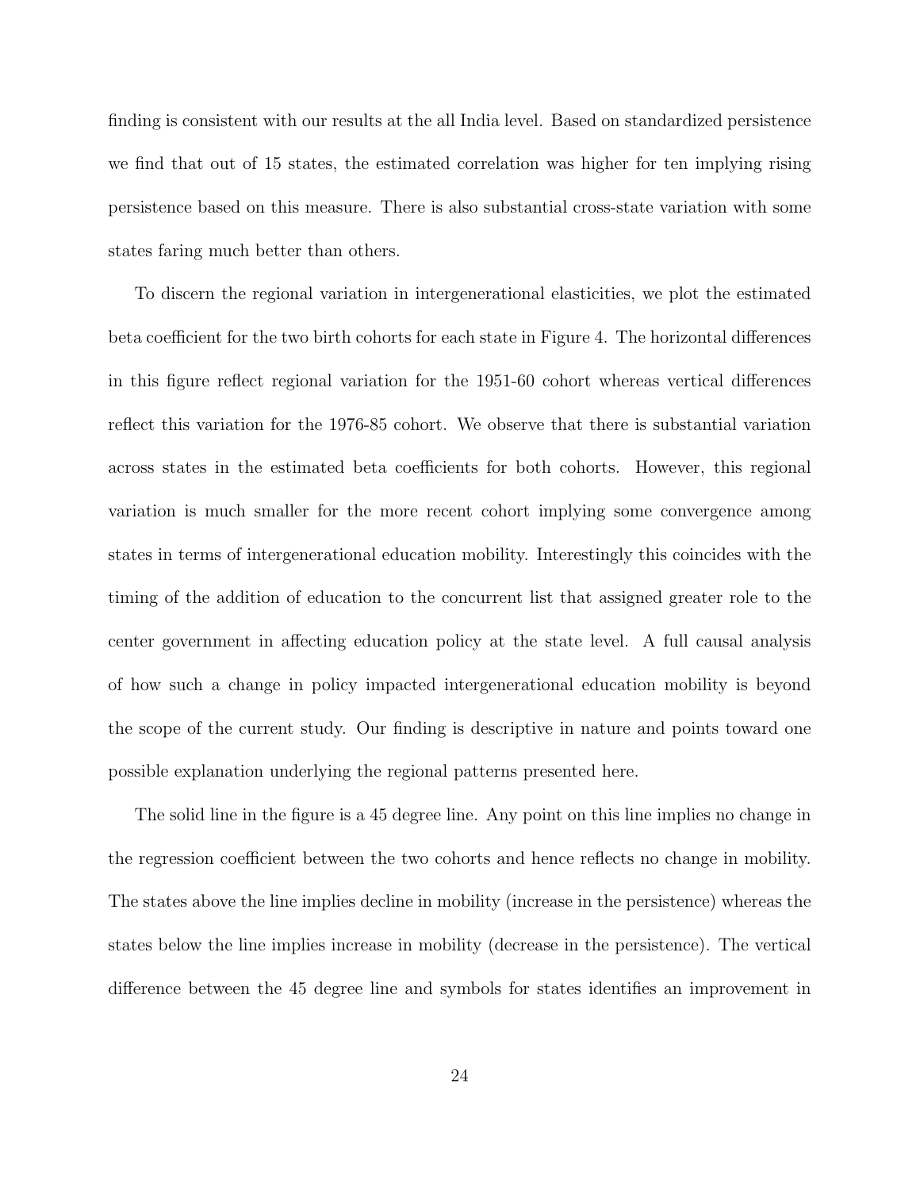finding is consistent with our results at the all India level. Based on standardized persistence we find that out of 15 states, the estimated correlation was higher for ten implying rising persistence based on this measure. There is also substantial cross-state variation with some states faring much better than others.

To discern the regional variation in intergenerational elasticities, we plot the estimated beta coefficient for the two birth cohorts for each state in Figure 4. The horizontal differences in this figure reflect regional variation for the 1951-60 cohort whereas vertical differences reflect this variation for the 1976-85 cohort. We observe that there is substantial variation across states in the estimated beta coefficients for both cohorts. However, this regional variation is much smaller for the more recent cohort implying some convergence among states in terms of intergenerational education mobility. Interestingly this coincides with the timing of the addition of education to the concurrent list that assigned greater role to the center government in affecting education policy at the state level. A full causal analysis of how such a change in policy impacted intergenerational education mobility is beyond the scope of the current study. Our finding is descriptive in nature and points toward one possible explanation underlying the regional patterns presented here.

The solid line in the figure is a 45 degree line. Any point on this line implies no change in the regression coefficient between the two cohorts and hence reflects no change in mobility. The states above the line implies decline in mobility (increase in the persistence) whereas the states below the line implies increase in mobility (decrease in the persistence). The vertical difference between the 45 degree line and symbols for states identifies an improvement in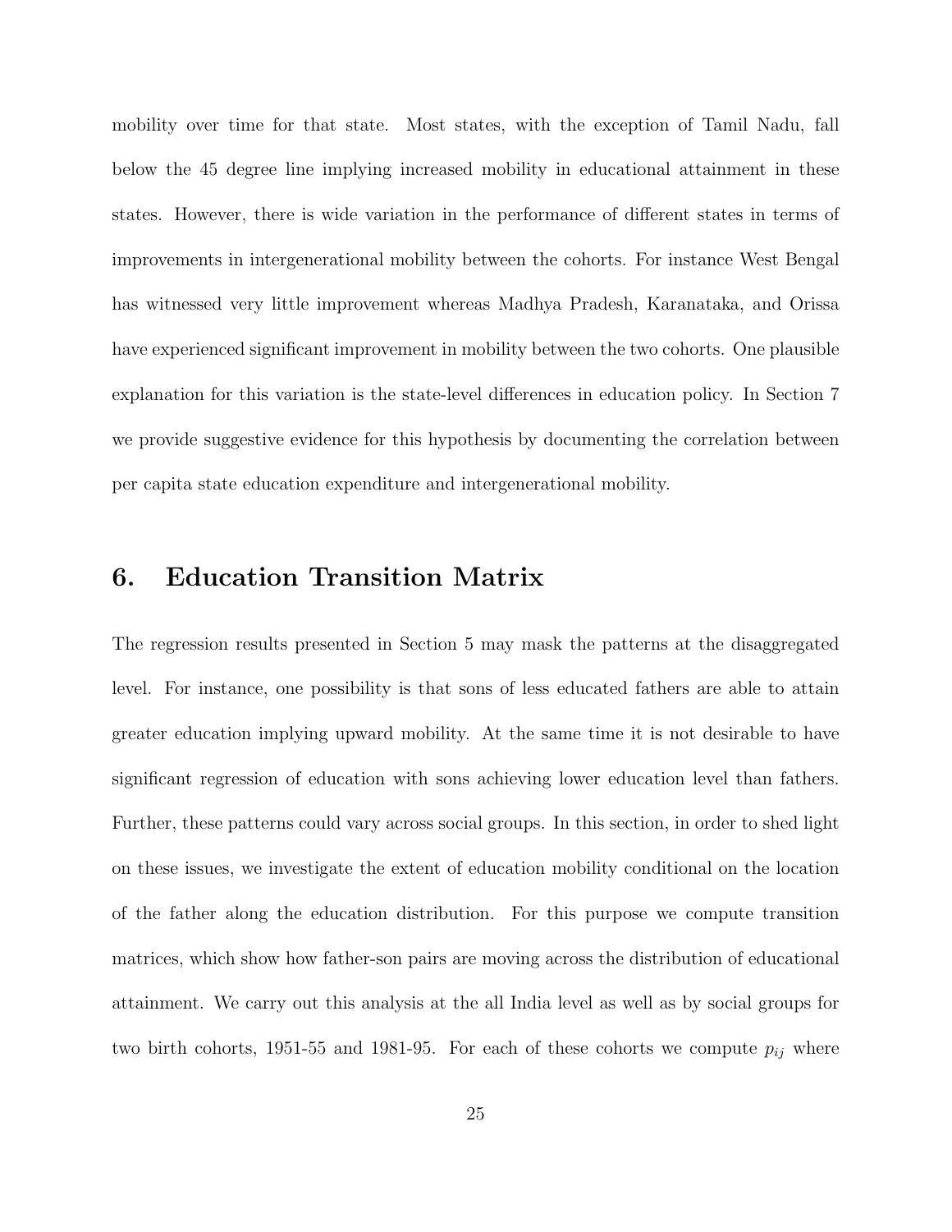mobility over time for that state. Most states, with the exception of Tamil Nadu, fall below the 45 degree line implying increased mobility in educational attainment in these states. However, there is wide variation in the performance of different states in terms of improvements in intergenerational mobility between the cohorts. For instance West Bengal has witnessed very little improvement whereas Madhya Pradesh, Karanataka, and Orissa have experienced significant improvement in mobility between the two cohorts. One plausible explanation for this variation is the state-level differences in education policy. In Section 7 we provide suggestive evidence for this hypothesis by documenting the correlation between per capita state education expenditure and intergenerational mobility.

## 6. Education Transition Matrix

The regression results presented in Section 5 may mask the patterns at the disaggregated level. For instance, one possibility is that sons of less educated fathers are able to attain greater education implying upward mobility. At the same time it is not desirable to have significant regression of education with sons achieving lower education level than fathers. Further, these patterns could vary across social groups. In this section, in order to shed light on these issues, we investigate the extent of education mobility conditional on the location of the father along the education distribution. For this purpose we compute transition matrices, which show how father-son pairs are moving across the distribution of educational attainment. We carry out this analysis at the all India level as well as by social groups for two birth cohorts, 1951-55 and 1981-95. For each of these cohorts we compute $p_{ij}$ where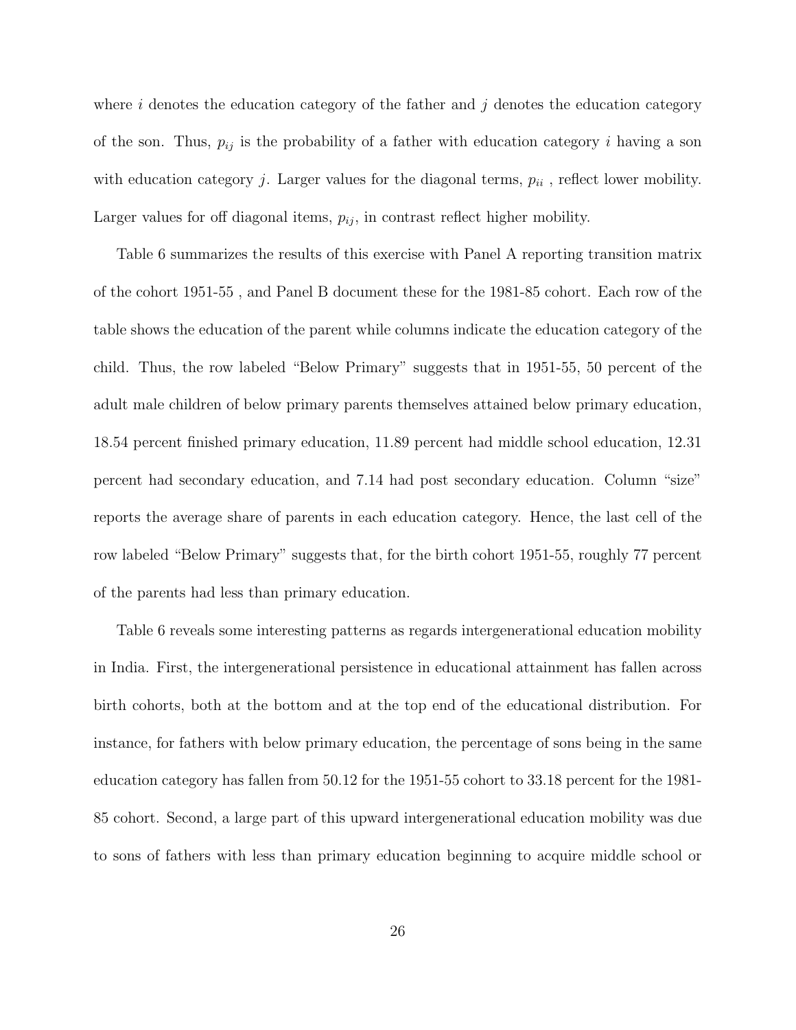where $i$ denotes the education category of the father and $j$ denotes the education category of the son. Thus, $p_{ij}$ is the probability of a father with education category $i$ having a son with education category $j$. Larger values for the diagonal terms, $p_{ii}$ , reflect lower mobility. Larger values for off diagonal items, $p_{ij}$, in contrast reflect higher mobility.

Table 6 summarizes the results of this exercise with Panel A reporting transition matrix of the cohort 1951-55 , and Panel B document these for the 1981-85 cohort. Each row of the table shows the education of the parent while columns indicate the education category of the child. Thus, the row labeled "Below Primary" suggests that in 1951-55, 50 percent of the adult male children of below primary parents themselves attained below primary education, 18.54 percent finished primary education, 11.89 percent had middle school education, 12.31 percent had secondary education, and 7.14 had post secondary education. Column "size" reports the average share of parents in each education category. Hence, the last cell of the row labeled "Below Primary" suggests that, for the birth cohort 1951-55, roughly 77 percent of the parents had less than primary education.

Table 6 reveals some interesting patterns as regards intergenerational education mobility in India. First, the intergenerational persistence in educational attainment has fallen across birth cohorts, both at the bottom and at the top end of the educational distribution. For instance, for fathers with below primary education, the percentage of sons being in the same education category has fallen from 50.12 for the 1951-55 cohort to 33.18 percent for the 1981-85 cohort. Second, a large part of this upward intergenerational education mobility was due to sons of fathers with less than primary education beginning to acquire middle school or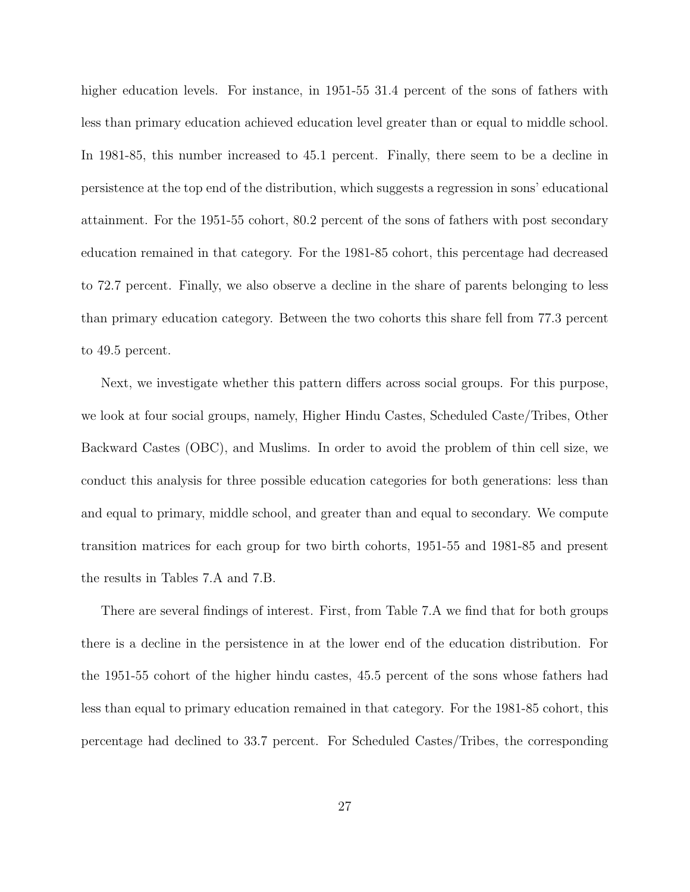higher education levels. For instance, in 1951-55 31.4 percent of the sons of fathers with less than primary education achieved education level greater than or equal to middle school. In 1981-85, this number increased to 45.1 percent. Finally, there seem to be a decline in persistence at the top end of the distribution, which suggests a regression in sons' educational attainment. For the 1951-55 cohort, 80.2 percent of the sons of fathers with post secondary education remained in that category. For the 1981-85 cohort, this percentage had decreased to 72.7 percent. Finally, we also observe a decline in the share of parents belonging to less than primary education category. Between the two cohorts this share fell from 77.3 percent to 49.5 percent.

Next, we investigate whether this pattern differs across social groups. For this purpose, we look at four social groups, namely, Higher Hindu Castes, Scheduled Caste/Tribes, Other Backward Castes (OBC), and Muslims. In order to avoid the problem of thin cell size, we conduct this analysis for three possible education categories for both generations: less than and equal to primary, middle school, and greater than and equal to secondary. We compute transition matrices for each group for two birth cohorts, 1951-55 and 1981-85 and present the results in Tables 7.A and 7.B.

There are several findings of interest. First, from Table 7.A we find that for both groups there is a decline in the persistence in at the lower end of the education distribution. For the 1951-55 cohort of the higher hindu castes, 45.5 percent of the sons whose fathers had less than equal to primary education remained in that category. For the 1981-85 cohort, this percentage had declined to 33.7 percent. For Scheduled Castes/Tribes, the corresponding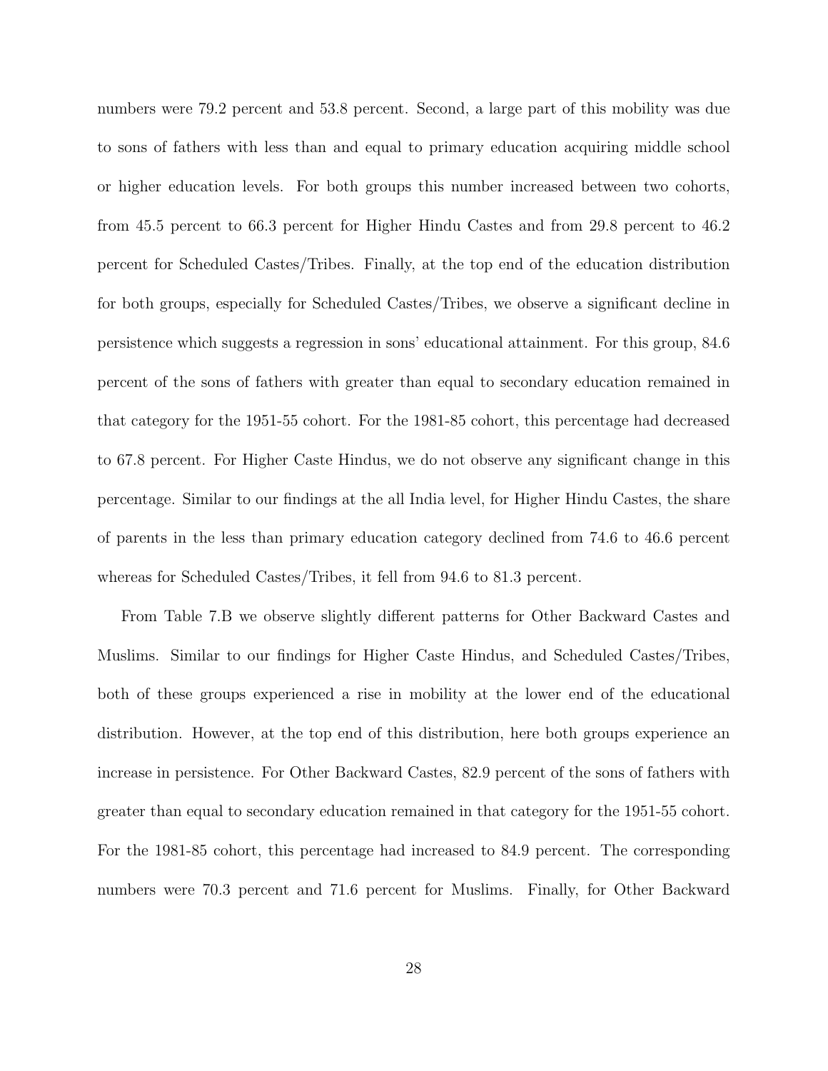numbers were 79.2 percent and 53.8 percent. Second, a large part of this mobility was due to sons of fathers with less than and equal to primary education acquiring middle school or higher education levels. For both groups this number increased between two cohorts, from 45.5 percent to 66.3 percent for Higher Hindu Castes and from 29.8 percent to 46.2 percent for Scheduled Castes/Tribes. Finally, at the top end of the education distribution for both groups, especially for Scheduled Castes/Tribes, we observe a significant decline in persistence which suggests a regression in sons' educational attainment. For this group, 84.6 percent of the sons of fathers with greater than equal to secondary education remained in that category for the 1951-55 cohort. For the 1981-85 cohort, this percentage had decreased to 67.8 percent. For Higher Caste Hindus, we do not observe any significant change in this percentage. Similar to our findings at the all India level, for Higher Hindu Castes, the share of parents in the less than primary education category declined from 74.6 to 46.6 percent whereas for Scheduled Castes/Tribes, it fell from 94.6 to 81.3 percent.

From Table 7.B we observe slightly different patterns for Other Backward Castes and Muslims. Similar to our findings for Higher Caste Hindus, and Scheduled Castes/Tribes, both of these groups experienced a rise in mobility at the lower end of the educational distribution. However, at the top end of this distribution, here both groups experience an increase in persistence. For Other Backward Castes, 82.9 percent of the sons of fathers with greater than equal to secondary education remained in that category for the 1951-55 cohort. For the 1981-85 cohort, this percentage had increased to 84.9 percent. The corresponding numbers were 70.3 percent and 71.6 percent for Muslims. Finally, for Other Backward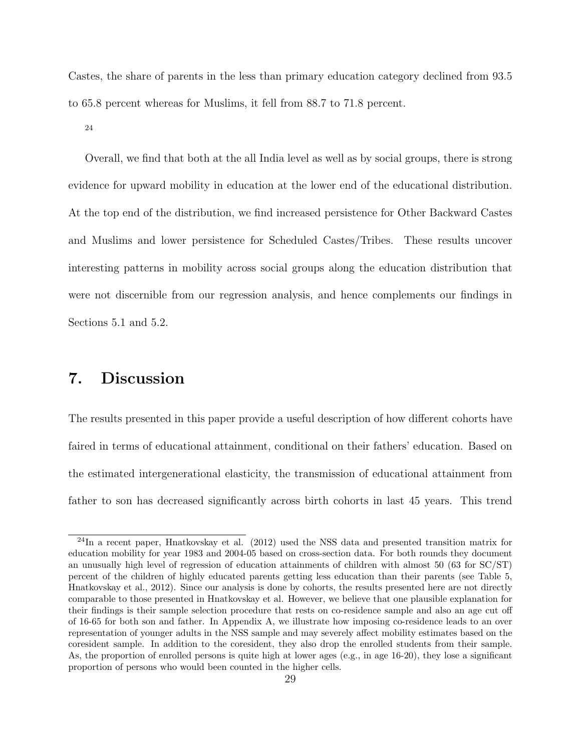Castes, the share of parents in the less than primary education category declined from 93.5 to 65.8 percent whereas for Muslims, it fell from 88.7 to 71.8 percent.

24

Overall, we find that both at the all India level as well as by social groups, there is strong evidence for upward mobility in education at the lower end of the educational distribution. At the top end of the distribution, we find increased persistence for Other Backward Castes and Muslims and lower persistence for Scheduled Castes/Tribes. These results uncover interesting patterns in mobility across social groups along the education distribution that were not discernible from our regression analysis, and hence complements our findings in Sections 5.1 and 5.2.

# 7. Discussion

The results presented in this paper provide a useful description of how different cohorts have faired in terms of educational attainment, conditional on their fathers' education. Based on the estimated intergenerational elasticity, the transmission of educational attainment from father to son has decreased significantly across birth cohorts in last 45 years. This trend

[24] In a recent paper, Hnatkovskay et al. (2012) used the NSS data and presented transition matrix for education mobility for year 1983 and 2004-05 based on cross-section data. For both rounds they document an unusually high level of regression of education attainments of children with almost 50 (63 for SC/ST) percent of the children of highly educated parents getting less education than their parents (see Table 5, Hnatkovskay et al., 2012). Since our analysis is done by cohorts, the results presented here are not directly comparable to those presented in Hnatkovskay et al. However, we believe that one plausible explanation for their findings is their sample selection procedure that rests on co-residence sample and also an age cut off of 16-65 for both son and father. In Appendix A, we illustrate how imposing co-residence leads to an over representation of younger adults in the NSS sample and may severely affect mobility estimates based on the coresident sample. In addition to the coresident, they also drop the enrolled students from their sample. As, the proportion of enrolled persons is quite high at lower ages (e.g., in age 16-20), they lose a significant proportion of persons who would been counted in the higher cells.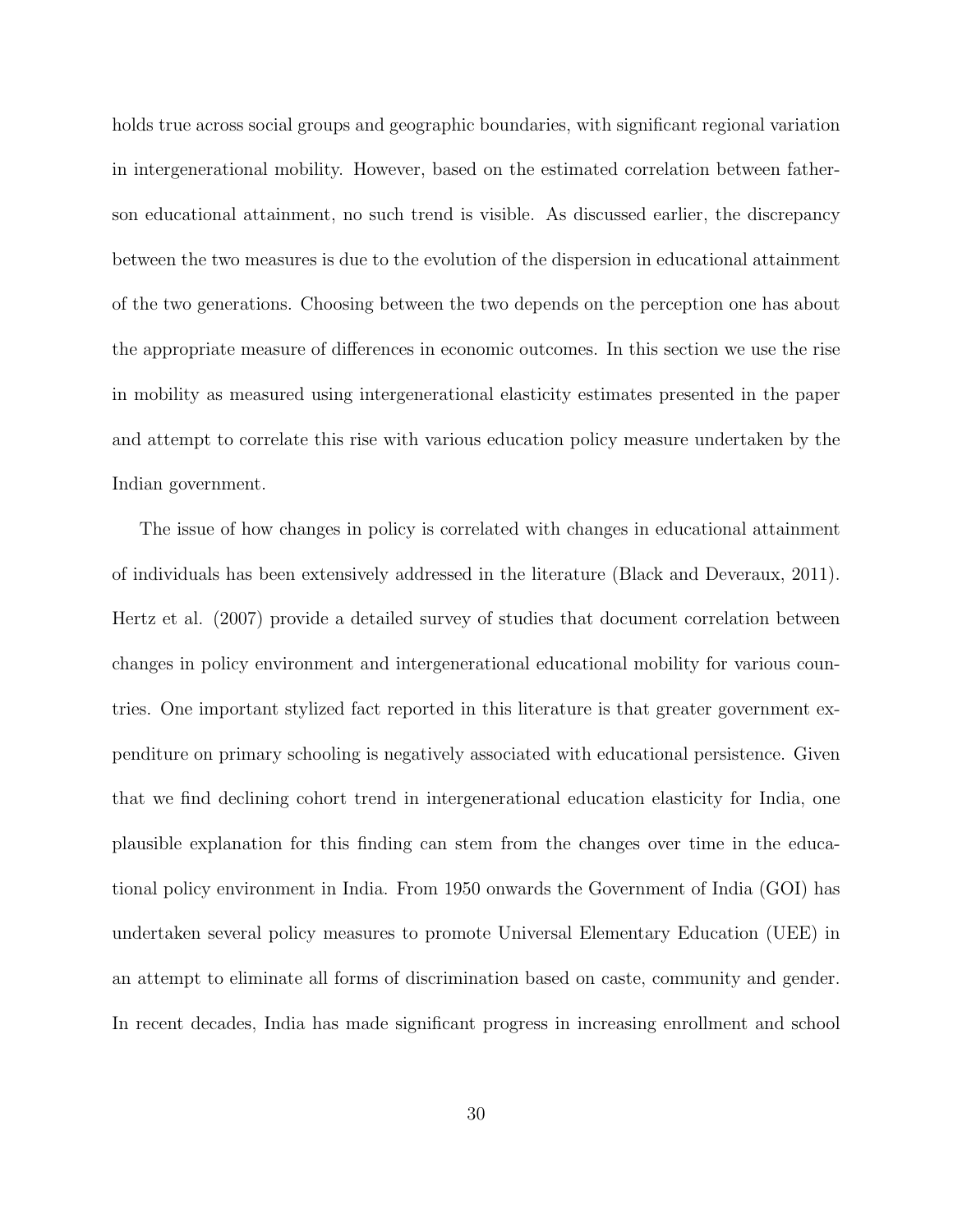holds true across social groups and geographic boundaries, with significant regional variation in intergenerational mobility. However, based on the estimated correlation between father-son educational attainment, no such trend is visible. As discussed earlier, the discrepancy between the two measures is due to the evolution of the dispersion in educational attainment of the two generations. Choosing between the two depends on the perception one has about the appropriate measure of differences in economic outcomes. In this section we use the rise in mobility as measured using intergenerational elasticity estimates presented in the paper and attempt to correlate this rise with various education policy measure undertaken by the Indian government.

The issue of how changes in policy is correlated with changes in educational attainment of individuals has been extensively addressed in the literature (Black and Deveraux, 2011). Hertz et al. (2007) provide a detailed survey of studies that document correlation between changes in policy environment and intergenerational educational mobility for various countries. One important stylized fact reported in this literature is that greater government expenditure on primary schooling is negatively associated with educational persistence. Given that we find declining cohort trend in intergenerational education elasticity for India, one plausible explanation for this finding can stem from the changes over time in the educational policy environment in India. From 1950 onwards the Government of India (GOI) has undertaken several policy measures to promote Universal Elementary Education (UEE) in an attempt to eliminate all forms of discrimination based on caste, community and gender. In recent decades, India has made significant progress in increasing enrollment and school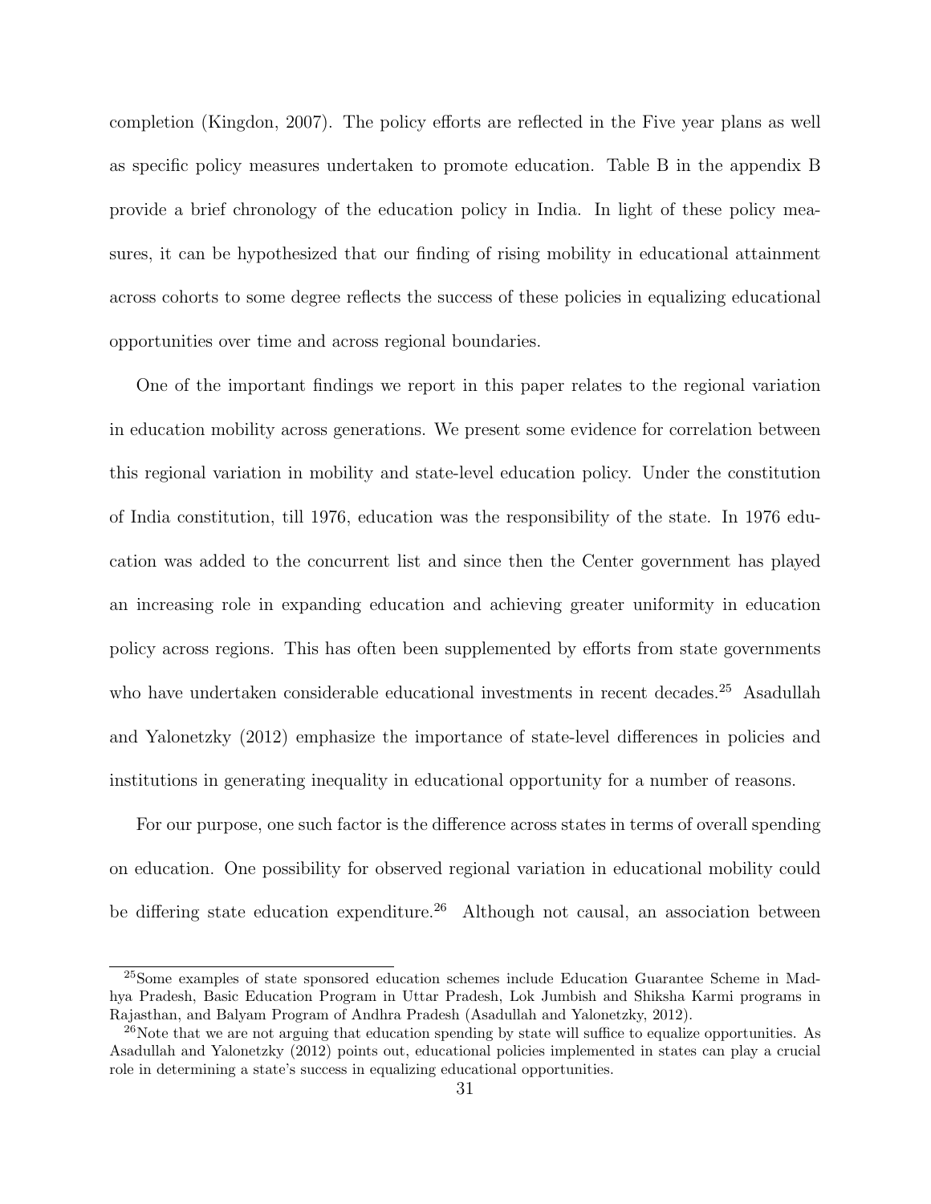completion (Kingdon, 2007). The policy efforts are reflected in the Five year plans as well as specific policy measures undertaken to promote education. Table B in the appendix B provide a brief chronology of the education policy in India. In light of these policy measures, it can be hypothesized that our finding of rising mobility in educational attainment across cohorts to some degree reflects the success of these policies in equalizing educational opportunities over time and across regional boundaries.

One of the important findings we report in this paper relates to the regional variation in education mobility across generations. We present some evidence for correlation between this regional variation in mobility and state-level education policy. Under the constitution of India constitution, till 1976, education was the responsibility of the state. In 1976 education was added to the concurrent list and since then the Center government has played an increasing role in expanding education and achieving greater uniformity in education policy across regions. This has often been supplemented by efforts from state governments who have undertaken considerable educational investments in recent decades.[25] Asadullah and Yalonetzky (2012) emphasize the importance of state-level differences in policies and institutions in generating inequality in educational opportunity for a number of reasons.

For our purpose, one such factor is the difference across states in terms of overall spending on education. One possibility for observed regional variation in educational mobility could be differing state education expenditure.[26] Although not causal, an association between

[25]Some examples of state sponsored education schemes include Education Guarantee Scheme in Madhya Pradesh, Basic Education Program in Uttar Pradesh, Lok Jumbish and Shiksha Karmi programs in Rajasthan, and Balyam Program of Andhra Pradesh (Asadullah and Yalonetzky, 2012).

[26]Note that we are not arguing that education spending by state will suffice to equalize opportunities. As Asadullah and Yalonetzky (2012) points out, educational policies implemented in states can play a crucial role in determining a state's success in equalizing educational opportunities.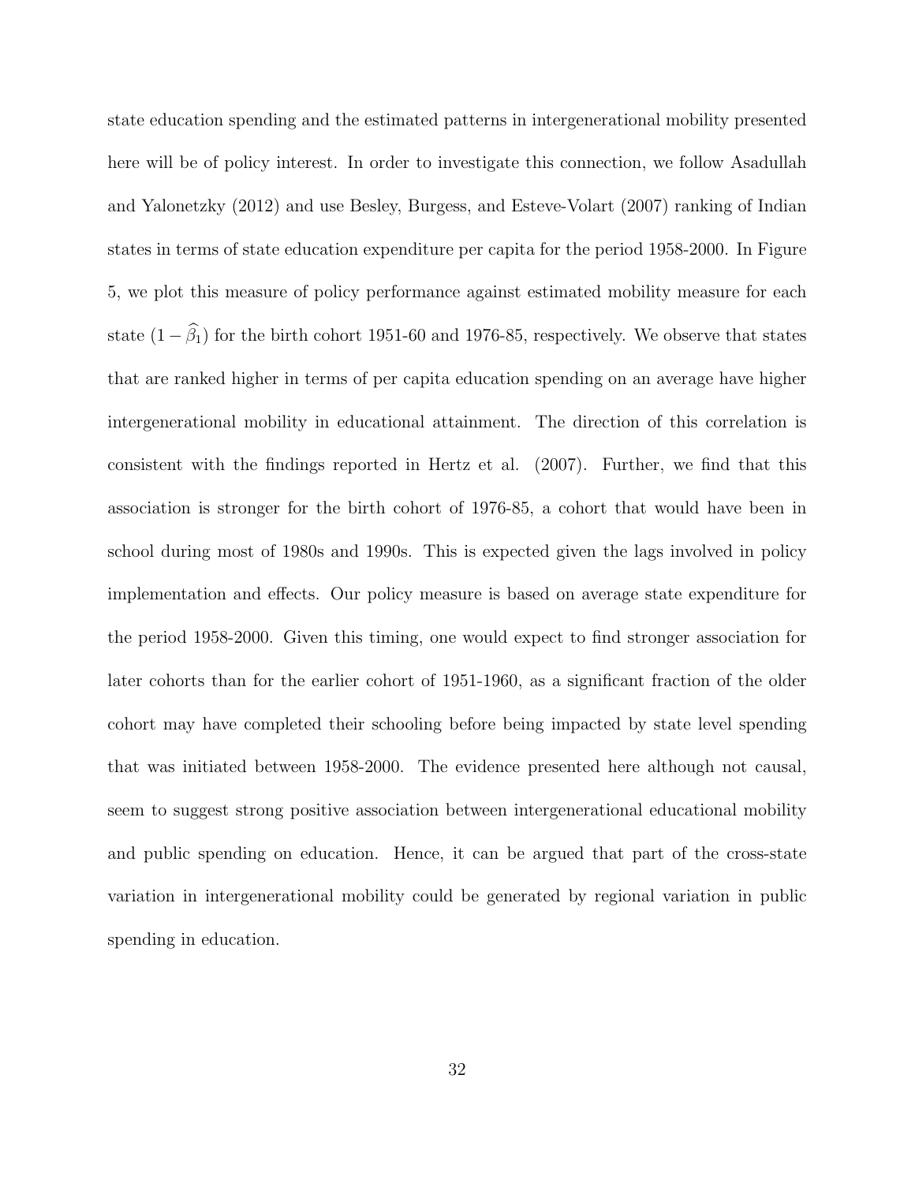state education spending and the estimated patterns in intergenerational mobility presented here will be of policy interest. In order to investigate this connection, we follow Asadullah and Yalonetzky (2012) and use Besley, Burgess, and Esteve-Volart (2007) ranking of Indian states in terms of state education expenditure per capita for the period 1958-2000. In Figure 5, we plot this measure of policy performance against estimated mobility measure for each state $(1-\widehat{\beta}_1)$ for the birth cohort 1951-60 and 1976-85, respectively. We observe that states that are ranked higher in terms of per capita education spending on an average have higher intergenerational mobility in educational attainment. The direction of this correlation is consistent with the findings reported in Hertz et al. (2007). Further, we find that this association is stronger for the birth cohort of 1976-85, a cohort that would have been in school during most of 1980s and 1990s. This is expected given the lags involved in policy implementation and effects. Our policy measure is based on average state expenditure for the period 1958-2000. Given this timing, one would expect to find stronger association for later cohorts than for the earlier cohort of 1951-1960, as a significant fraction of the older cohort may have completed their schooling before being impacted by state level spending that was initiated between 1958-2000. The evidence presented here although not causal, seem to suggest strong positive association between intergenerational educational mobility and public spending on education. Hence, it can be argued that part of the cross-state variation in intergenerational mobility could be generated by regional variation in public spending in education.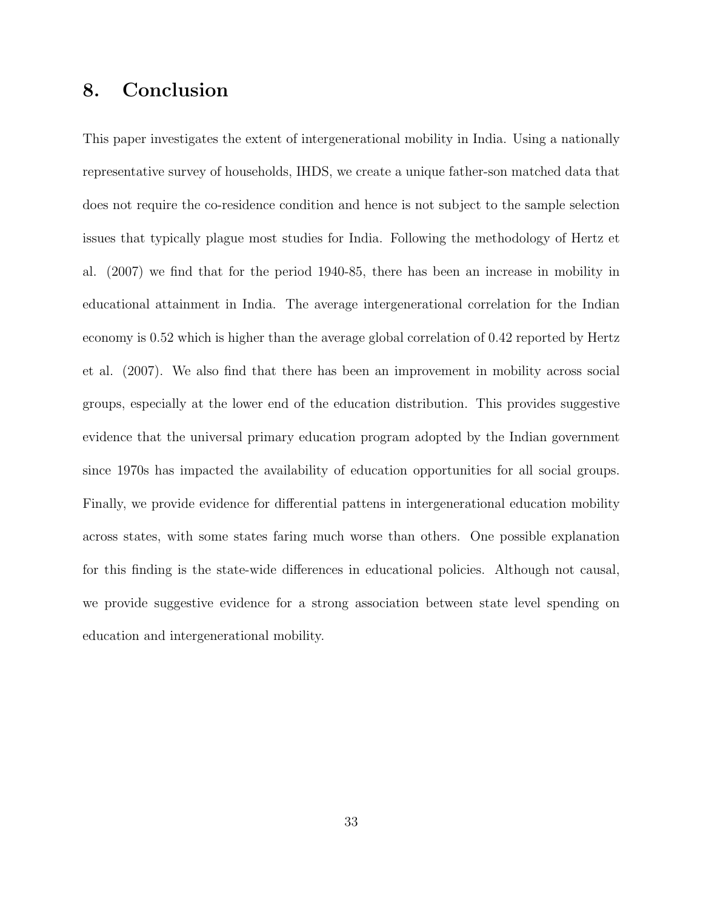## 8. Conclusion

This paper investigates the extent of intergenerational mobility in India. Using a nationally representative survey of households, IHDS, we create a unique father-son matched data that does not require the co-residence condition and hence is not subject to the sample selection issues that typically plague most studies for India. Following the methodology of Hertz et al. (2007) we find that for the period 1940-85, there has been an increase in mobility in educational attainment in India. The average intergenerational correlation for the Indian economy is 0.52 which is higher than the average global correlation of 0.42 reported by Hertz et al. (2007). We also find that there has been an improvement in mobility across social groups, especially at the lower end of the education distribution. This provides suggestive evidence that the universal primary education program adopted by the Indian government since 1970s has impacted the availability of education opportunities for all social groups. Finally, we provide evidence for differential pattens in intergenerational education mobility across states, with some states faring much worse than others. One possible explanation for this finding is the state-wide differences in educational policies. Although not causal, we provide suggestive evidence for a strong association between state level spending on education and intergenerational mobility.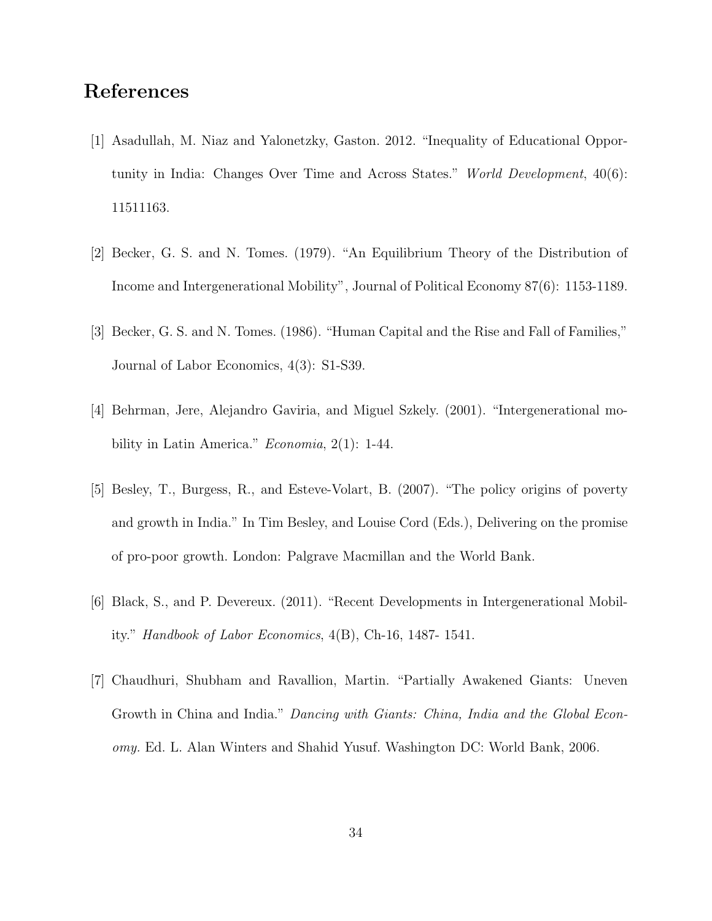# References

[1] Asadullah, M. Niaz and Yalonetzky, Gaston. 2012. "Inequality of Educational Opportunity in India: Changes Over Time and Across States." *World Development*, 40(6): 11511163.

[2] Becker, G. S. and N. Tomes. (1979). "An Equilibrium Theory of the Distribution of Income and Intergenerational Mobility", Journal of Political Economy 87(6): 1153-1189.

[3] Becker, G. S. and N. Tomes. (1986). "Human Capital and the Rise and Fall of Families," Journal of Labor Economics, 4(3): S1-S39.

[4] Behrman, Jere, Alejandro Gaviria, and Miguel Szkely. (2001). "Intergenerational mobility in Latin America." *Economia*, 2(1): 1-44.

[5] Besley, T., Burgess, R., and Esteve-Volart, B. (2007). "The policy origins of poverty and growth in India." In Tim Besley, and Louise Cord (Eds.), Delivering on the promise of pro-poor growth. London: Palgrave Macmillan and the World Bank.

[6] Black, S., and P. Devereux. (2011). "Recent Developments in Intergenerational Mobility." *Handbook of Labor Economics*, 4(B), Ch-16, 1487- 1541.

[7] Chaudhuri, Shubham and Ravallion, Martin. "Partially Awakened Giants: Uneven Growth in China and India." *Dancing with Giants: China, India and the Global Economy.* Ed. L. Alan Winters and Shahid Yusuf. Washington DC: World Bank, 2006.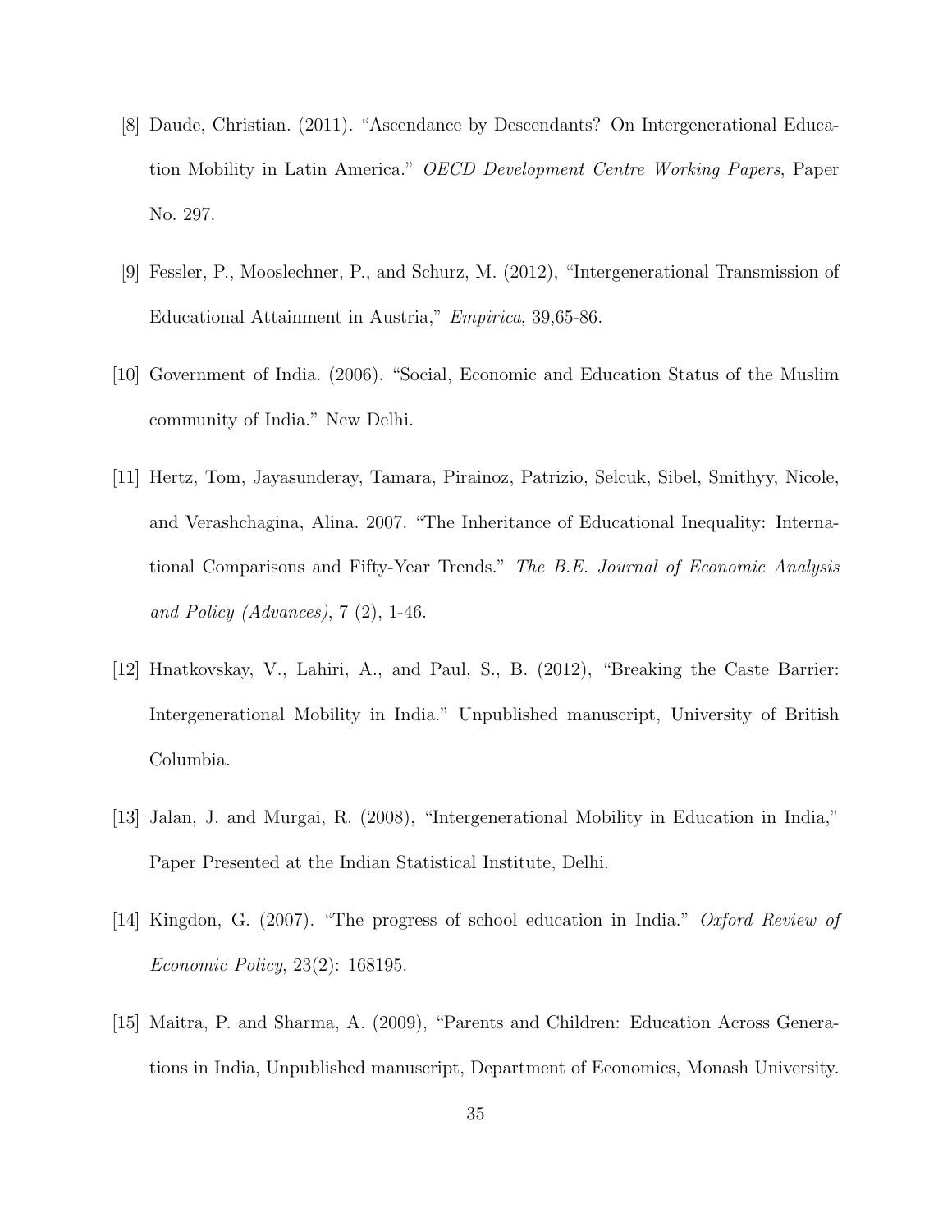[8] Daude, Christian. (2011). "Ascendance by Descendants? On Intergenerational Education Mobility in Latin America." *OECD Development Centre Working Papers*, Paper No. 297.

[9] Fessler, P., Mooslechner, P., and Schurz, M. (2012), "Intergenerational Transmission of Educational Attainment in Austria," *Empirica*, 39,65-86.

[10] Government of India. (2006). "Social, Economic and Education Status of the Muslim community of India." New Delhi.

[11] Hertz, Tom, Jayasunderay, Tamara, Pirainoz, Patrizio, Selcuk, Sibel, Smithyy, Nicole, and Verashchagina, Alina. 2007. "The Inheritance of Educational Inequality: International Comparisons and Fifty-Year Trends." *The B.E. Journal of Economic Analysis and Policy (Advances)*, 7 (2), 1-46.

[12] Hnatkovskay, V., Lahiri, A., and Paul, S., B. (2012), "Breaking the Caste Barrier: Intergenerational Mobility in India." Unpublished manuscript, University of British Columbia.

[13] Jalan, J. and Murgai, R. (2008), "Intergenerational Mobility in Education in India," Paper Presented at the Indian Statistical Institute, Delhi.

[14] Kingdon, G. (2007). "The progress of school education in India." *Oxford Review of Economic Policy*, 23(2): 168195.

[15] Maitra, P. and Sharma, A. (2009), "Parents and Children: Education Across Generations in India, Unpublished manuscript, Department of Economics, Monash University.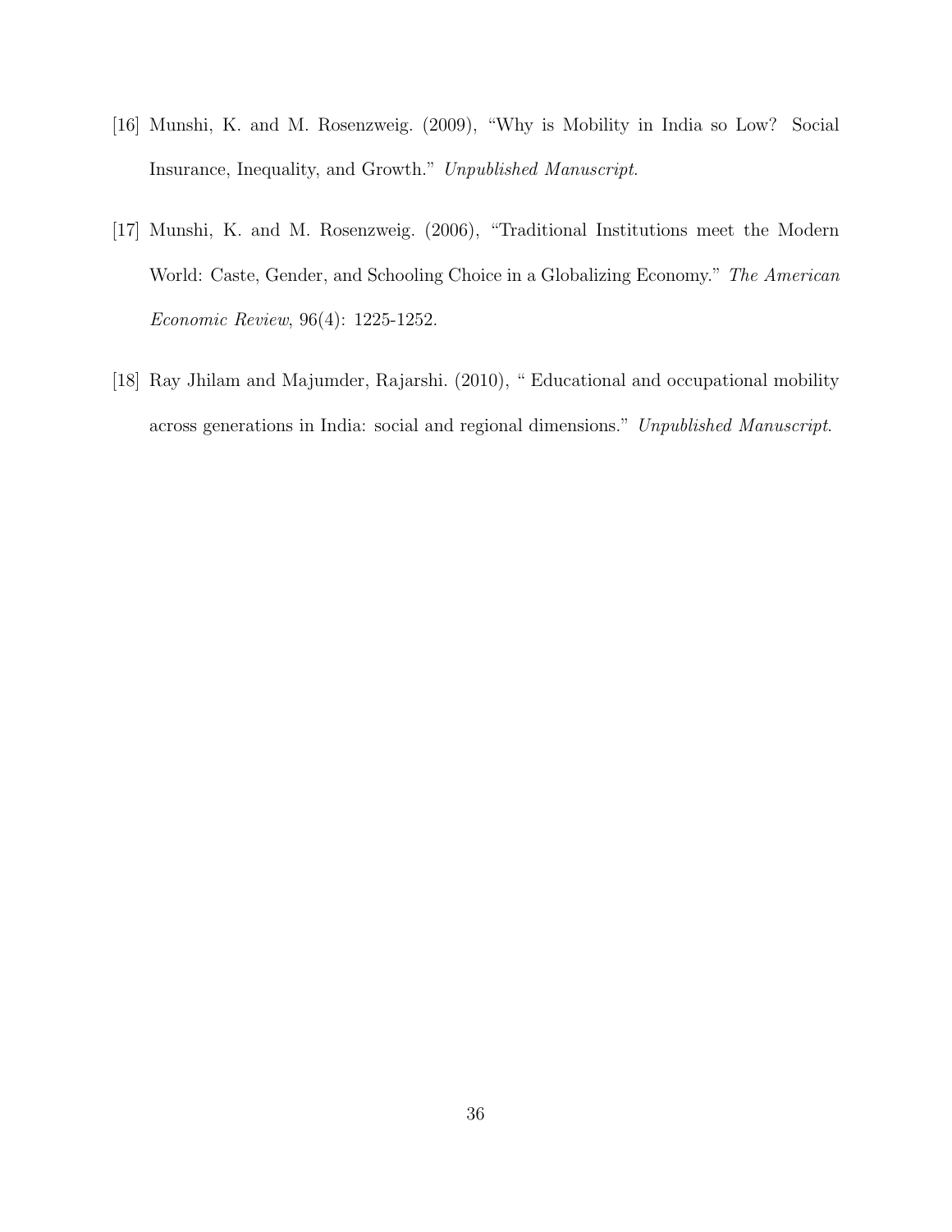[16] Munshi, K. and M. Rosenzweig. (2009), "Why is Mobility in India so Low? Social Insurance, Inequality, and Growth." *Unpublished Manuscript*.

[17] Munshi, K. and M. Rosenzweig. (2006), "Traditional Institutions meet the Modern World: Caste, Gender, and Schooling Choice in a Globalizing Economy." *The American Economic Review*, 96(4): 1225-1252.

[18] Ray Jhilam and Majumder, Rajarshi. (2010), " Educational and occupational mobility across generations in India: social and regional dimensions." *Unpublished Manuscript*.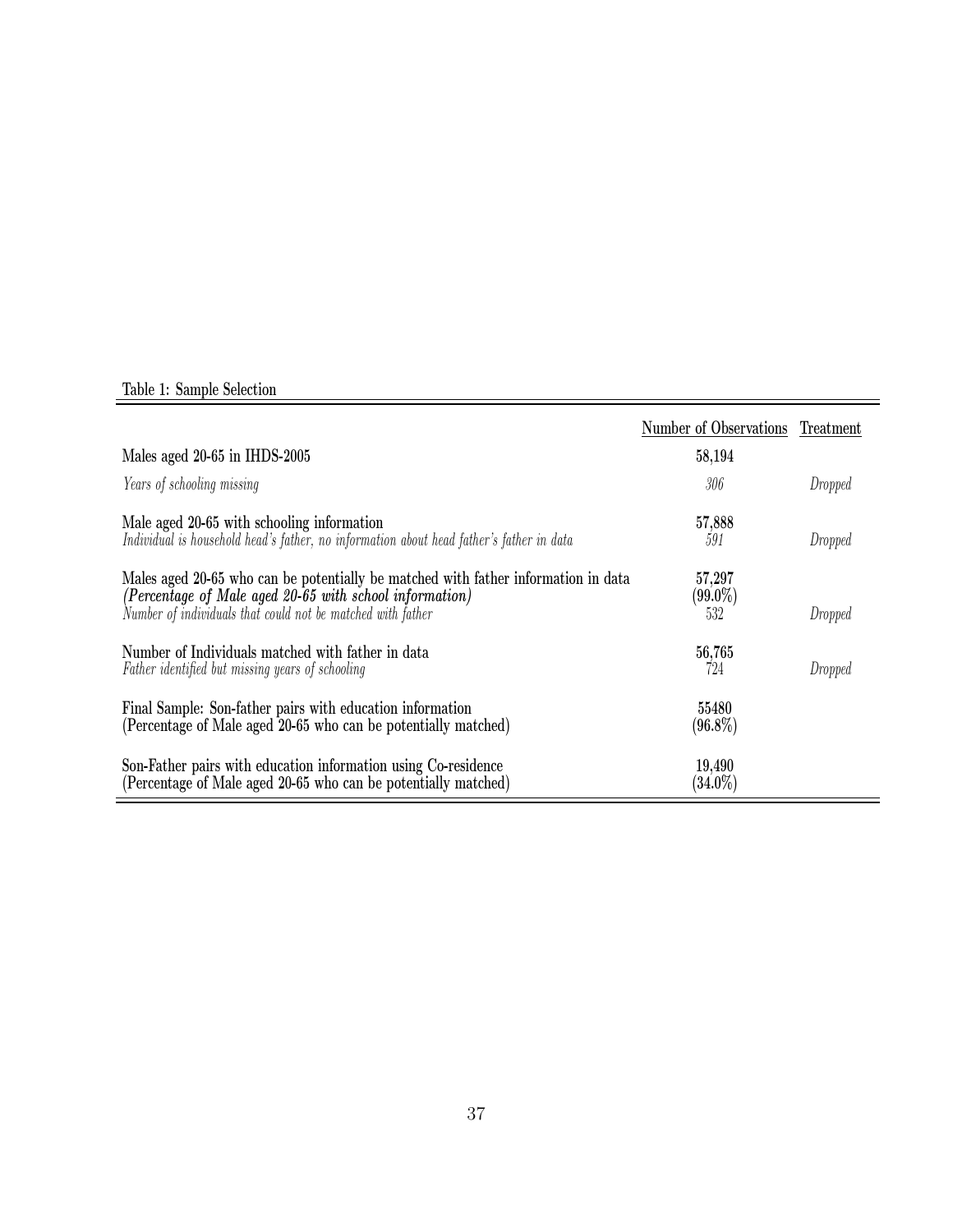Table 1: Sample Selection

| | Number of Observations | Treatment |
|---|---|---|
| Males aged 20-65 in IHDS-2005 | 58,194 | |
| *Years of schooling missing* | *306* | *Dropped* |
| Male aged 20-65 with schooling information | 57,888 | |
| *Individual is household head's father, no information about head father's father in data* | *591* | *Dropped* |
| Males aged 20-65 who can be potentially be matched with father information in data | 57,297 | |
| *(Percentage of Male aged 20-65 with school information)* | (99.0%) | |
| *Number of individuals that could not be matched with father* | *532* | *Dropped* |
| Number of Individuals matched with father in data | 56,765 | |
| *Father identified but missing years of schooling* | *724* | *Dropped* |
| Final Sample: Son-father pairs with education information | 55480 | |
| (Percentage of Male aged 20-65 who can be potentially matched) | (96.8%) | |
| Son-Father pairs with education information using Co-residence | 19,490 | |
| (Percentage of Male aged 20-65 who can be potentially matched) | (34.0%) | |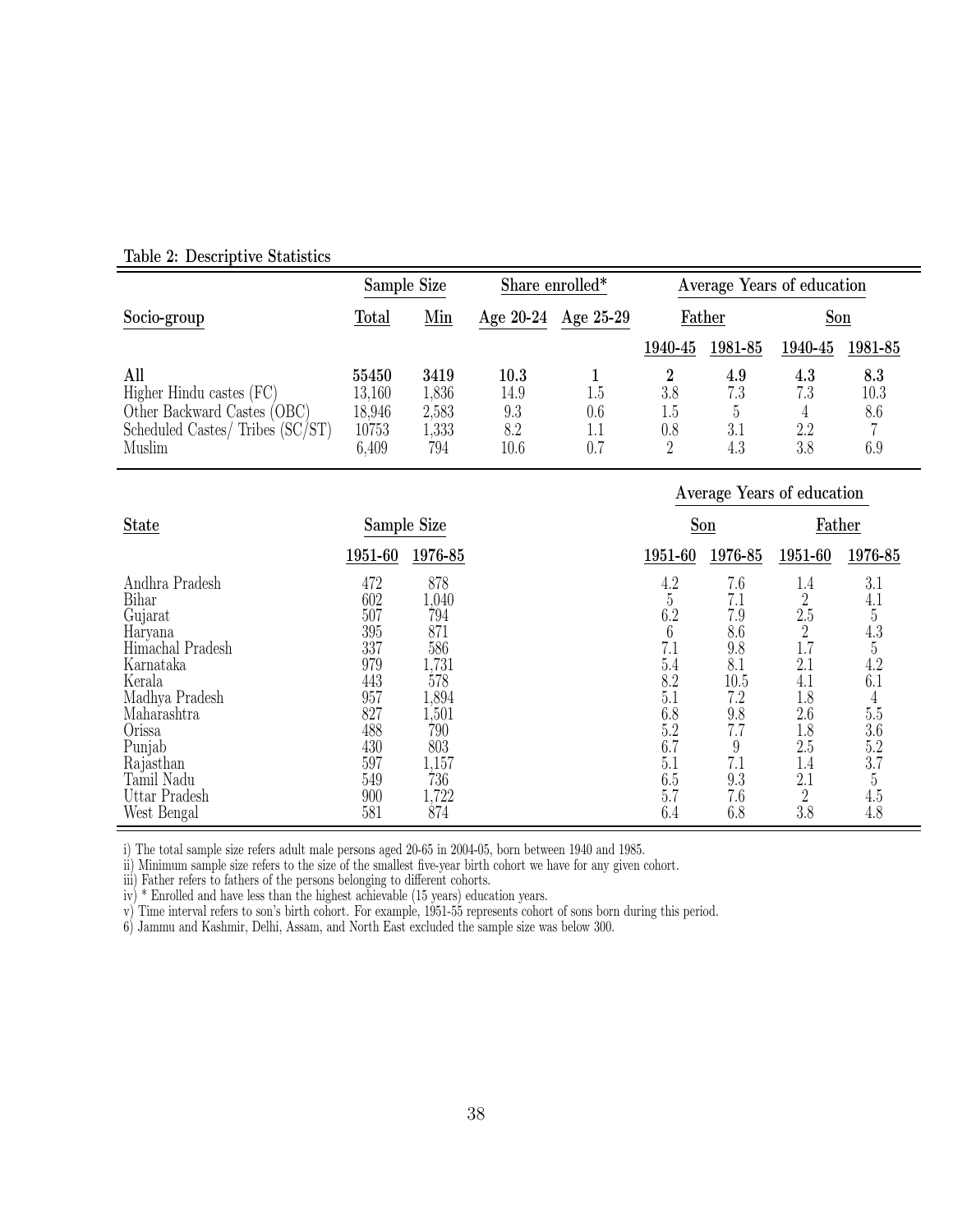Table 2: Descriptive Statistics

| Socio-group | Sample Size | | Share enrolled* | | Average Years of education | | | |
|---|---|---|---|---|---|---|---|---|
| | | | | | Father | | Son | |
| | Total | Min | Age 20-24 | Age 25-29 | 1940-45 | 1981-85 | 1940-45 | 1981-85 |
| **All** | **55450** | **3419** | **10.3** | **1** | **2** | **4.9** | **4.3** | **8.3** |
| Higher Hindu castes (FC) | 13,160 | 1,836 | 14.9 | 1.5 | 3.8 | 7.3 | 7.3 | 10.3 |
| Other Backward Castes (OBC) | 18,946 | 2,583 | 9.3 | 0.6 | 1.5 | 5 | 4 | 8.6 |
| Scheduled Castes/ Tribes (SC/ST) | 10753 | 1,333 | 8.2 | 1.1 | 0.8 | 3.1 | 2.2 | 7 |
| Muslim | 6,409 | 794 | 10.6 | 0.7 | 2 | 4.3 | 3.8 | 6.9 |

| State | Sample Size | | Average Years of education | | | |
|---|---|---|---|---|---|---|
| | | | Son | | Father | |
| | 1951-60 | 1976-85 | 1951-60 | 1976-85 | 1951-60 | 1976-85 |
| Andhra Pradesh | 472 | 878 | 4.2 | 7.6 | 1.4 | 3.1 |
| Bihar | 602 | 1,040 | 5 | 7.1 | 2 | 4.1 |
| Gujarat | 507 | 794 | 6.2 | 7.9 | 2.5 | 5 |
| Haryana | 395 | 871 | 6 | 8.6 | 2 | 4.3 |
| Himachal Pradesh | 337 | 586 | 7.1 | 9.8 | 1.7 | 5 |
| Karnataka | 979 | 1,731 | 5.4 | 8.1 | 2.1 | 4.2 |
| Kerala | 443 | 578 | 8.2 | 10.5 | 4.1 | 6.1 |
| Madhya Pradesh | 957 | 1,894 | 5.1 | 7.2 | 1.8 | 4 |
| Maharashtra | 827 | 1,501 | 6.8 | 9.8 | 2.6 | 5.5 |
| Orissa | 488 | 790 | 5.2 | 7.7 | 1.8 | 3.6 |
| Punjab | 430 | 803 | 6.7 | 9 | 2.5 | 5.2 |
| Rajasthan | 597 | 1,157 | 5.1 | 7.1 | 1.4 | 3.7 |
| Tamil Nadu | 549 | 736 | 6.5 | 9.3 | 2.1 | 5 |
| Uttar Pradesh | 900 | 1,722 | 5.7 | 7.6 | 2 | 4.5 |
| West Bengal | 581 | 874 | 6.4 | 6.8 | 3.8 | 4.8 |

i) The total sample size refers adult male persons aged 20-65 in 2004-05, born between 1940 and 1985.
ii) Minimum sample size refers to the size of the smallest five-year birth cohort we have for any given cohort.
iii) Father refers to fathers of the persons belonging to different cohorts.
iv) * Enrolled and have less than the highest achievable (15 years) education years.
v) Time interval refers to son's birth cohort. For example, 1951-55 represents cohort of sons born during this period.
6) Jammu and Kashmir, Delhi, Assam, and North East excluded the sample size was below 300.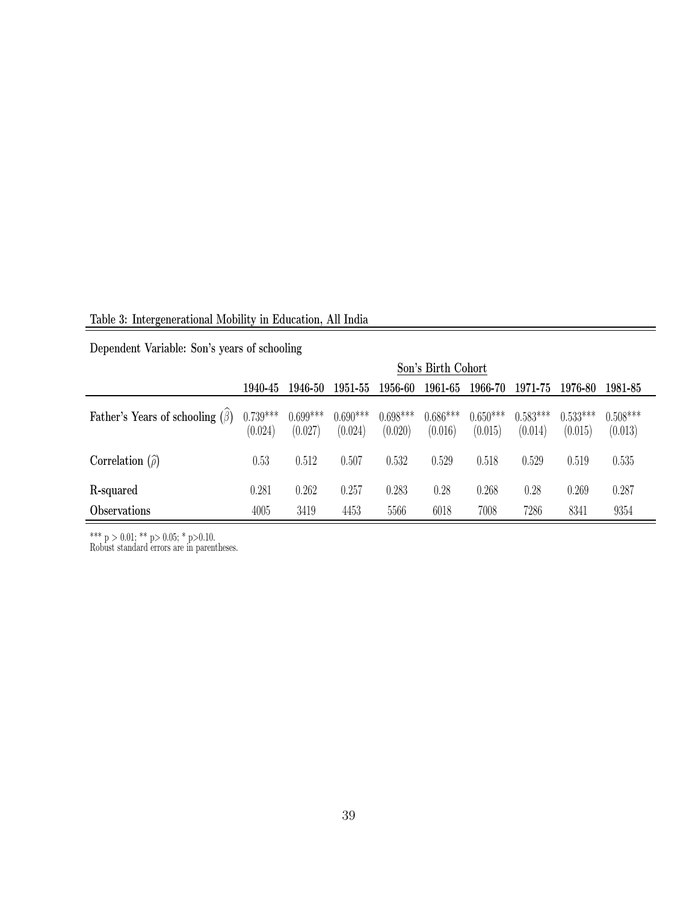Table 3: Intergenerational Mobility in Education, All India

Dependent Variable: Son's years of schooling

| | Son's Birth Cohort | | | | | | | | |
|---|---|---|---|---|---|---|---|---|---|
| | 1940-45 | 1946-50 | 1951-55 | 1956-60 | 1961-65 | 1966-70 | 1971-75 | 1976-80 | 1981-85 |
| Father's Years of schooling ($\widehat{\beta}$) | 0.739*** | 0.699*** | 0.690*** | 0.698*** | 0.686*** | 0.650*** | 0.583*** | 0.533*** | 0.508*** |
| | (0.024) | (0.027) | (0.024) | (0.020) | (0.016) | (0.015) | (0.014) | (0.015) | (0.013) |
| Correlation ($\widehat{\rho}$) | 0.53 | 0.512 | 0.507 | 0.532 | 0.529 | 0.518 | 0.529 | 0.519 | 0.535 |
| R-squared | 0.281 | 0.262 | 0.257 | 0.283 | 0.28 | 0.268 | 0.28 | 0.269 | 0.287 |
| Observations | 4005 | 3419 | 4453 | 5566 | 6018 | 7008 | 7286 | 8341 | 9354 |

*** p > 0.01; ** p> 0.05; * p>0.10.
Robust standard errors are in parentheses.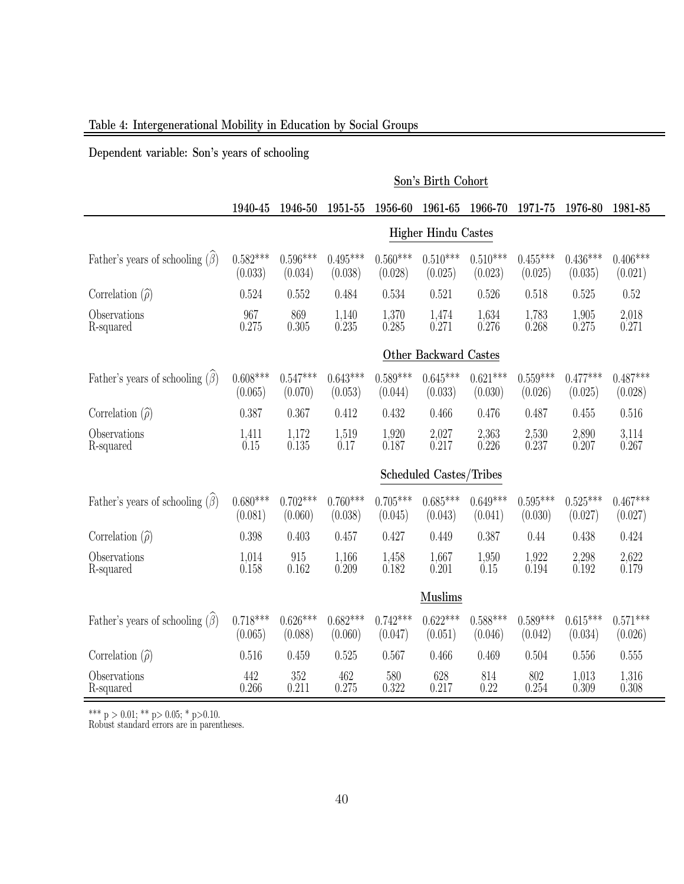Table 4: Intergenerational Mobility in Education by Social Groups

Dependent variable: Son's years of schooling

| | Son's Birth Cohort | | | | | | | | |
|---|---|---|---|---|---|---|---|---|---|
| | 1940-45 | 1946-50 | 1951-55 | 1956-60 | 1961-65 | 1966-70 | 1971-75 | 1976-80 | 1981-85 |
| **Higher Hindu Castes** | | | | | | | | | |
| Father's years of schooling ($\widehat{\beta}$) | 0.582*** | 0.596*** | 0.495*** | 0.560*** | 0.510*** | 0.510*** | 0.455*** | 0.436*** | 0.406*** |
| | (0.033) | (0.034) | (0.038) | (0.028) | (0.025) | (0.023) | (0.025) | (0.035) | (0.021) |
| Correlation ($\widehat{\rho}$) | 0.524 | 0.552 | 0.484 | 0.534 | 0.521 | 0.526 | 0.518 | 0.525 | 0.52 |
| Observations | 967 | 869 | 1,140 | 1,370 | 1,474 | 1,634 | 1,783 | 1,905 | 2,018 |
| R-squared | 0.275 | 0.305 | 0.235 | 0.285 | 0.271 | 0.276 | 0.268 | 0.275 | 0.271 |
| **Other Backward Castes** | | | | | | | | | |
| Father's years of schooling ($\widehat{\beta}$) | 0.608*** | 0.547*** | 0.643*** | 0.589*** | 0.645*** | 0.621*** | 0.559*** | 0.477*** | 0.487*** |
| | (0.065) | (0.070) | (0.053) | (0.044) | (0.033) | (0.030) | (0.026) | (0.025) | (0.028) |
| Correlation ($\widehat{\rho}$) | 0.387 | 0.367 | 0.412 | 0.432 | 0.466 | 0.476 | 0.487 | 0.455 | 0.516 |
| Observations | 1,411 | 1,172 | 1,519 | 1,920 | 2,027 | 2,363 | 2,530 | 2,890 | 3,114 |
| R-squared | 0.15 | 0.135 | 0.17 | 0.187 | 0.217 | 0.226 | 0.237 | 0.207 | 0.267 |
| **Scheduled Castes/Tribes** | | | | | | | | | |
| Father's years of schooling ($\widehat{\beta}$) | 0.680*** | 0.702*** | 0.760*** | 0.705*** | 0.685*** | 0.649*** | 0.595*** | 0.525*** | 0.467*** |
| | (0.081) | (0.060) | (0.038) | (0.045) | (0.043) | (0.041) | (0.030) | (0.027) | (0.027) |
| Correlation ($\widehat{\rho}$) | 0.398 | 0.403 | 0.457 | 0.427 | 0.449 | 0.387 | 0.44 | 0.438 | 0.424 |
| Observations | 1,014 | 915 | 1,166 | 1,458 | 1,667 | 1,950 | 1,922 | 2,298 | 2,622 |
| R-squared | 0.158 | 0.162 | 0.209 | 0.182 | 0.201 | 0.15 | 0.194 | 0.192 | 0.179 |
| **Muslims** | | | | | | | | | |
| Father's years of schooling ($\widehat{\beta}$) | 0.718*** | 0.626*** | 0.682*** | 0.742*** | 0.622*** | 0.588*** | 0.589*** | 0.615*** | 0.571*** |
| | (0.065) | (0.088) | (0.060) | (0.047) | (0.051) | (0.046) | (0.042) | (0.034) | (0.026) |
| Correlation ($\widehat{\rho}$) | 0.516 | 0.459 | 0.525 | 0.567 | 0.466 | 0.469 | 0.504 | 0.556 | 0.555 |
| Observations | 442 | 352 | 462 | 580 | 628 | 814 | 802 | 1,013 | 1,316 |
| R-squared | 0.266 | 0.211 | 0.275 | 0.322 | 0.217 | 0.22 | 0.254 | 0.309 | 0.308 |

*** p > 0.01; ** p> 0.05; * p>0.10.
Robust standard errors are in parentheses.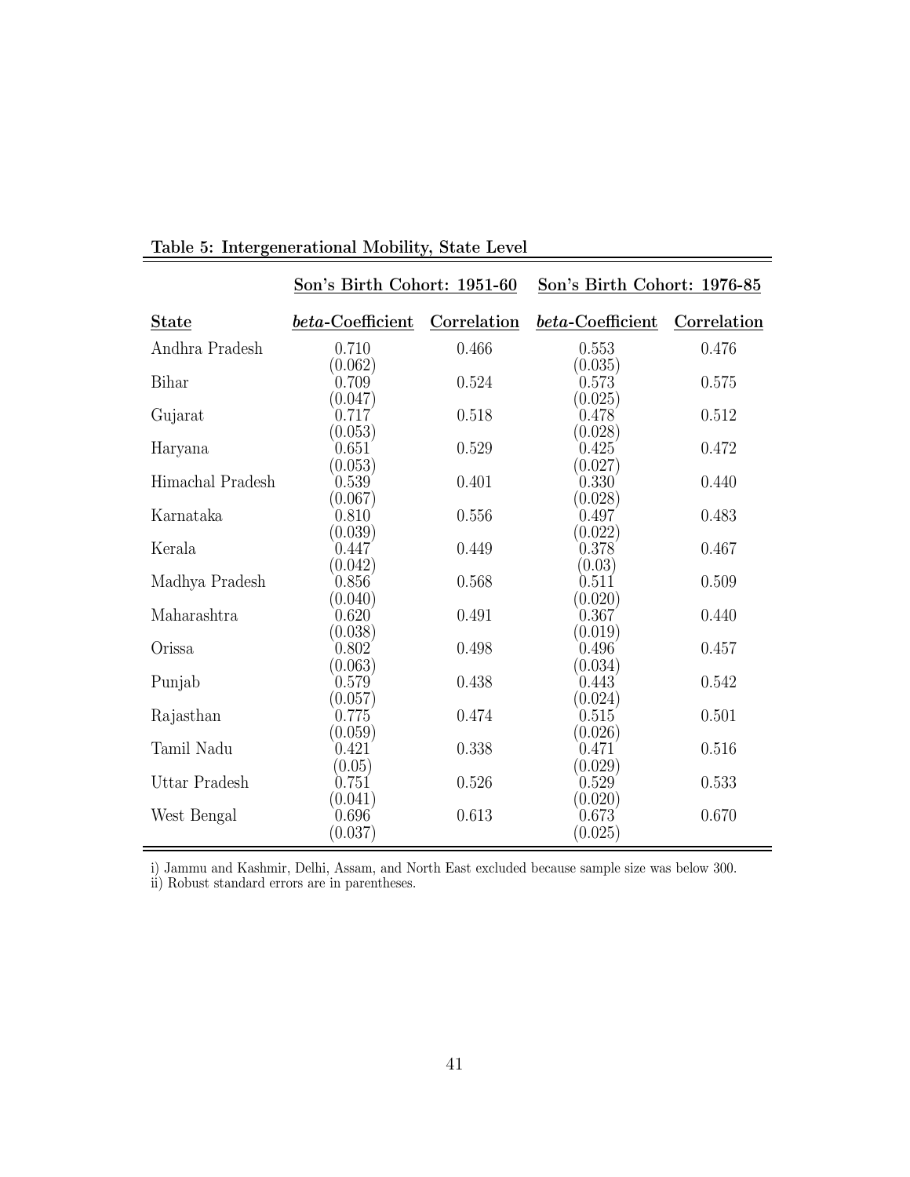**Table 5: Intergenerational Mobility, State Level**

| | Son's Birth Cohort: 1951-60 | | Son's Birth Cohort: 1976-85 | |
|---|---|---|---|---|
| State | *beta*-Coefficient | Correlation | *beta*-Coefficient | Correlation |
| Andhra Pradesh | 0.710 (0.062) | 0.466 | 0.553 (0.035) | 0.476 |
| Bihar | 0.709 (0.047) | 0.524 | 0.573 (0.025) | 0.575 |
| Gujarat | 0.717 (0.053) | 0.518 | 0.478 (0.028) | 0.512 |
| Haryana | 0.651 (0.053) | 0.529 | 0.425 (0.027) | 0.472 |
| Himachal Pradesh | 0.539 (0.067) | 0.401 | 0.330 (0.028) | 0.440 |
| Karnataka | 0.810 (0.039) | 0.556 | 0.497 (0.022) | 0.483 |
| Kerala | 0.447 (0.042) | 0.449 | 0.378 (0.03) | 0.467 |
| Madhya Pradesh | 0.856 (0.040) | 0.568 | 0.511 (0.020) | 0.509 |
| Maharashtra | 0.620 (0.038) | 0.491 | 0.367 (0.019) | 0.440 |
| Orissa | 0.802 (0.063) | 0.498 | 0.496 (0.034) | 0.457 |
| Punjab | 0.579 (0.057) | 0.438 | 0.443 (0.024) | 0.542 |
| Rajasthan | 0.775 (0.059) | 0.474 | 0.515 (0.026) | 0.501 |
| Tamil Nadu | 0.421 (0.05) | 0.338 | 0.471 (0.029) | 0.516 |
| Uttar Pradesh | 0.751 (0.041) | 0.526 | 0.529 (0.020) | 0.533 |
| West Bengal | 0.696 (0.037) | 0.613 | 0.673 (0.025) | 0.670 |

i) Jammu and Kashmir, Delhi, Assam, and North East excluded because sample size was below 300.
ii) Robust standard errors are in parentheses.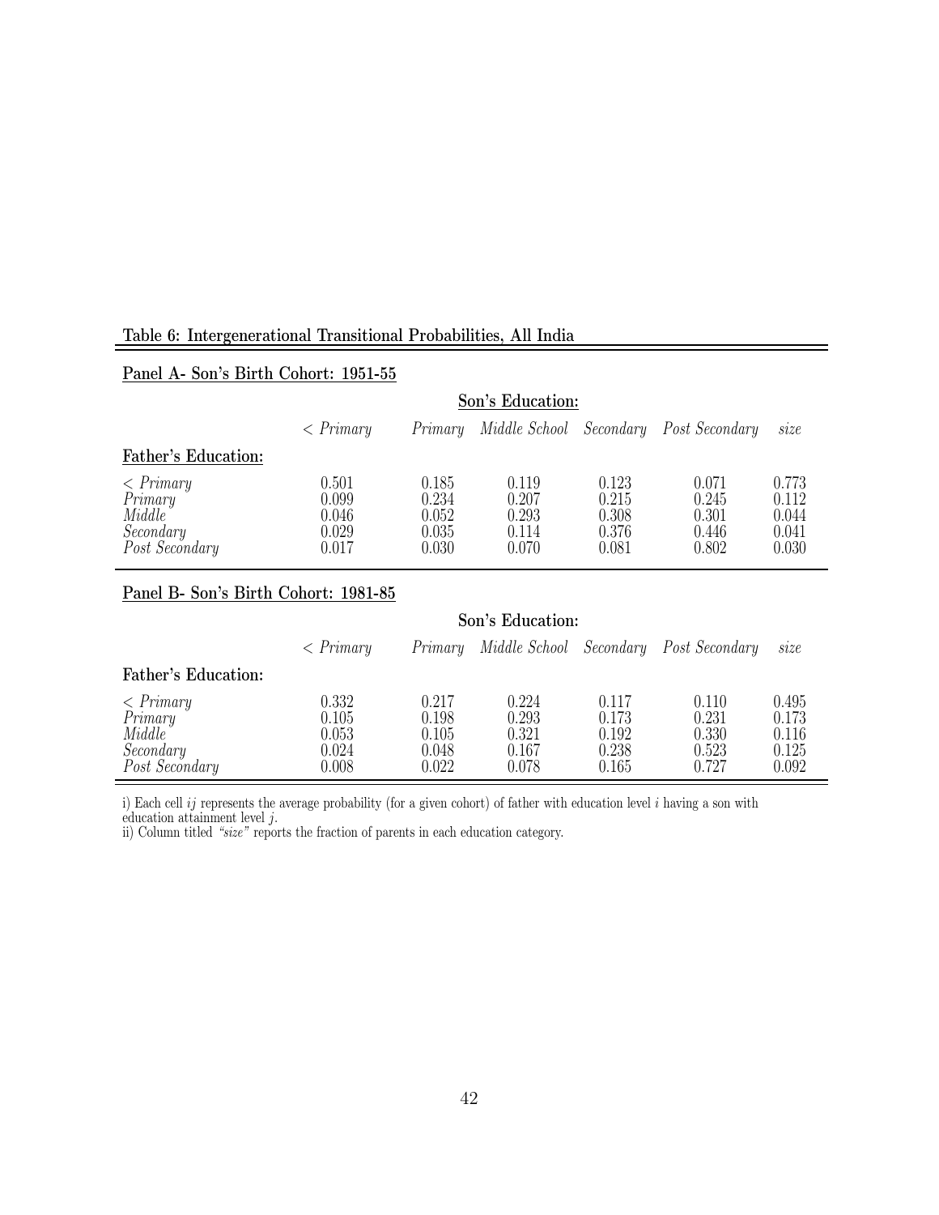**Table 6: Intergenerational Transitional Probabilities, All India**

**Panel A- Son's Birth Cohort: 1951-55**

| | Son's Education: | | | | | |
|---|---|---|---|---|---|---|
| | *< Primary* | *Primary* | *Middle School* | *Secondary* | *Post Secondary* | *size* |
| **Father's Education:** | | | | | | |
| *< Primary* | 0.501 | 0.185 | 0.119 | 0.123 | 0.071 | 0.773 |
| *Primary* | 0.099 | 0.234 | 0.207 | 0.215 | 0.245 | 0.112 |
| *Middle* | 0.046 | 0.052 | 0.293 | 0.308 | 0.301 | 0.044 |
| *Secondary* | 0.029 | 0.035 | 0.114 | 0.376 | 0.446 | 0.041 |
| *Post Secondary* | 0.017 | 0.030 | 0.070 | 0.081 | 0.802 | 0.030 |

**Panel B- Son's Birth Cohort: 1981-85**

| | Son's Education: | | | | | |
|---|---|---|---|---|---|---|
| | *< Primary* | *Primary* | *Middle School* | *Secondary* | *Post Secondary* | *size* |
| **Father's Education:** | | | | | | |
| *< Primary* | 0.332 | 0.217 | 0.224 | 0.117 | 0.110 | 0.495 |
| *Primary* | 0.105 | 0.198 | 0.293 | 0.173 | 0.231 | 0.173 |
| *Middle* | 0.053 | 0.105 | 0.321 | 0.192 | 0.330 | 0.116 |
| *Secondary* | 0.024 | 0.048 | 0.167 | 0.238 | 0.523 | 0.125 |
| *Post Secondary* | 0.008 | 0.022 | 0.078 | 0.165 | 0.727 | 0.092 |

i) Each cell $ij$ represents the average probability (for a given cohort) of father with education level $i$ having a son with education attainment level $j$.
ii) Column titled *"size"* reports the fraction of parents in each education category.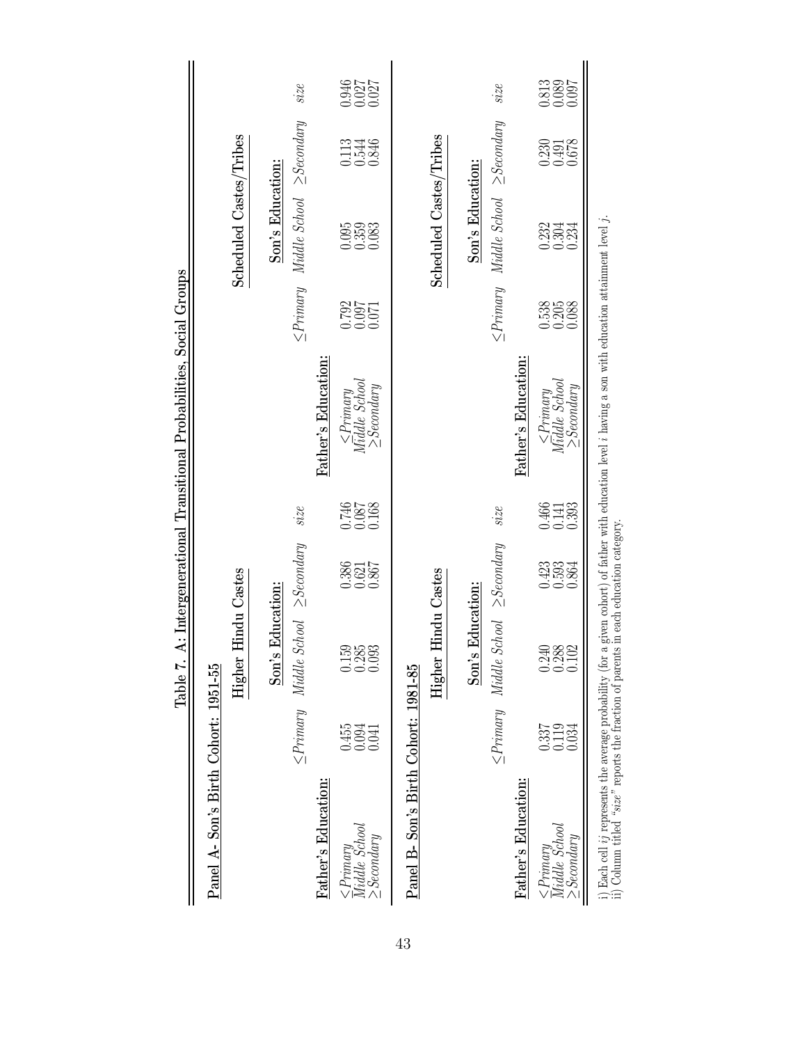## Table 7. A: Intergenerational Transitional Probabilities, Social Groups

**Panel A- Son's Birth Cohort: 1951-55**

| | Higher Hindu Castes | | | | Scheduled Castes/Tribes | | | |
|---|---|---|---|---|---|---|---|---|
| | Son's Education: | | | | Son's Education: | | | |
| **Father's Education:** | *≤Primary* | *Middle School* | *≥Secondary* | *size* | *≤Primary* | *Middle School* | *≥Secondary* | *size* |
| *≤Primary* | 0.455 | 0.159 | 0.386 | 0.746 | 0.792 | 0.095 | 0.113 | 0.946 |
| *Middle School* | 0.094 | 0.285 | 0.621 | 0.087 | 0.097 | 0.359 | 0.544 | 0.027 |
| *≥Secondary* | 0.041 | 0.093 | 0.867 | 0.168 | 0.071 | 0.083 | 0.846 | 0.027 |

**Panel B- Son's Birth Cohort: 1981-85**

| | Higher Hindu Castes | | | | Scheduled Castes/Tribes | | | |
|---|---|---|---|---|---|---|---|---|
| | Son's Education: | | | | Son's Education: | | | |
| **Father's Education:** | *≤Primary* | *Middle School* | *≥Secondary* | *size* | *≤Primary* | *Middle School* | *≥Secondary* | *size* |
| *≤Primary* | 0.337 | 0.240 | 0.423 | 0.466 | 0.538 | 0.232 | 0.230 | 0.813 |
| *Middle School* | 0.119 | 0.288 | 0.593 | 0.141 | 0.205 | 0.304 | 0.491 | 0.089 |
| *≥Secondary* | 0.034 | 0.102 | 0.864 | 0.393 | 0.088 | 0.234 | 0.678 | 0.097 |

i) Each cell $ij$ represents the average probability (for a given cohort) of father with education level $i$ having a son with education attainment level $j$.
ii) Column titled "*size*" reports the fraction of parents in each education category.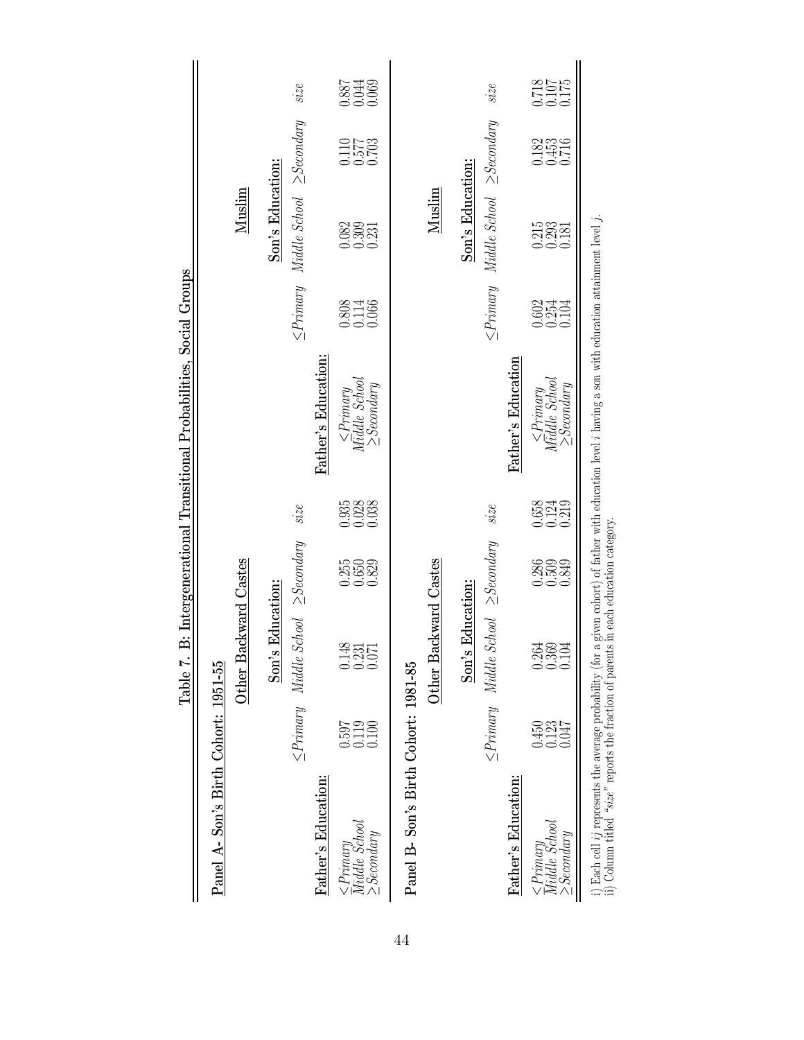# Table 7. B: Intergenerational Transitional Probabilities, Social Groups

**Panel A- Son's Birth Cohort: 1951-55**

| | Other Backward Castes | | | | | Muslim | | | |
|---|---|---|---|---|---|---|---|---|---|
| | Son's Education: | | | | | Son's Education: | | | |
| **Father's Education:** | *≤Primary* | *Middle School* | *≥Secondary* | *size* | **Father's Education:** | *≤Primary* | *Middle School* | *≥Secondary* | *size* |
| *≤Primary* | 0.597 | 0.148 | 0.255 | 0.935 | *≤Primary* | 0.808 | 0.082 | 0.110 | 0.887 |
| *Middle School* | 0.119 | 0.231 | 0.650 | 0.028 | *Middle School* | 0.114 | 0.309 | 0.577 | 0.044 |
| *≥Secondary* | 0.100 | 0.071 | 0.829 | 0.038 | *≥Secondary* | 0.066 | 0.231 | 0.703 | 0.069 |

**Panel B- Son's Birth Cohort: 1981-85**

| | Other Backward Castes | | | | | Muslim | | | |
|---|---|---|---|---|---|---|---|---|---|
| | Son's Education: | | | | | Son's Education: | | | |
| **Father's Education:** | *≤Primary* | *Middle School* | *≥Secondary* | *size* | **Father's Education** | *≤Primary* | *Middle School* | *≥Secondary* | *size* |
| *≤Primary* | 0.450 | 0.264 | 0.286 | 0.658 | *≤Primary* | 0.602 | 0.215 | 0.182 | 0.718 |
| *Middle School* | 0.123 | 0.369 | 0.509 | 0.124 | *Middle School* | 0.254 | 0.293 | 0.453 | 0.107 |
| *≥Secondary* | 0.047 | 0.104 | 0.849 | 0.219 | *≥Secondary* | 0.104 | 0.181 | 0.716 | 0.175 |

i) Each cell $ij$ represents the average probability (for a given cohort) of father with education level $i$ having a son with education attainment level $j$.
ii) Column titled "*size*" reports the fraction of parents in each education category.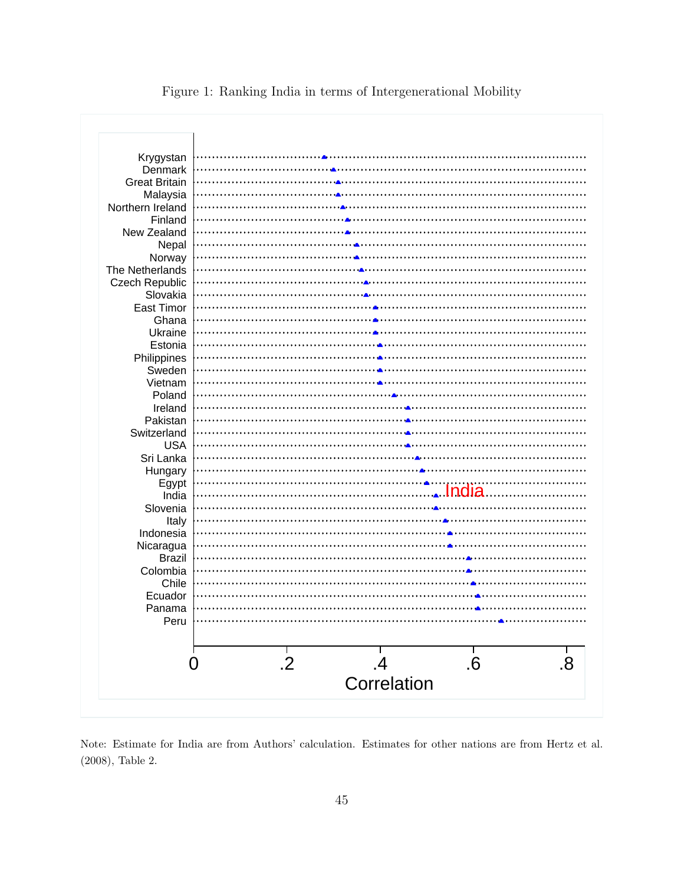Figure 1: Ranking India in terms of Intergenerational Mobility

Note: Estimate for India are from Authors' calculation. Estimates for other nations are from Hertz et al. (2008), Table 2.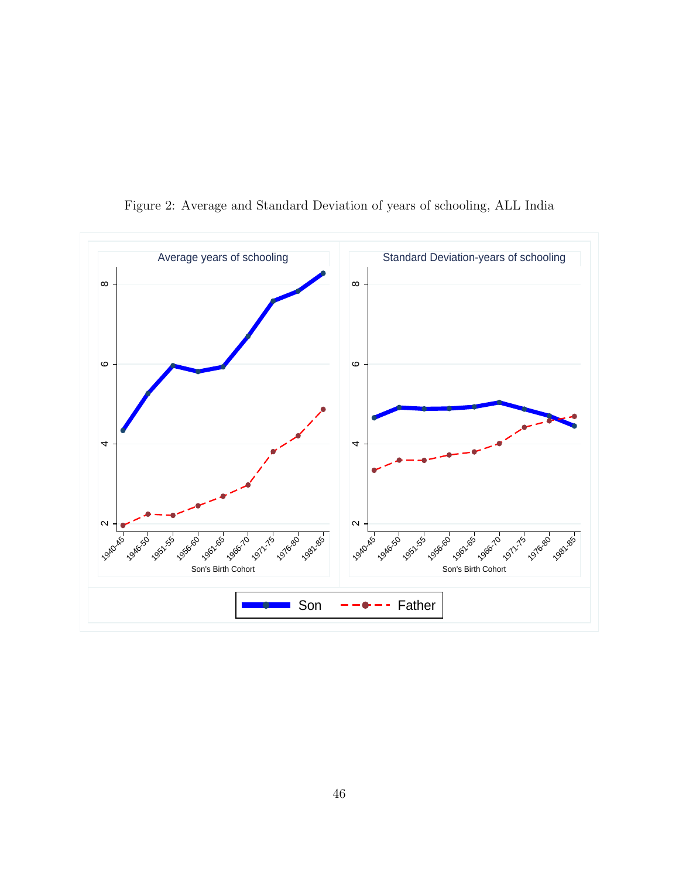Figure 2: Average and Standard Deviation of years of schooling, ALL India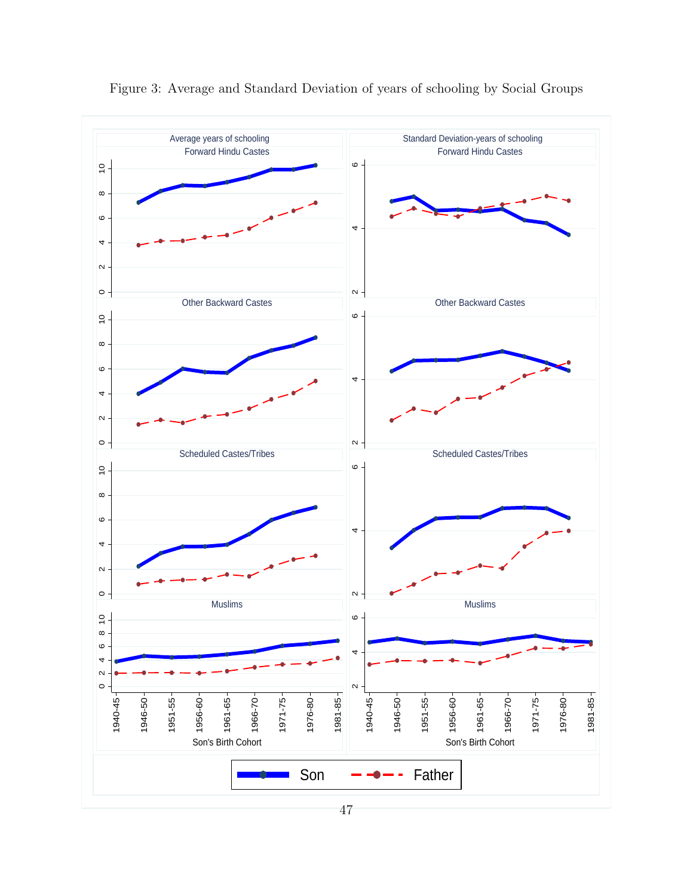Figure 3: Average and Standard Deviation of years of schooling by Social Groups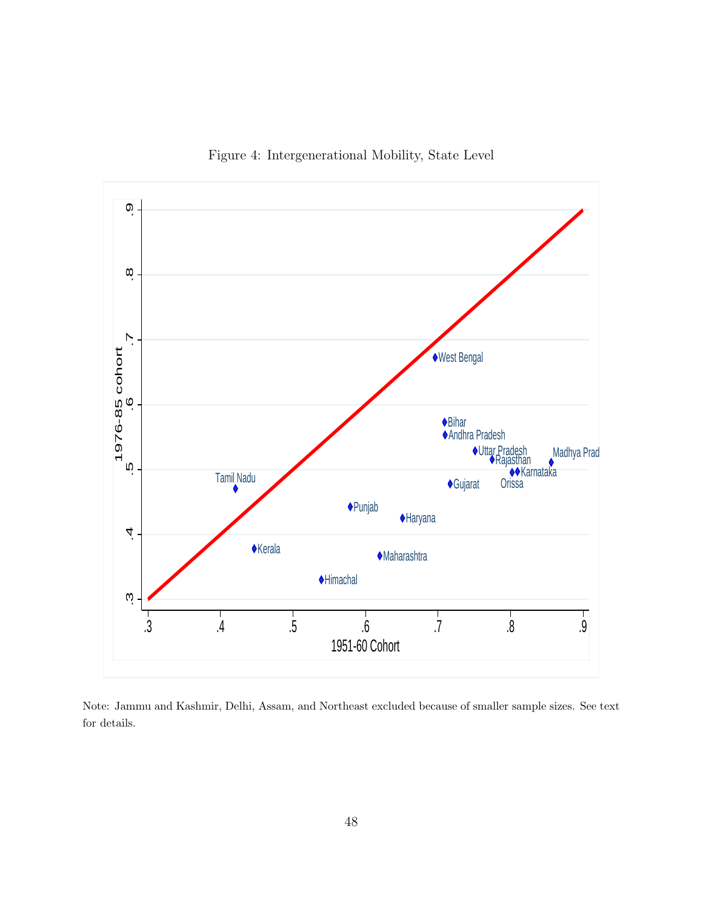Figure 4: Intergenerational Mobility, State Level

Note: Jammu and Kashmir, Delhi, Assam, and Northeast excluded because of smaller sample sizes. See text for details.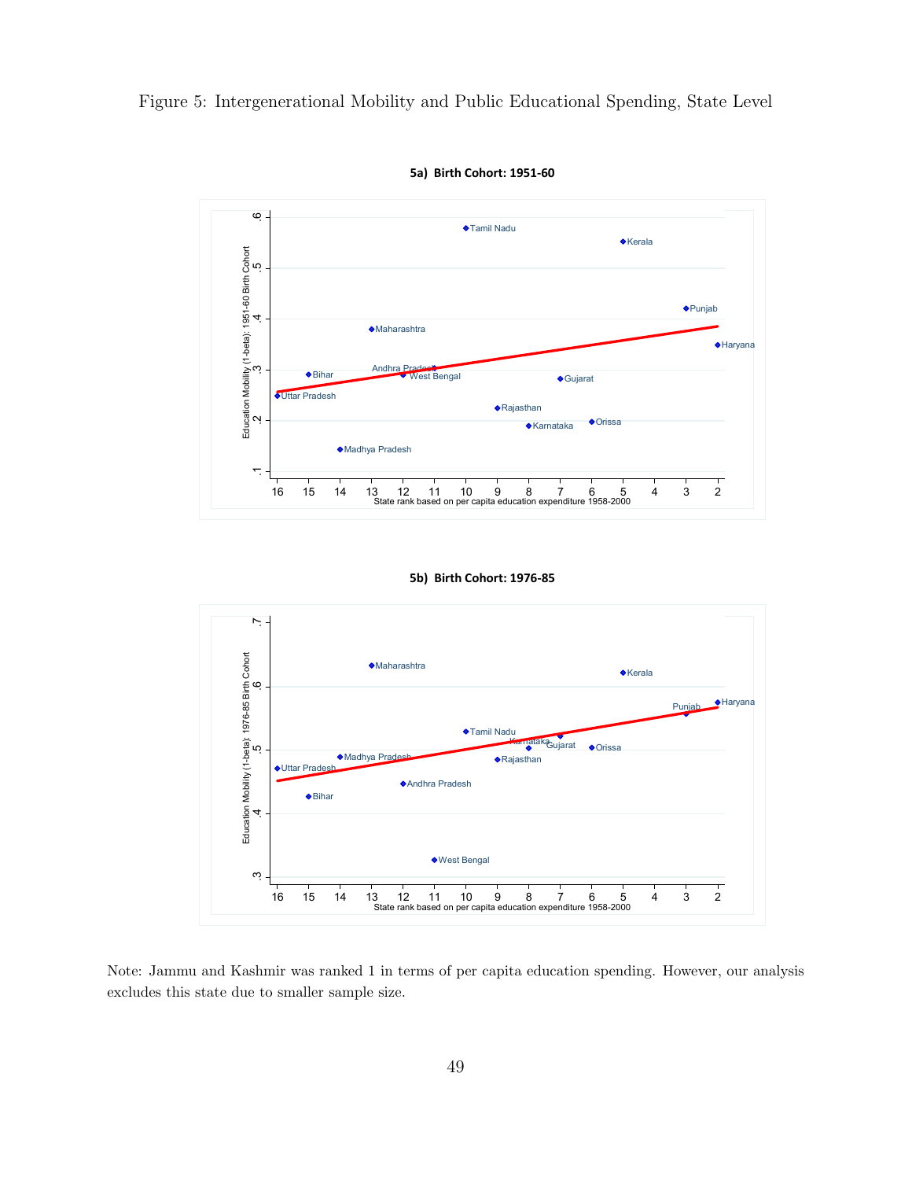Figure 5: Intergenerational Mobility and Public Educational Spending, State Level

**5a) Birth Cohort: 1951-60**

**5b) Birth Cohort: 1976-85**

Note: Jammu and Kashmir was ranked 1 in terms of per capita education spending. However, our analysis excludes this state due to smaller sample size.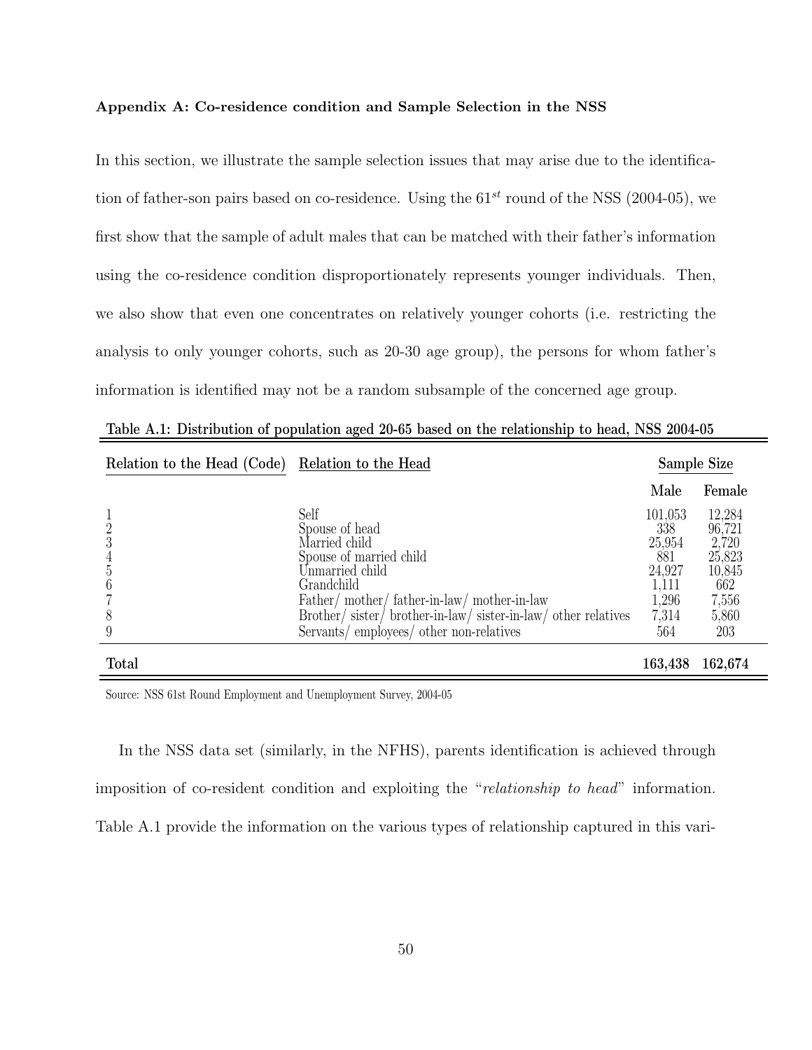**Appendix A: Co-residence condition and Sample Selection in the NSS**

In this section, we illustrate the sample selection issues that may arise due to the identification of father-son pairs based on co-residence. Using the $61^{st}$ round of the NSS (2004-05), we first show that the sample of adult males that can be matched with their father's information using the co-residence condition disproportionately represents younger individuals. Then, we also show that even one concentrates on relatively younger cohorts (i.e. restricting the analysis to only younger cohorts, such as 20-30 age group), the persons for whom father's information is identified may not be a random subsample of the concerned age group.

Table A.1: Distribution of population aged 20-65 based on the relationship to head, NSS 2004-05

| Relation to the Head (Code) | Relation to the Head | Sample Size | |
|---|---|---|---|
| | | Male | Female |
| 1 | Self | 101,053 | 12,284 |
| 2 | Spouse of head | 338 | 96,721 |
| 3 | Married child | 25,954 | 2,720 |
| 4 | Spouse of married child | 881 | 25,823 |
| 5 | Unmarried child | 24,927 | 10,845 |
| 6 | Grandchild | 1,111 | 662 |
| 7 | Father/ mother/ father-in-law/ mother-in-law | 1,296 | 7,556 |
| 8 | Brother/ sister/ brother-in-law/ sister-in-law/ other relatives | 7,314 | 5,860 |
| 9 | Servants/ employees/ other non-relatives | 564 | 203 |
| **Total** | | **163,438** | **162,674** |

Source: NSS 61st Round Employment and Unemployment Survey, 2004-05

In the NSS data set (similarly, in the NFHS), parents identification is achieved through imposition of co-resident condition and exploiting the "*relationship to head*" information. Table A.1 provide the information on the various types of relationship captured in this vari-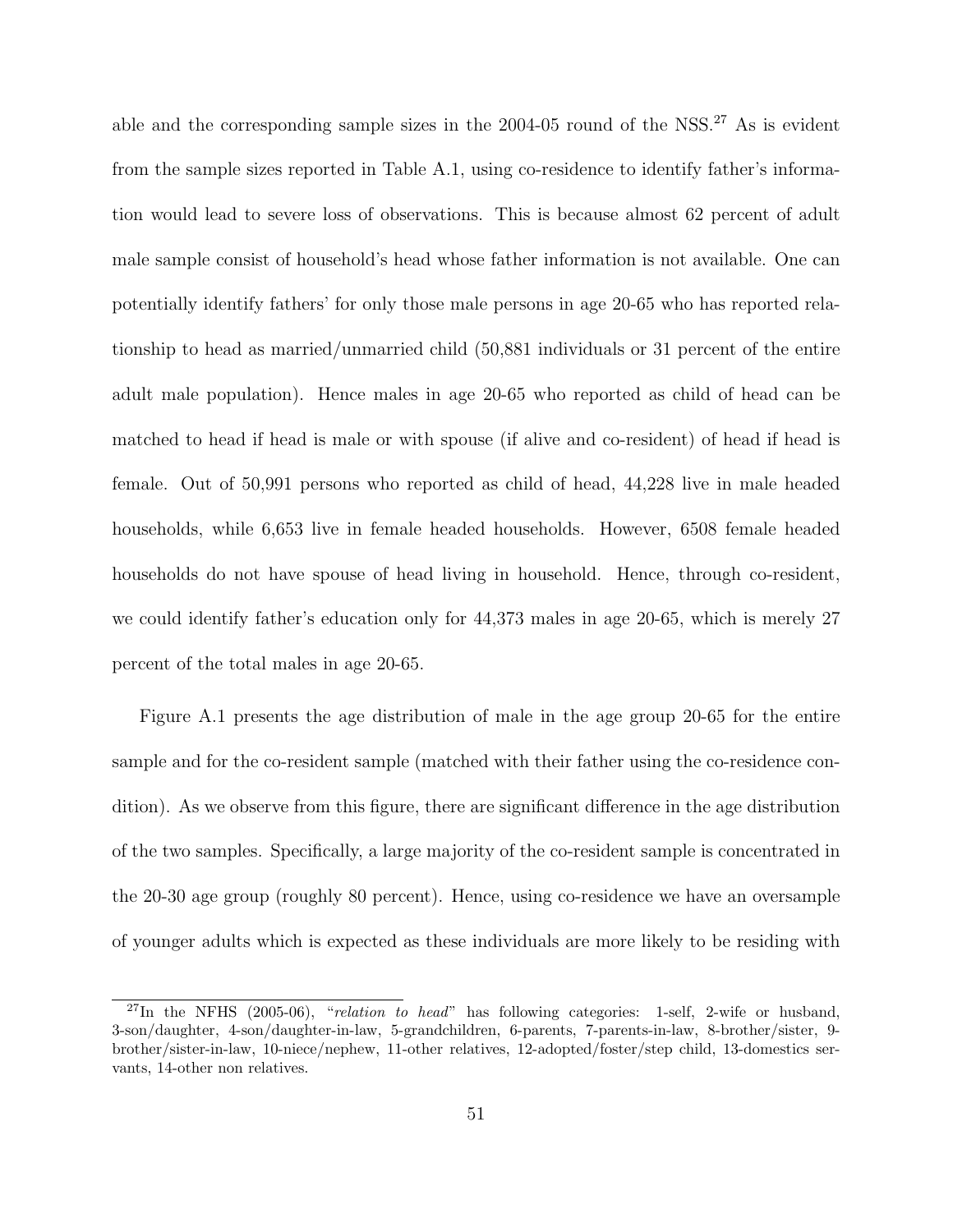able and the corresponding sample sizes in the 2004-05 round of the NSS.[27] As is evident from the sample sizes reported in Table A.1, using co-residence to identify father's information would lead to severe loss of observations. This is because almost 62 percent of adult male sample consist of household's head whose father information is not available. One can potentially identify fathers' for only those male persons in age 20-65 who has reported relationship to head as married/unmarried child (50,881 individuals or 31 percent of the entire adult male population). Hence males in age 20-65 who reported as child of head can be matched to head if head is male or with spouse (if alive and co-resident) of head if head is female. Out of 50,991 persons who reported as child of head, 44,228 live in male headed households, while 6,653 live in female headed households. However, 6508 female headed households do not have spouse of head living in household. Hence, through co-resident, we could identify father's education only for 44,373 males in age 20-65, which is merely 27 percent of the total males in age 20-65.

Figure A.1 presents the age distribution of male in the age group 20-65 for the entire sample and for the co-resident sample (matched with their father using the co-residence condition). As we observe from this figure, there are significant difference in the age distribution of the two samples. Specifically, a large majority of the co-resident sample is concentrated in the 20-30 age group (roughly 80 percent). Hence, using co-residence we have an oversample of younger adults which is expected as these individuals are more likely to be residing with

[27] In the NFHS (2005-06), "*relation to head*" has following categories: 1-self, 2-wife or husband, 3-son/daughter, 4-son/daughter-in-law, 5-grandchildren, 6-parents, 7-parents-in-law, 8-brother/sister, 9-brother/sister-in-law, 10-niece/nephew, 11-other relatives, 12-adopted/foster/step child, 13-domestics servants, 14-other non relatives.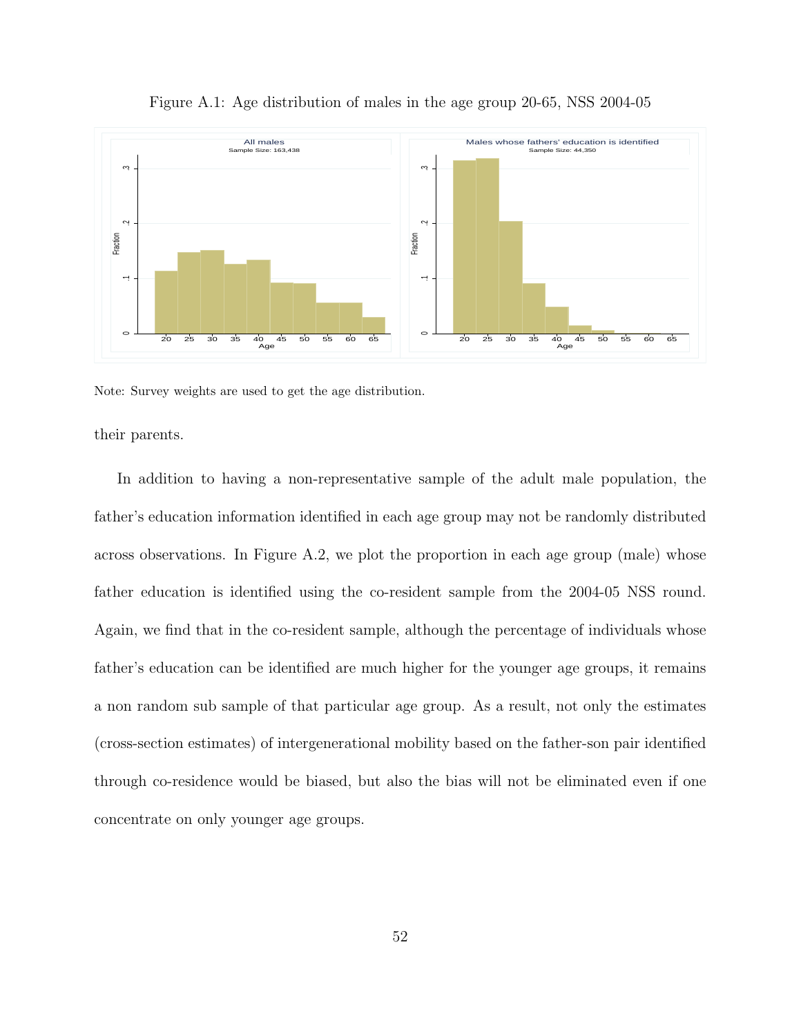Figure A.1: Age distribution of males in the age group 20-65, NSS 2004-05

Note: Survey weights are used to get the age distribution.

their parents.

In addition to having a non-representative sample of the adult male population, the father's education information identified in each age group may not be randomly distributed across observations. In Figure A.2, we plot the proportion in each age group (male) whose father education is identified using the co-resident sample from the 2004-05 NSS round. Again, we find that in the co-resident sample, although the percentage of individuals whose father's education can be identified are much higher for the younger age groups, it remains a non random sub sample of that particular age group. As a result, not only the estimates (cross-section estimates) of intergenerational mobility based on the father-son pair identified through co-residence would be biased, but also the bias will not be eliminated even if one concentrate on only younger age groups.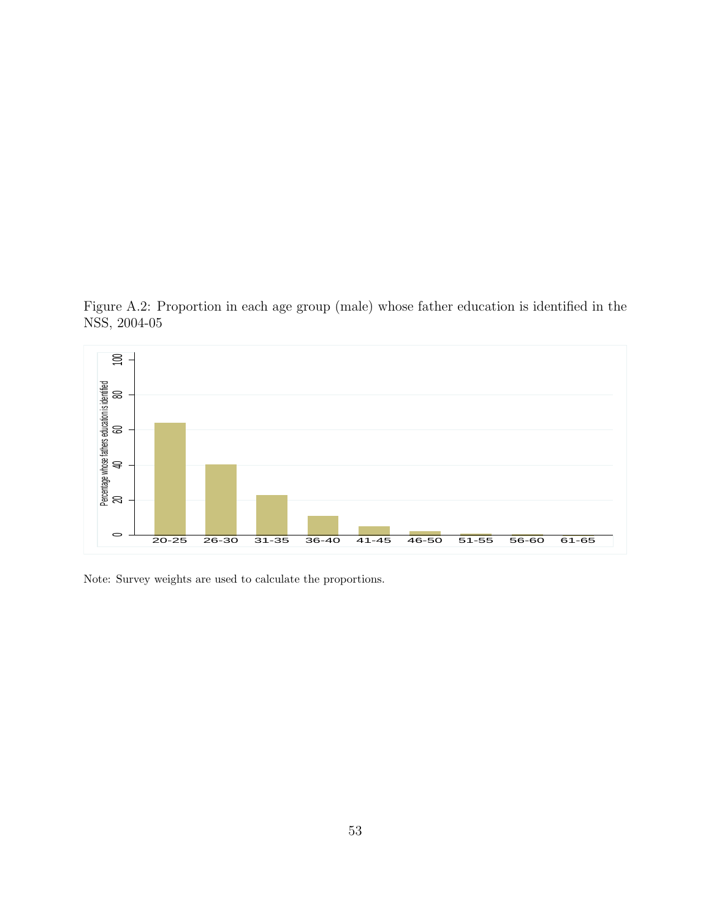Figure A.2: Proportion in each age group (male) whose father education is identified in the NSS, 2004-05

Note: Survey weights are used to calculate the proportions.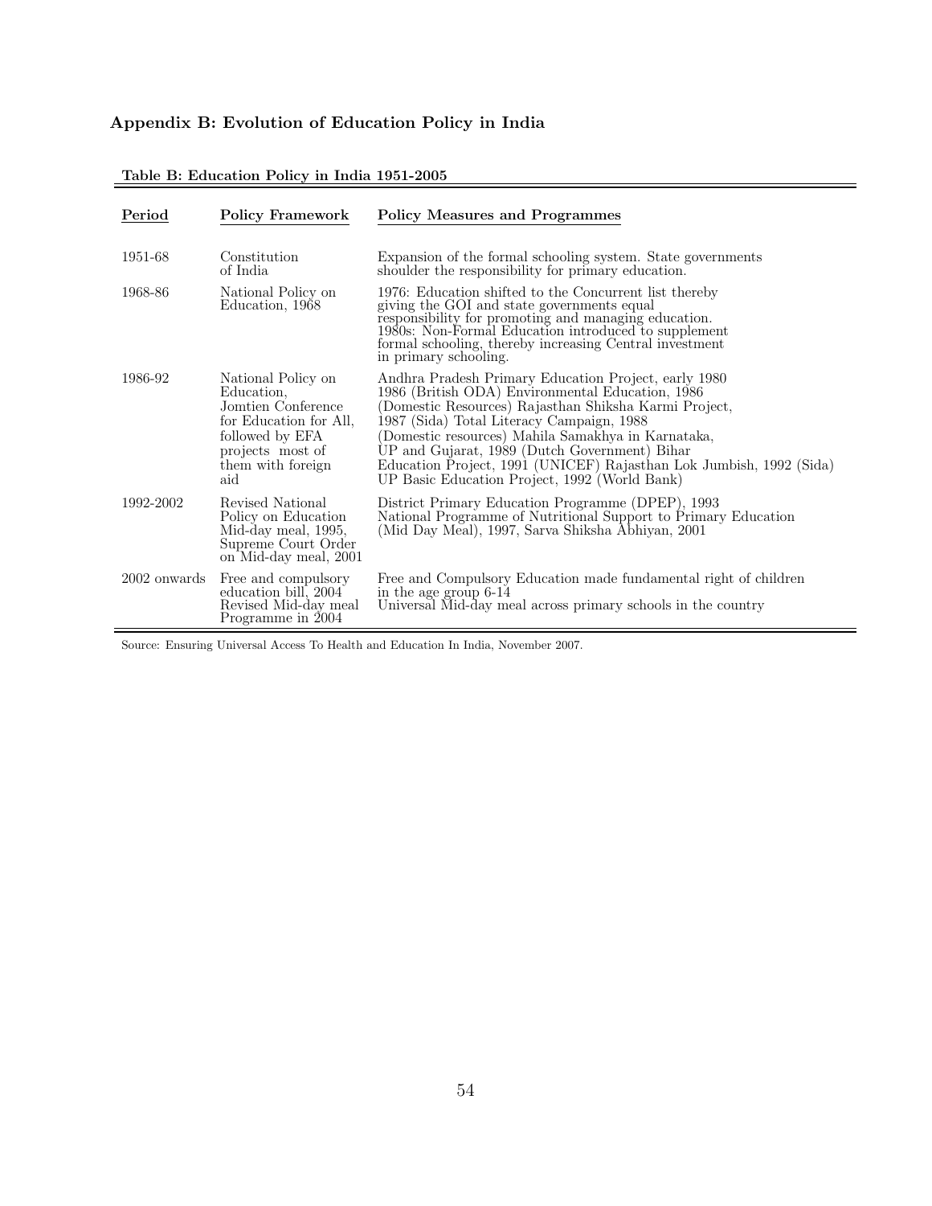## Appendix B: Evolution of Education Policy in India

**Table B: Education Policy in India 1951-2005**

| Period | Policy Framework | Policy Measures and Programmes |
|---|---|---|
| 1951-68 | Constitution of India | Expansion of the formal schooling system. State governments shoulder the responsibility for primary education. |
| 1968-86 | National Policy on Education, 1968 | 1976: Education shifted to the Concurrent list thereby giving the GOI and state governments equal responsibility for promoting and managing education. 1980s: Non-Formal Education introduced to supplement formal schooling, thereby increasing Central investment in primary schooling. |
| 1986-92 | National Policy on Education, Jomtien Conference for Education for All, followed by EFA projects most of them with foreign aid | Andhra Pradesh Primary Education Project, early 1980 1986 (British ODA) Environmental Education, 1986 (Domestic Resources) Rajasthan Shiksha Karmi Project, 1987 (Sida) Total Literacy Campaign, 1988 (Domestic resources) Mahila Samakhya in Karnataka, UP and Gujarat, 1989 (Dutch Government) Bihar Education Project, 1991 (UNICEF) Rajasthan Lok Jumbish, 1992 (Sida) UP Basic Education Project, 1992 (World Bank) |
| 1992-2002 | Revised National Policy on Education Mid-day meal, 1995, Supreme Court Order on Mid-day meal, 2001 | District Primary Education Programme (DPEP), 1993 National Programme of Nutritional Support to Primary Education (Mid Day Meal), 1997, Sarva Shiksha Abhiyan, 2001 |
| 2002 onwards | Free and compulsory education bill, 2004 Revised Mid-day meal Programme in 2004 | Free and Compulsory Education made fundamental right of children in the age group 6-14 Universal Mid-day meal across primary schools in the country |

Source: Ensuring Universal Access To Health and Education In India, November 2007.